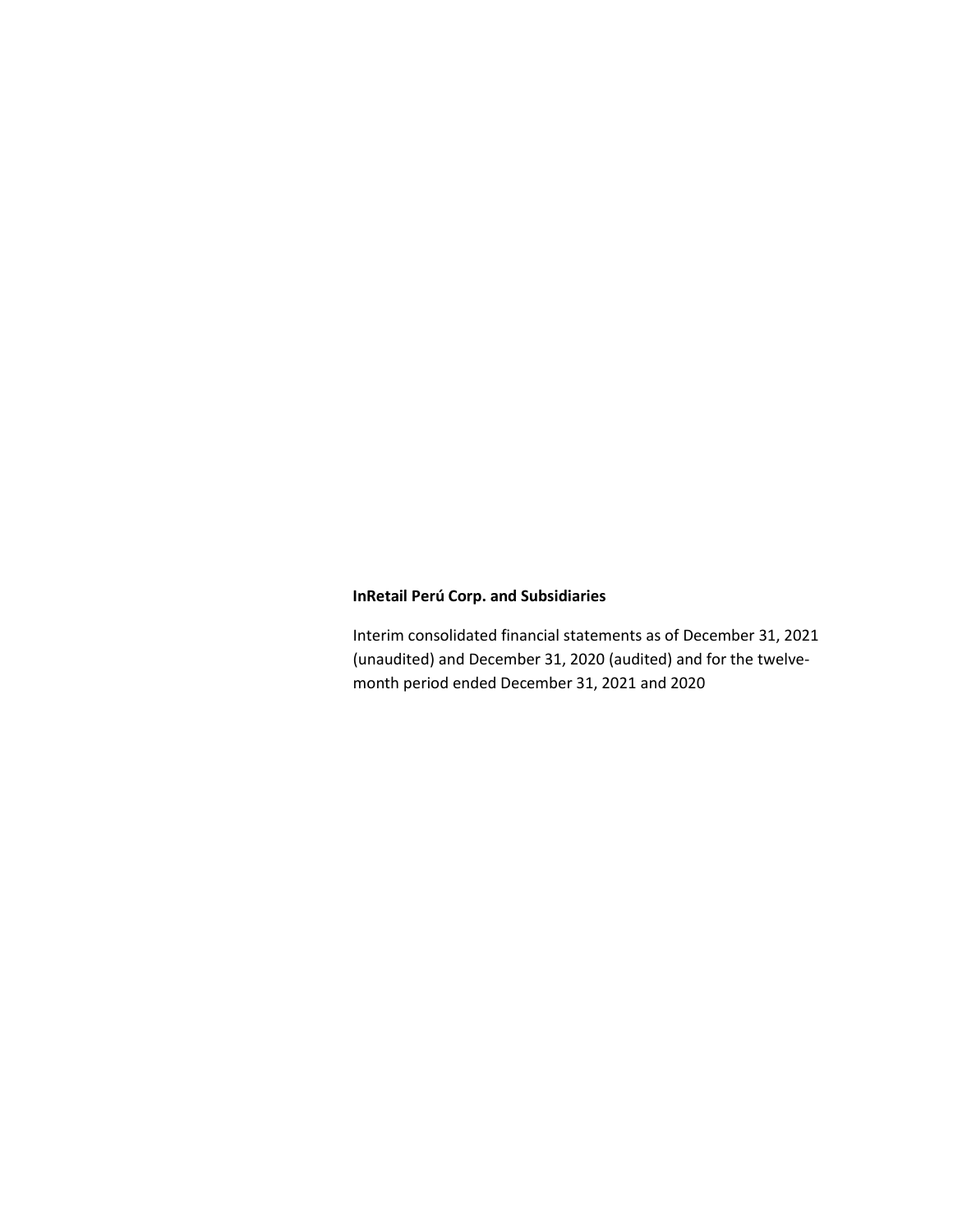**InRetail Perú Corp. and Subsidiaries**

Interim consolidated financial statements as of December 31, 2021 (unaudited) and December 31, 2020 (audited) and for the twelve-month period ended December 31, 2021 and 2020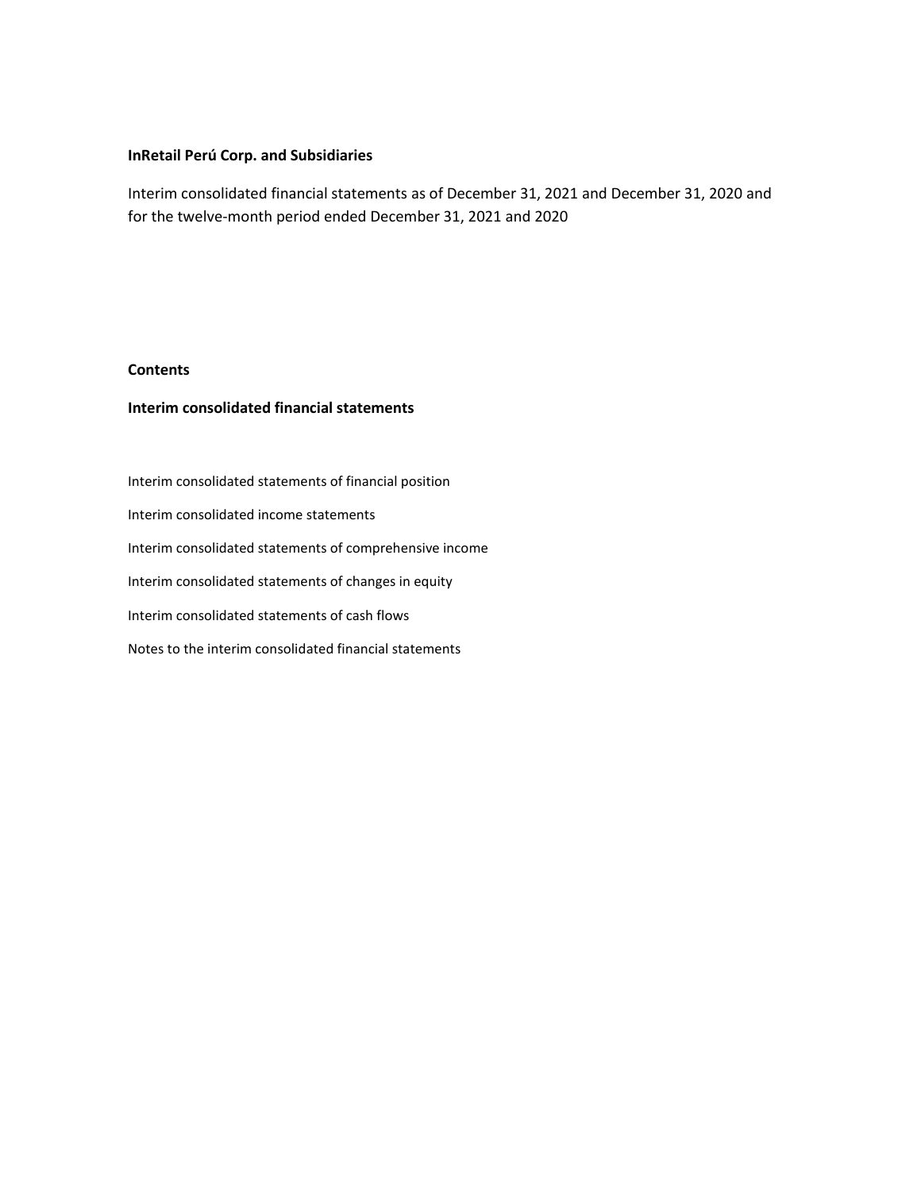**InRetail Perú Corp. and Subsidiaries**

Interim consolidated financial statements as of December 31, 2021 and December 31, 2020 and for the twelve-month period ended December 31, 2021 and 2020

**Contents**

**Interim consolidated financial statements**

Interim consolidated statements of financial position

Interim consolidated income statements

Interim consolidated statements of comprehensive income

Interim consolidated statements of changes in equity

Interim consolidated statements of cash flows

Notes to the interim consolidated financial statements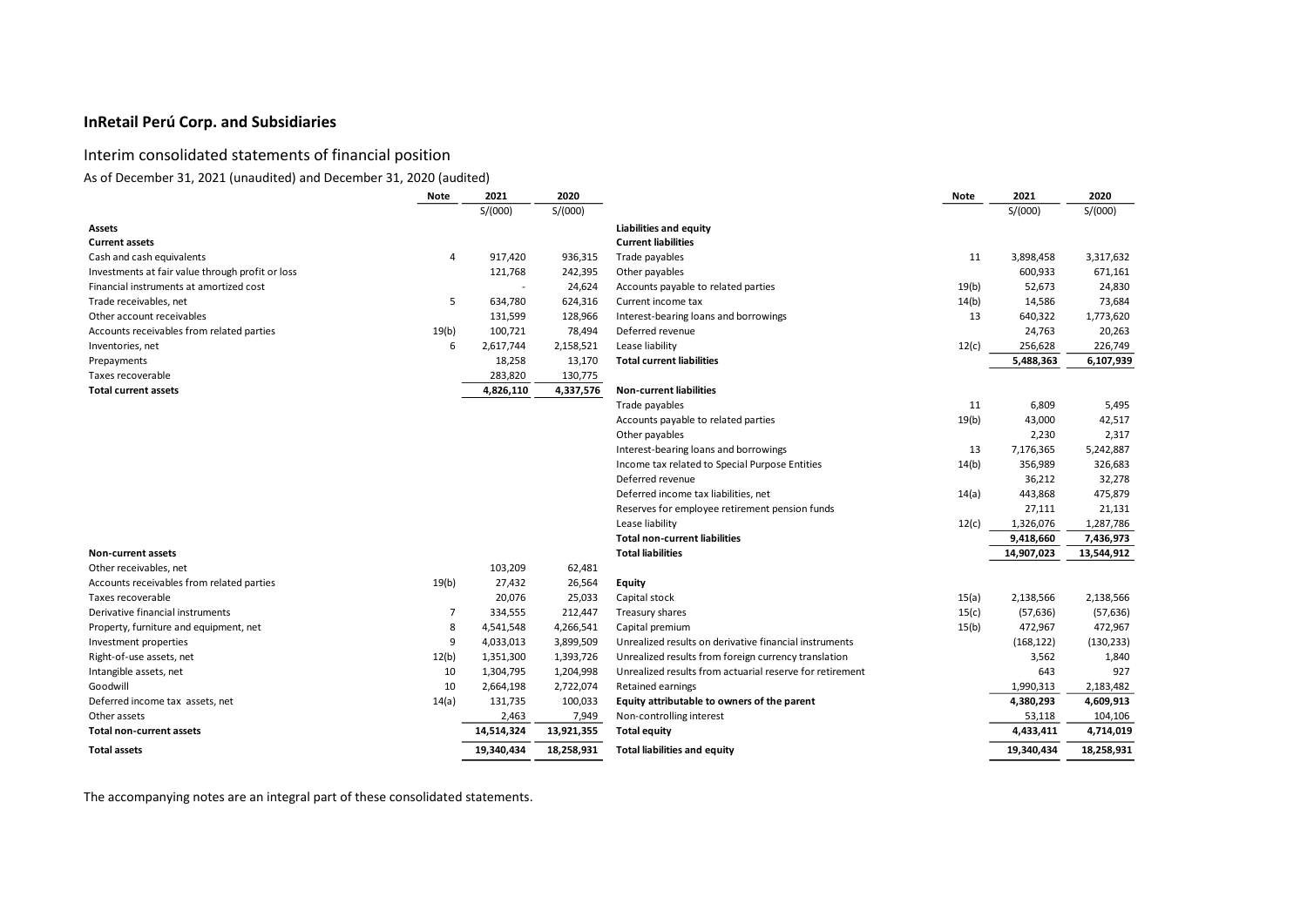# InRetail Perú Corp. and Subsidiaries

## Interim consolidated statements of financial position

As of December 31, 2021 (unaudited) and December 31, 2020 (audited)

| | Note | 2021 | 2020 |
|---|---|---|---|
| | | S/(000) | S/(000) |
| **Assets** | | | |
| **Current assets** | | | |
| Cash and cash equivalents | 4 | 917,420 | 936,315 |
| Investments at fair value through profit or loss | | 121,768 | 242,395 |
| Financial instruments at amortized cost | | - | 24,624 |
| Trade receivables, net | 5 | 634,780 | 624,316 |
| Other account receivables | | 131,599 | 128,966 |
| Accounts receivables from related parties | 19(b) | 100,721 | 78,494 |
| Inventories, net | 6 | 2,617,744 | 2,158,521 |
| Prepayments | | 18,258 | 13,170 |
| Taxes recoverable | | 283,820 | 130,775 |
| **Total current assets** | | **4,826,110** | **4,337,576** |
| **Non-current assets** | | | |
| Other receivables, net | | 103,209 | 62,481 |
| Accounts receivables from related parties | 19(b) | 27,432 | 26,564 |
| Taxes recoverable | | 20,076 | 25,033 |
| Derivative financial instruments | 7 | 334,555 | 212,447 |
| Property, furniture and equipment, net | 8 | 4,541,548 | 4,266,541 |
| Investment properties | 9 | 4,033,013 | 3,899,509 |
| Right-of-use assets, net | 12(b) | 1,351,300 | 1,393,726 |
| Intangible assets, net | 10 | 1,304,795 | 1,204,998 |
| Goodwill | 10 | 2,664,198 | 2,722,074 |
| Deferred income tax assets, net | 14(a) | 131,735 | 100,033 |
| Other assets | | 2,463 | 7,949 |
| **Total non-current assets** | | **14,514,324** | **13,921,355** |
| **Total assets** | | **19,340,434** | **18,258,931** |

| | Note | 2021 | 2020 |
|---|---|---|---|
| | | S/(000) | S/(000) |
| **Liabilities and equity** | | | |
| **Current liabilities** | | | |
| Trade payables | 11 | 3,898,458 | 3,317,632 |
| Other payables | | 600,933 | 671,161 |
| Accounts payable to related parties | 19(b) | 52,673 | 24,830 |
| Current income tax | 14(b) | 14,586 | 73,684 |
| Interest-bearing loans and borrowings | 13 | 640,322 | 1,773,620 |
| Deferred revenue | | 24,763 | 20,263 |
| Lease liability | 12(c) | 256,628 | 226,749 |
| **Total current liabilities** | | **5,488,363** | **6,107,939** |
| **Non-current liabilities** | | | |
| Trade payables | 11 | 6,809 | 5,495 |
| Accounts payable to related parties | 19(b) | 43,000 | 42,517 |
| Other payables | | 2,230 | 2,317 |
| Interest-bearing loans and borrowings | 13 | 7,176,365 | 5,242,887 |
| Income tax related to Special Purpose Entities | 14(b) | 356,989 | 326,683 |
| Deferred revenue | | 36,212 | 32,278 |
| Deferred income tax liabilities, net | 14(a) | 443,868 | 475,879 |
| Reserves for employee retirement pension funds | | 27,111 | 21,131 |
| Lease liability | 12(c) | 1,326,076 | 1,287,786 |
| **Total non-current liabilities** | | **9,418,660** | **7,436,973** |
| **Total liabilities** | | **14,907,023** | **13,544,912** |
| **Equity** | | | |
| Capital stock | 15(a) | 2,138,566 | 2,138,566 |
| Treasury shares | 15(c) | (57,636) | (57,636) |
| Capital premium | 15(b) | 472,967 | 472,967 |
| Unrealized results on derivative financial instruments | | (168,122) | (130,233) |
| Unrealized results from foreign currency translation | | 3,562 | 1,840 |
| Unrealized results from actuarial reserve for retirement | | 643 | 927 |
| Retained earnings | | 1,990,313 | 2,183,482 |
| **Equity attributable to owners of the parent** | | **4,380,293** | **4,609,913** |
| Non-controlling interest | | 53,118 | 104,106 |
| **Total equity** | | **4,433,411** | **4,714,019** |
| **Total liabilities and equity** | | **19,340,434** | **18,258,931** |

The accompanying notes are an integral part of these consolidated statements.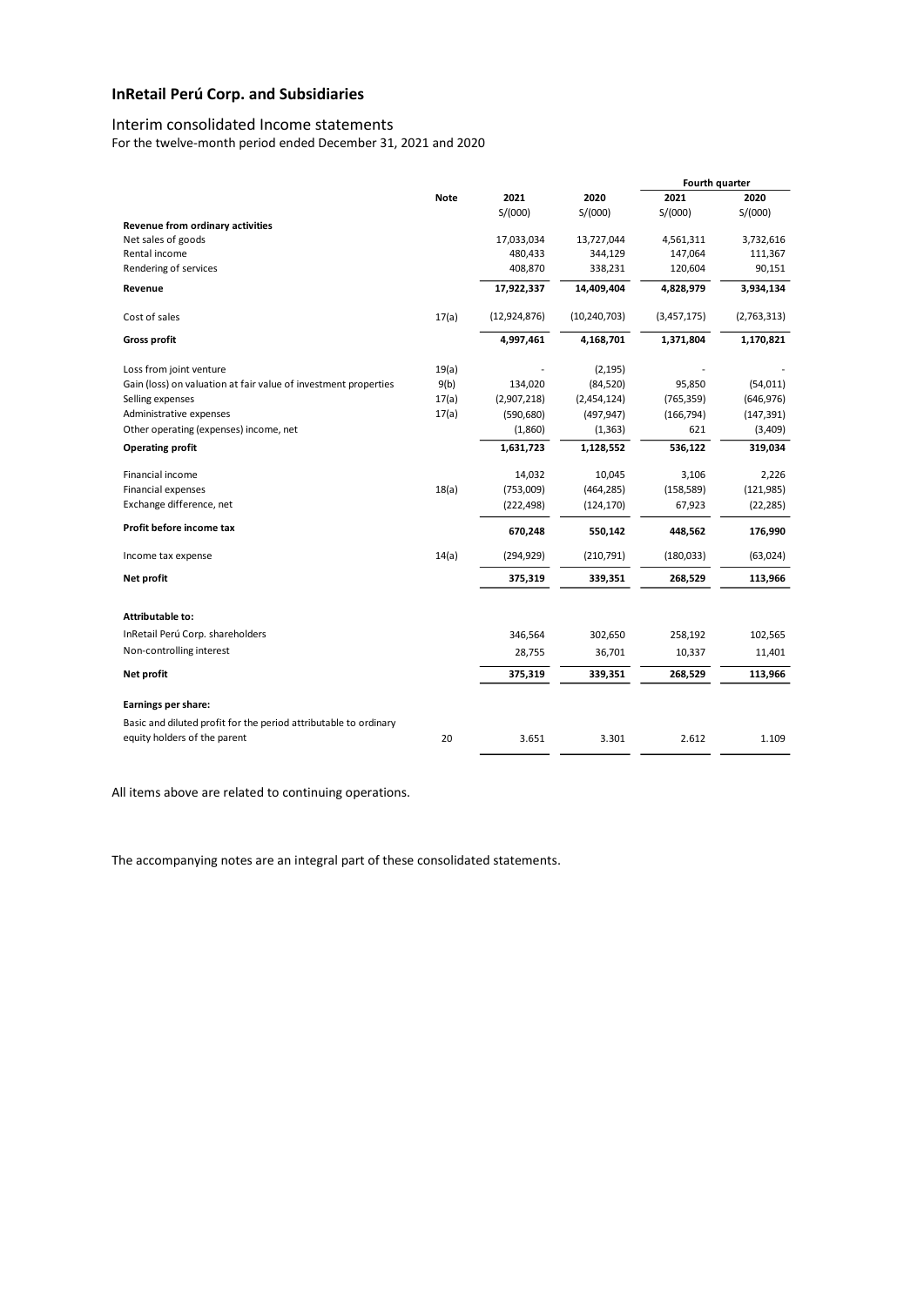# InRetail Perú Corp. and Subsidiaries

## Interim consolidated Income statements

For the twelve-month period ended December 31, 2021 and 2020

| | Note | 2021 | 2020 | Fourth quarter 2021 | Fourth quarter 2020 |
|---|---|---|---|---|---|
| | | S/(000) | S/(000) | S/(000) | S/(000) |
| **Revenue from ordinary activities** | | | | | |
| Net sales of goods | | 17,033,034 | 13,727,044 | 4,561,311 | 3,732,616 |
| Rental income | | 480,433 | 344,129 | 147,064 | 111,367 |
| Rendering of services | | 408,870 | 338,231 | 120,604 | 90,151 |
| **Revenue** | | **17,922,337** | **14,409,404** | **4,828,979** | **3,934,134** |
| Cost of sales | 17(a) | (12,924,876) | (10,240,703) | (3,457,175) | (2,763,313) |
| **Gross profit** | | **4,997,461** | **4,168,701** | **1,371,804** | **1,170,821** |
| Loss from joint venture | 19(a) | - | (2,195) | - | - |
| Gain (loss) on valuation at fair value of investment properties | 9(b) | 134,020 | (84,520) | 95,850 | (54,011) |
| Selling expenses | 17(a) | (2,907,218) | (2,454,124) | (765,359) | (646,976) |
| Administrative expenses | 17(a) | (590,680) | (497,947) | (166,794) | (147,391) |
| Other operating (expenses) income, net | | (1,860) | (1,363) | 621 | (3,409) |
| **Operating profit** | | **1,631,723** | **1,128,552** | **536,122** | **319,034** |
| Financial income | | 14,032 | 10,045 | 3,106 | 2,226 |
| Financial expenses | 18(a) | (753,009) | (464,285) | (158,589) | (121,985) |
| Exchange difference, net | | (222,498) | (124,170) | 67,923 | (22,285) |
| **Profit before income tax** | | **670,248** | **550,142** | **448,562** | **176,990** |
| Income tax expense | 14(a) | (294,929) | (210,791) | (180,033) | (63,024) |
| **Net profit** | | **375,319** | **339,351** | **268,529** | **113,966** |
| **Attributable to:** | | | | | |
| InRetail Perú Corp. shareholders | | 346,564 | 302,650 | 258,192 | 102,565 |
| Non-controlling interest | | 28,755 | 36,701 | 10,337 | 11,401 |
| **Net profit** | | **375,319** | **339,351** | **268,529** | **113,966** |
| **Earnings per share:** | | | | | |
| Basic and diluted profit for the period attributable to ordinary equity holders of the parent | 20 | 3.651 | 3.301 | 2.612 | 1.109 |

All items above are related to continuing operations.

The accompanying notes are an integral part of these consolidated statements.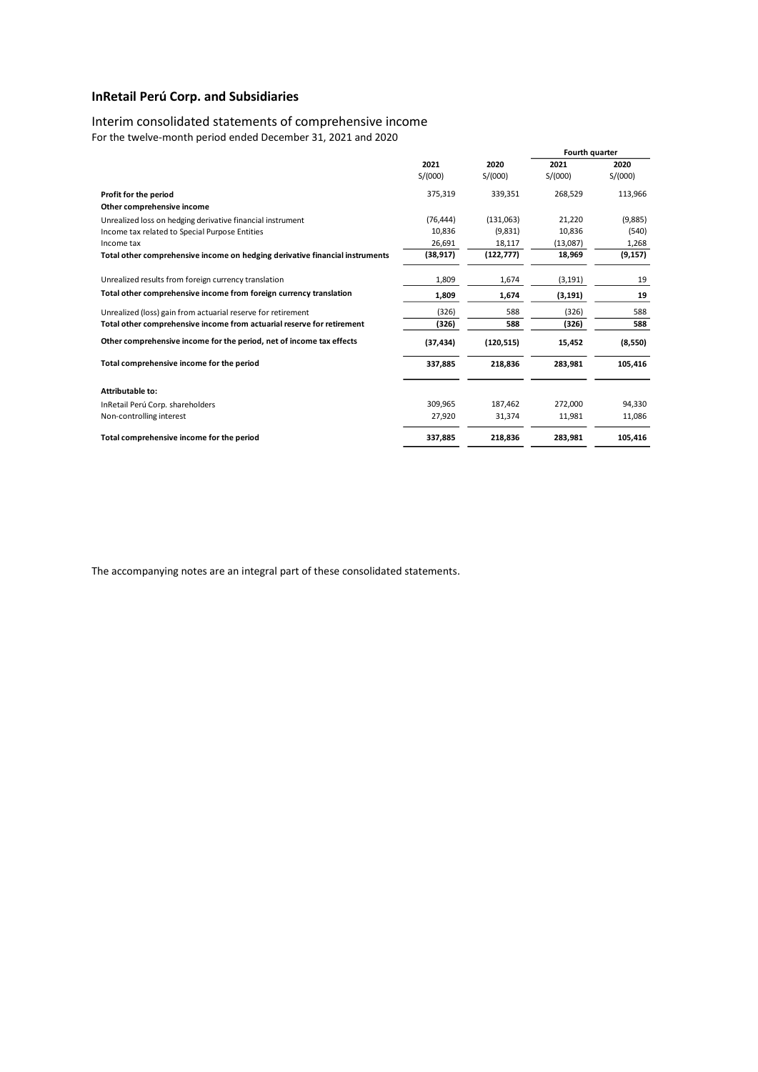# InRetail Perú Corp. and Subsidiaries

## Interim consolidated statements of comprehensive income

For the twelve-month period ended December 31, 2021 and 2020

| | 2021 | 2020 | Fourth quarter 2021 | Fourth quarter 2020 |
|---|---|---|---|---|
| | S/(000) | S/(000) | S/(000) | S/(000) |
| **Profit for the period** | 375,319 | 339,351 | 268,529 | 113,966 |
| **Other comprehensive income** | | | | |
| Unrealized loss on hedging derivative financial instrument | (76,444) | (131,063) | 21,220 | (9,885) |
| Income tax related to Special Purpose Entities | 10,836 | (9,831) | 10,836 | (540) |
| Income tax | 26,691 | 18,117 | (13,087) | 1,268 |
| **Total other comprehensive income on hedging derivative financial instruments** | **(38,917)** | **(122,777)** | **18,969** | **(9,157)** |
| Unrealized results from foreign currency translation | 1,809 | 1,674 | (3,191) | 19 |
| **Total other comprehensive income from foreign currency translation** | **1,809** | **1,674** | **(3,191)** | **19** |
| Unrealized (loss) gain from actuarial reserve for retirement | (326) | 588 | (326) | 588 |
| **Total other comprehensive income from actuarial reserve for retirement** | **(326)** | **588** | **(326)** | **588** |
| **Other comprehensive income for the period, net of income tax effects** | **(37,434)** | **(120,515)** | **15,452** | **(8,550)** |
| **Total comprehensive income for the period** | **337,885** | **218,836** | **283,981** | **105,416** |
| **Attributable to:** | | | | |
| InRetail Perú Corp. shareholders | 309,965 | 187,462 | 272,000 | 94,330 |
| Non-controlling interest | 27,920 | 31,374 | 11,981 | 11,086 |
| **Total comprehensive income for the period** | **337,885** | **218,836** | **283,981** | **105,416** |

The accompanying notes are an integral part of these consolidated statements.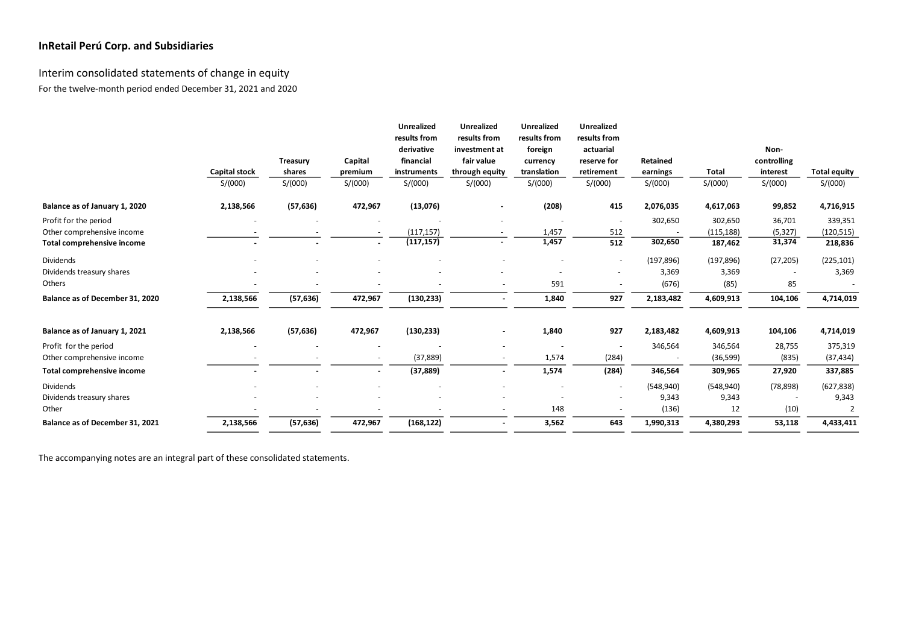## InRetail Perú Corp. and Subsidiaries

### Interim consolidated statements of change in equity

For the twelve-month period ended December 31, 2021 and 2020

| | Capital stock | Treasury shares | Capital premium | Unrealized results from derivative financial instruments | Unrealized results from investment at fair value through equity | Unrealized results from foreign currency translation | Unrealized results from actuarial reserve for retirement | Retained earnings | Total | Non-controlling interest | Total equity |
|---|---|---|---|---|---|---|---|---|---|---|---|
| | S/(000) | S/(000) | S/(000) | S/(000) | S/(000) | S/(000) | S/(000) | S/(000) | S/(000) | S/(000) | S/(000) |
| **Balance as of January 1, 2020** | **2,138,566** | **(57,636)** | **472,967** | **(13,076)** | **-** | **(208)** | **415** | **2,076,035** | **4,617,063** | **99,852** | **4,716,915** |
| Profit for the period | - | - | - | - | - | - | - | 302,650 | 302,650 | 36,701 | 339,351 |
| Other comprehensive income | - | - | - | (117,157) | - | 1,457 | 512 | - | (115,188) | (5,327) | (120,515) |
| **Total comprehensive income** | **-** | **-** | **-** | **(117,157)** | **-** | **1,457** | **512** | **302,650** | **187,462** | **31,374** | **218,836** |
| Dividends | - | - | - | - | - | - | - | (197,896) | (197,896) | (27,205) | (225,101) |
| Dividends treasury shares | - | - | - | - | - | - | - | 3,369 | 3,369 | - | 3,369 |
| Others | - | - | - | - | - | 591 | - | (676) | (85) | 85 | - |
| **Balance as of December 31, 2020** | **2,138,566** | **(57,636)** | **472,967** | **(130,233)** | **-** | **1,840** | **927** | **2,183,482** | **4,609,913** | **104,106** | **4,714,019** |
| **Balance as of January 1, 2021** | **2,138,566** | **(57,636)** | **472,967** | **(130,233)** | - | **1,840** | **927** | **2,183,482** | **4,609,913** | **104,106** | **4,714,019** |
| Profit for the period | - | - | - | - | - | - | - | 346,564 | 346,564 | 28,755 | 375,319 |
| Other comprehensive income | - | - | - | (37,889) | - | 1,574 | (284) | - | (36,599) | (835) | (37,434) |
| **Total comprehensive income** | **-** | **-** | **-** | **(37,889)** | **-** | **1,574** | **(284)** | **346,564** | **309,965** | **27,920** | **337,885** |
| Dividends | - | - | - | - | - | - | - | (548,940) | (548,940) | (78,898) | (627,838) |
| Dividends treasury shares | - | - | - | - | - | - | - | 9,343 | 9,343 | - | 9,343 |
| Other | - | - | - | - | - | 148 | - | (136) | 12 | (10) | 2 |
| **Balance as of December 31, 2021** | **2,138,566** | **(57,636)** | **472,967** | **(168,122)** | **-** | **3,562** | **643** | **1,990,313** | **4,380,293** | **53,118** | **4,433,411** |

The accompanying notes are an integral part of these consolidated statements.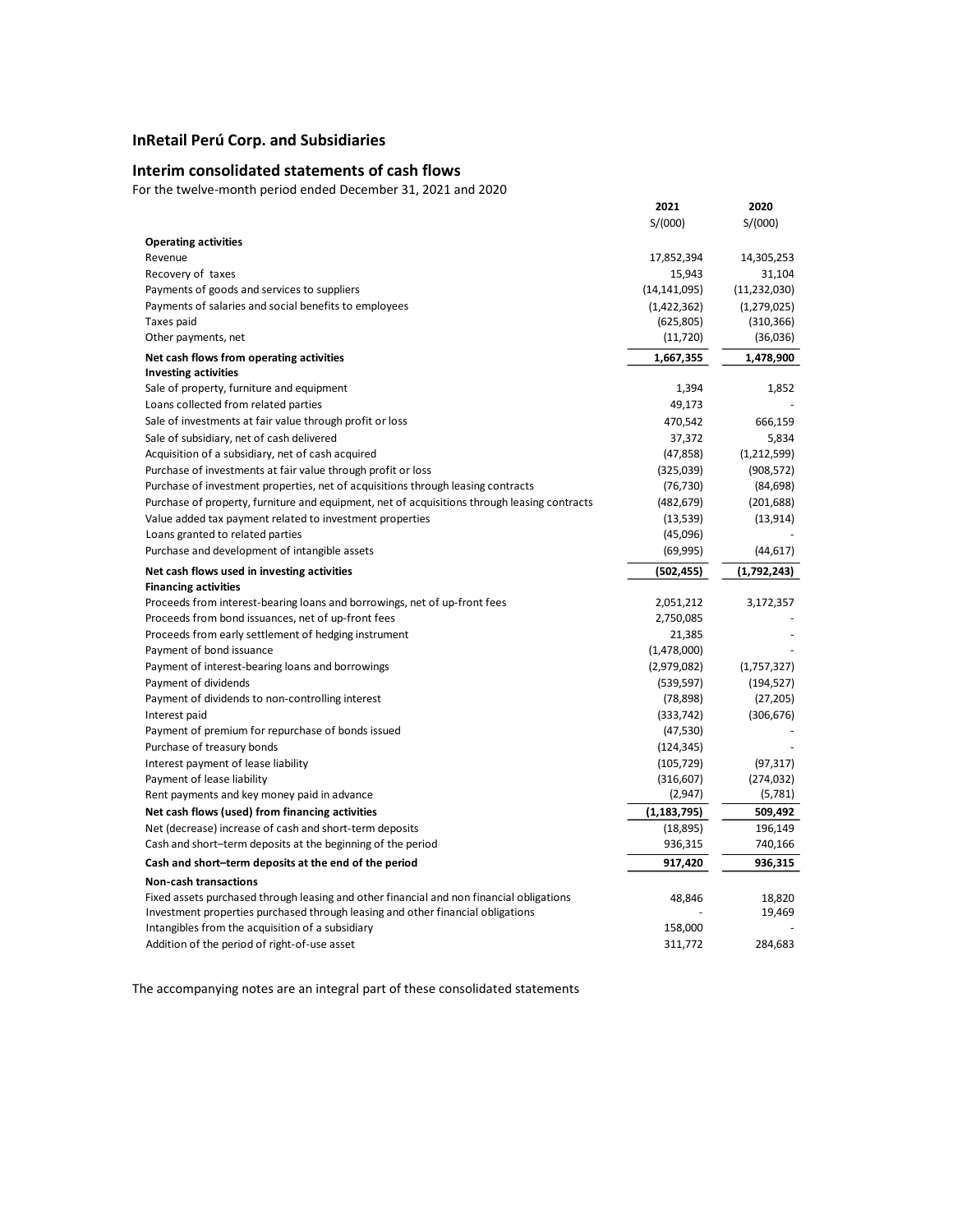## InRetail Perú Corp. and Subsidiaries

## Interim consolidated statements of cash flows

For the twelve-month period ended December 31, 2021 and 2020

| | 2021 | 2020 |
|---|---|---|
| | S/(000) | S/(000) |
| **Operating activities** | | |
| Revenue | 17,852,394 | 14,305,253 |
| Recovery of taxes | 15,943 | 31,104 |
| Payments of goods and services to suppliers | (14,141,095) | (11,232,030) |
| Payments of salaries and social benefits to employees | (1,422,362) | (1,279,025) |
| Taxes paid | (625,805) | (310,366) |
| Other payments, net | (11,720) | (36,036) |
| **Net cash flows from operating activities** | **1,667,355** | **1,478,900** |
| **Investing activities** | | |
| Sale of property, furniture and equipment | 1,394 | 1,852 |
| Loans collected from related parties | 49,173 | - |
| Sale of investments at fair value through profit or loss | 470,542 | 666,159 |
| Sale of subsidiary, net of cash delivered | 37,372 | 5,834 |
| Acquisition of a subsidiary, net of cash acquired | (47,858) | (1,212,599) |
| Purchase of investments at fair value through profit or loss | (325,039) | (908,572) |
| Purchase of investment properties, net of acquisitions through leasing contracts | (76,730) | (84,698) |
| Purchase of property, furniture and equipment, net of acquisitions through leasing contracts | (482,679) | (201,688) |
| Value added tax payment related to investment properties | (13,539) | (13,914) |
| Loans granted to related parties | (45,096) | - |
| Purchase and development of intangible assets | (69,995) | (44,617) |
| **Net cash flows used in investing activities** | **(502,455)** | **(1,792,243)** |
| **Financing activities** | | |
| Proceeds from interest-bearing loans and borrowings, net of up-front fees | 2,051,212 | 3,172,357 |
| Proceeds from bond issuances, net of up-front fees | 2,750,085 | - |
| Proceeds from early settlement of hedging instrument | 21,385 | - |
| Payment of bond issuance | (1,478,000) | - |
| Payment of interest-bearing loans and borrowings | (2,979,082) | (1,757,327) |
| Payment of dividends | (539,597) | (194,527) |
| Payment of dividends to non-controlling interest | (78,898) | (27,205) |
| Interest paid | (333,742) | (306,676) |
| Payment of premium for repurchase of bonds issued | (47,530) | - |
| Purchase of treasury bonds | (124,345) | - |
| Interest payment of lease liability | (105,729) | (97,317) |
| Payment of lease liability | (316,607) | (274,032) |
| Rent payments and key money paid in advance | (2,947) | (5,781) |
| **Net cash flows (used) from financing activities** | **(1,183,795)** | **509,492** |
| Net (decrease) increase of cash and short-term deposits | (18,895) | 196,149 |
| Cash and short–term deposits at the beginning of the period | 936,315 | 740,166 |
| **Cash and short–term deposits at the end of the period** | **917,420** | **936,315** |
| **Non-cash transactions** | | |
| Fixed assets purchased through leasing and other financial and non financial obligations | 48,846 | 18,820 |
| Investment properties purchased through leasing and other financial obligations | - | 19,469 |
| Intangibles from the acquisition of a subsidiary | 158,000 | - |
| Addition of the period of right-of-use asset | 311,772 | 284,683 |

The accompanying notes are an integral part of these consolidated statements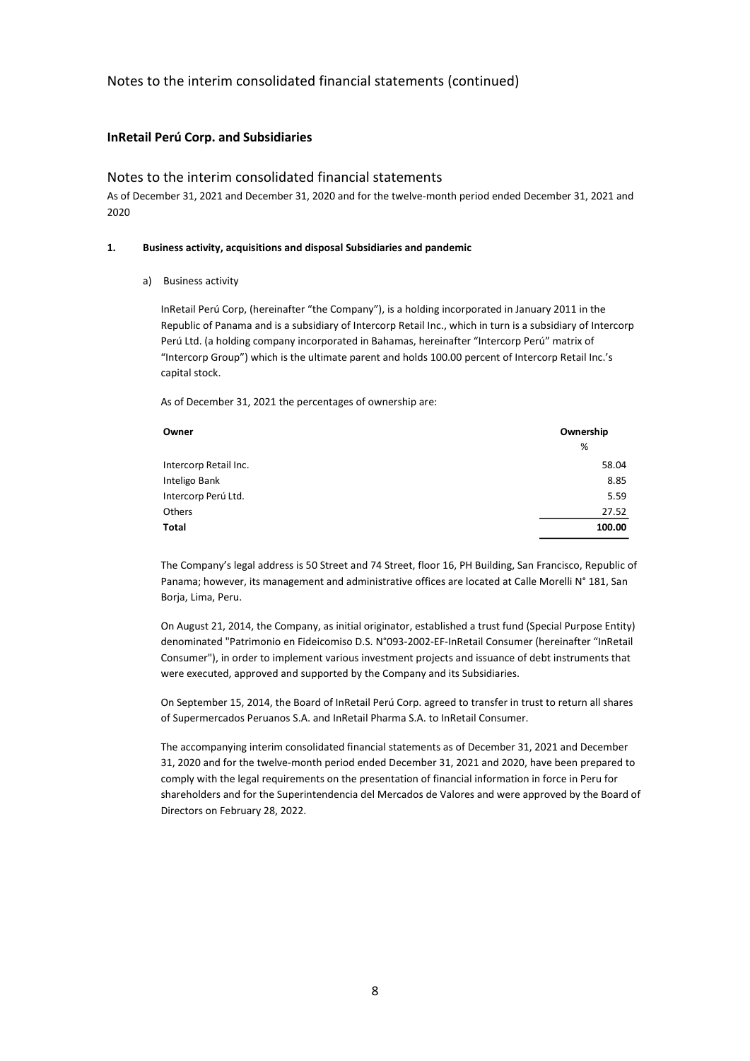Notes to the interim consolidated financial statements (continued)

## InRetail Perú Corp. and Subsidiaries

## Notes to the interim consolidated financial statements

As of December 31, 2021 and December 31, 2020 and for the twelve-month period ended December 31, 2021 and 2020

### 1. Business activity, acquisitions and disposal Subsidiaries and pandemic

a) Business activity

InRetail Perú Corp, (hereinafter "the Company"), is a holding incorporated in January 2011 in the Republic of Panama and is a subsidiary of Intercorp Retail Inc., which in turn is a subsidiary of Intercorp Perú Ltd. (a holding company incorporated in Bahamas, hereinafter "Intercorp Perú" matrix of "Intercorp Group") which is the ultimate parent and holds 100.00 percent of Intercorp Retail Inc.'s capital stock.

As of December 31, 2021 the percentages of ownership are:

| Owner | Ownership |
|---|---|
| | % |
| Intercorp Retail Inc. | 58.04 |
| Inteligo Bank | 8.85 |
| Intercorp Perú Ltd. | 5.59 |
| Others | 27.52 |
| **Total** | **100.00** |

The Company's legal address is 50 Street and 74 Street, floor 16, PH Building, San Francisco, Republic of Panama; however, its management and administrative offices are located at Calle Morelli N° 181, San Borja, Lima, Peru.

On August 21, 2014, the Company, as initial originator, established a trust fund (Special Purpose Entity) denominated "Patrimonio en Fideicomiso D.S. N°093-2002-EF-InRetail Consumer (hereinafter "InRetail Consumer"), in order to implement various investment projects and issuance of debt instruments that were executed, approved and supported by the Company and its Subsidiaries.

On September 15, 2014, the Board of InRetail Perú Corp. agreed to transfer in trust to return all shares of Supermercados Peruanos S.A. and InRetail Pharma S.A. to InRetail Consumer.

The accompanying interim consolidated financial statements as of December 31, 2021 and December 31, 2020 and for the twelve-month period ended December 31, 2021 and 2020, have been prepared to comply with the legal requirements on the presentation of financial information in force in Peru for shareholders and for the Superintendencia del Mercados de Valores and were approved by the Board of Directors on February 28, 2022.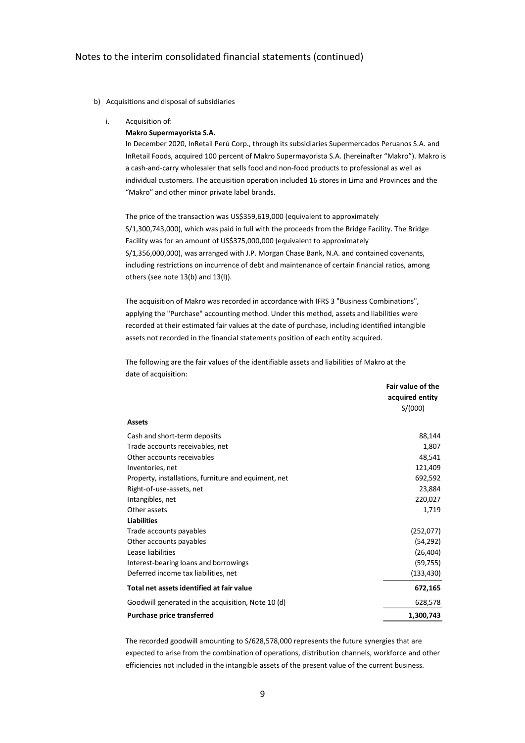Notes to the interim consolidated financial statements (continued)

b) Acquisitions and disposal of subsidiaries

i. Acquisition of:

**Makro Supermayorista S.A.**

In December 2020, InRetail Perú Corp., through its subsidiaries Supermercados Peruanos S.A. and InRetail Foods, acquired 100 percent of Makro Supermayorista S.A. (hereinafter "Makro"). Makro is a cash-and-carry wholesaler that sells food and non-food products to professional as well as individual customers. The acquisition operation included 16 stores in Lima and Provinces and the "Makro" and other minor private label brands.

The price of the transaction was US$359,619,000 (equivalent to approximately S/1,300,743,000), which was paid in full with the proceeds from the Bridge Facility. The Bridge Facility was for an amount of US$375,000,000 (equivalent to approximately S/1,356,000,000), was arranged with J.P. Morgan Chase Bank, N.A. and contained covenants, including restrictions on incurrence of debt and maintenance of certain financial ratios, among others (see note 13(b) and 13(l)).

The acquisition of Makro was recorded in accordance with IFRS 3 "Business Combinations", applying the "Purchase" accounting method. Under this method, assets and liabilities were recorded at their estimated fair values at the date of purchase, including identified intangible assets not recorded in the financial statements position of each entity acquired.

The following are the fair values of the identifiable assets and liabilities of Makro at the date of acquisition:

| | **Fair value of the acquired entity** S/(000) |
|---|---:|
| **Assets** | |
| Cash and short-term deposits | 88,144 |
| Trade accounts receivables, net | 1,807 |
| Other accounts receivables | 48,541 |
| Inventories, net | 121,409 |
| Property, installations, furniture and equiment, net | 692,592 |
| Right-of-use-assets, net | 23,884 |
| Intangibles, net | 220,027 |
| Other assets | 1,719 |
| **Liabilities** | |
| Trade accounts payables | (252,077) |
| Other accounts payables | (54,292) |
| Lease liabilities | (26,404) |
| Interest-bearing loans and borrowings | (59,755) |
| Deferred income tax liabilities, net | (133,430) |
| **Total net assets identified at fair value** | **672,165** |
| Goodwill generated in the acquisition, Note 10 (d) | 628,578 |
| **Purchase price transferred** | **1,300,743** |

The recorded goodwill amounting to S/628,578,000 represents the future synergies that are expected to arise from the combination of operations, distribution channels, workforce and other efficiencies not included in the intangible assets of the present value of the current business.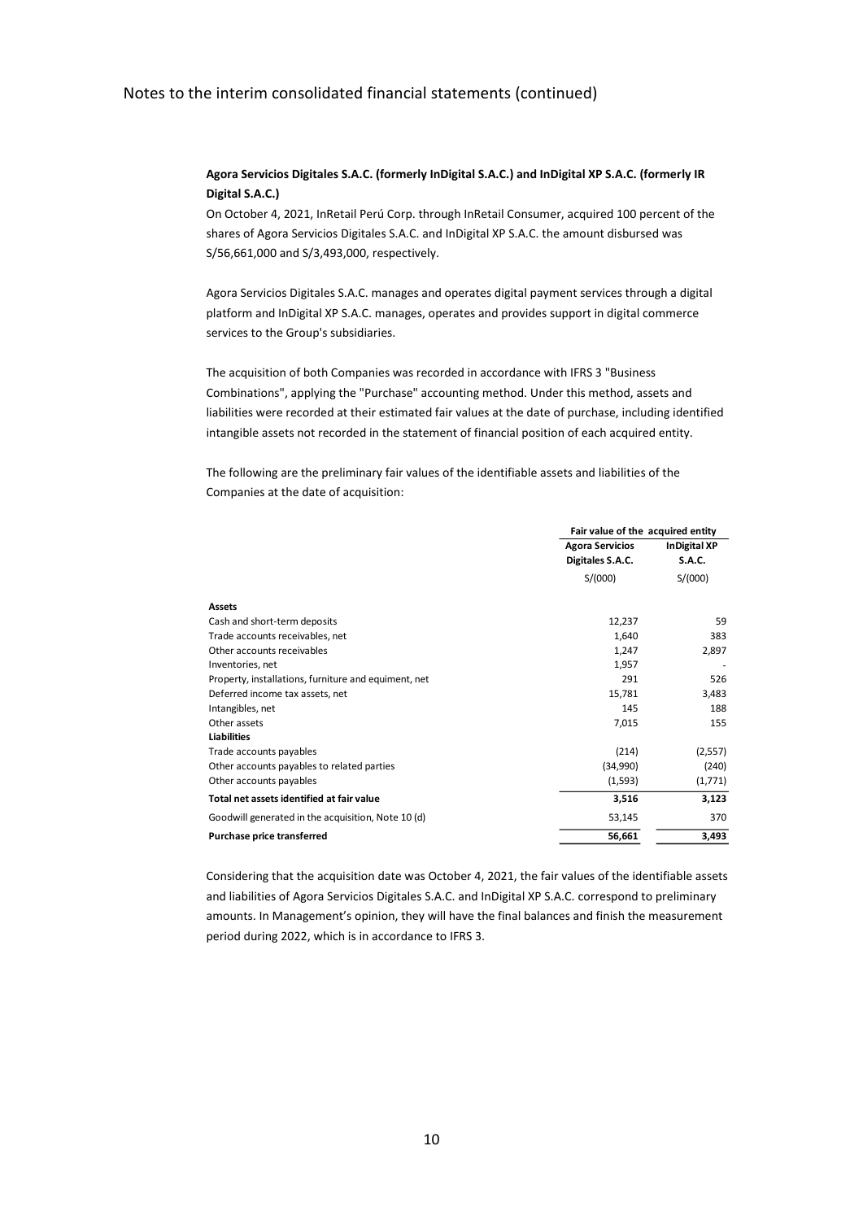**Agora Servicios Digitales S.A.C. (formerly InDigital S.A.C.) and InDigital XP S.A.C. (formerly IR Digital S.A.C.)**

On October 4, 2021, InRetail Perú Corp. through InRetail Consumer, acquired 100 percent of the shares of Agora Servicios Digitales S.A.C. and InDigital XP S.A.C. the amount disbursed was S/56,661,000 and S/3,493,000, respectively.

Agora Servicios Digitales S.A.C. manages and operates digital payment services through a digital platform and InDigital XP S.A.C. manages, operates and provides support in digital commerce services to the Group's subsidiaries.

The acquisition of both Companies was recorded in accordance with IFRS 3 "Business Combinations", applying the "Purchase" accounting method. Under this method, assets and liabilities were recorded at their estimated fair values at the date of purchase, including identified intangible assets not recorded in the statement of financial position of each acquired entity.

The following are the preliminary fair values of the identifiable assets and liabilities of the Companies at the date of acquisition:

| | Fair value of the acquired entity | |
|---|---|---|
| | **Agora Servicios Digitales S.A.C.** | **InDigital XP S.A.C.** |
| | S/(000) | S/(000) |
| **Assets** | | |
| Cash and short-term deposits | 12,237 | 59 |
| Trade accounts receivables, net | 1,640 | 383 |
| Other accounts receivables | 1,247 | 2,897 |
| Inventories, net | 1,957 | - |
| Property, installations, furniture and equiment, net | 291 | 526 |
| Deferred income tax assets, net | 15,781 | 3,483 |
| Intangibles, net | 145 | 188 |
| Other assets | 7,015 | 155 |
| **Liabilities** | | |
| Trade accounts payables | (214) | (2,557) |
| Other accounts payables to related parties | (34,990) | (240) |
| Other accounts payables | (1,593) | (1,771) |
| **Total net assets identified at fair value** | **3,516** | **3,123** |
| Goodwill generated in the acquisition, Note 10 (d) | 53,145 | 370 |
| **Purchase price transferred** | **56,661** | **3,493** |

Considering that the acquisition date was October 4, 2021, the fair values of the identifiable assets and liabilities of Agora Servicios Digitales S.A.C. and InDigital XP S.A.C. correspond to preliminary amounts. In Management's opinion, they will have the final balances and finish the measurement period during 2022, which is in accordance to IFRS 3.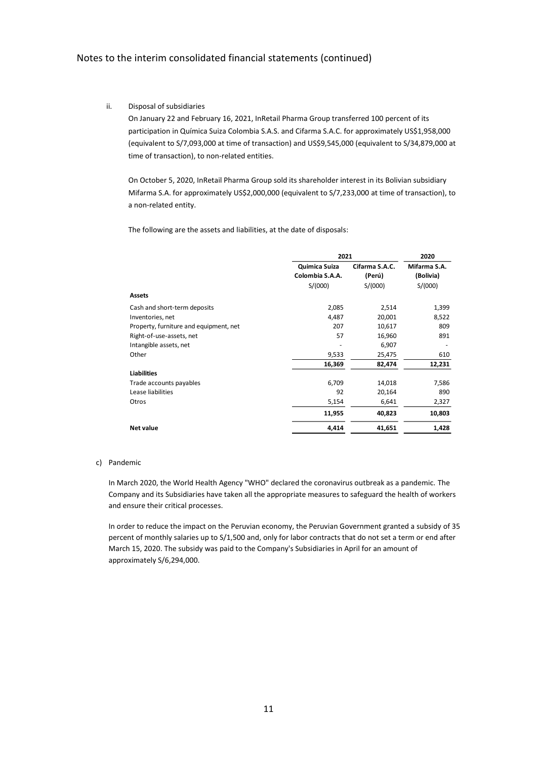ii. Disposal of subsidiaries

On January 22 and February 16, 2021, InRetail Pharma Group transferred 100 percent of its participation in Química Suiza Colombia S.A.S. and Cifarma S.A.C. for approximately US$1,958,000 (equivalent to S/7,093,000 at time of transaction) and US$9,545,000 (equivalent to S/34,879,000 at time of transaction), to non-related entities.

On October 5, 2020, InRetail Pharma Group sold its shareholder interest in its Bolivian subsidiary Mifarma S.A. for approximately US$2,000,000 (equivalent to S/7,233,000 at time of transaction), to a non-related entity.

The following are the assets and liabilities, at the date of disposals:

| | 2021 | | 2020 |
|---|---|---|---|
| | **Quimica Suiza Colombia S.A.A.** | **Cifarma S.A.C. (Perú)** | **Mifarma S.A. (Bolivia)** |
| | S/(000) | S/(000) | S/(000) |
| **Assets** | | | |
| Cash and short-term deposits | 2,085 | 2,514 | 1,399 |
| Inventories, net | 4,487 | 20,001 | 8,522 |
| Property, furniture and equipment, net | 207 | 10,617 | 809 |
| Right-of-use-assets, net | 57 | 16,960 | 891 |
| Intangible assets, net | - | 6,907 | - |
| Other | 9,533 | 25,475 | 610 |
| | **16,369** | **82,474** | **12,231** |
| **Liabilities** | | | |
| Trade accounts payables | 6,709 | 14,018 | 7,586 |
| Lease liabilities | 92 | 20,164 | 890 |
| Otros | 5,154 | 6,641 | 2,327 |
| | **11,955** | **40,823** | **10,803** |
| **Net value** | **4,414** | **41,651** | **1,428** |

c) Pandemic

In March 2020, the World Health Agency "WHO" declared the coronavirus outbreak as a pandemic. The Company and its Subsidiaries have taken all the appropriate measures to safeguard the health of workers and ensure their critical processes.

In order to reduce the impact on the Peruvian economy, the Peruvian Government granted a subsidy of 35 percent of monthly salaries up to S/1,500 and, only for labor contracts that do not set a term or end after March 15, 2020. The subsidy was paid to the Company's Subsidiaries in April for an amount of approximately S/6,294,000.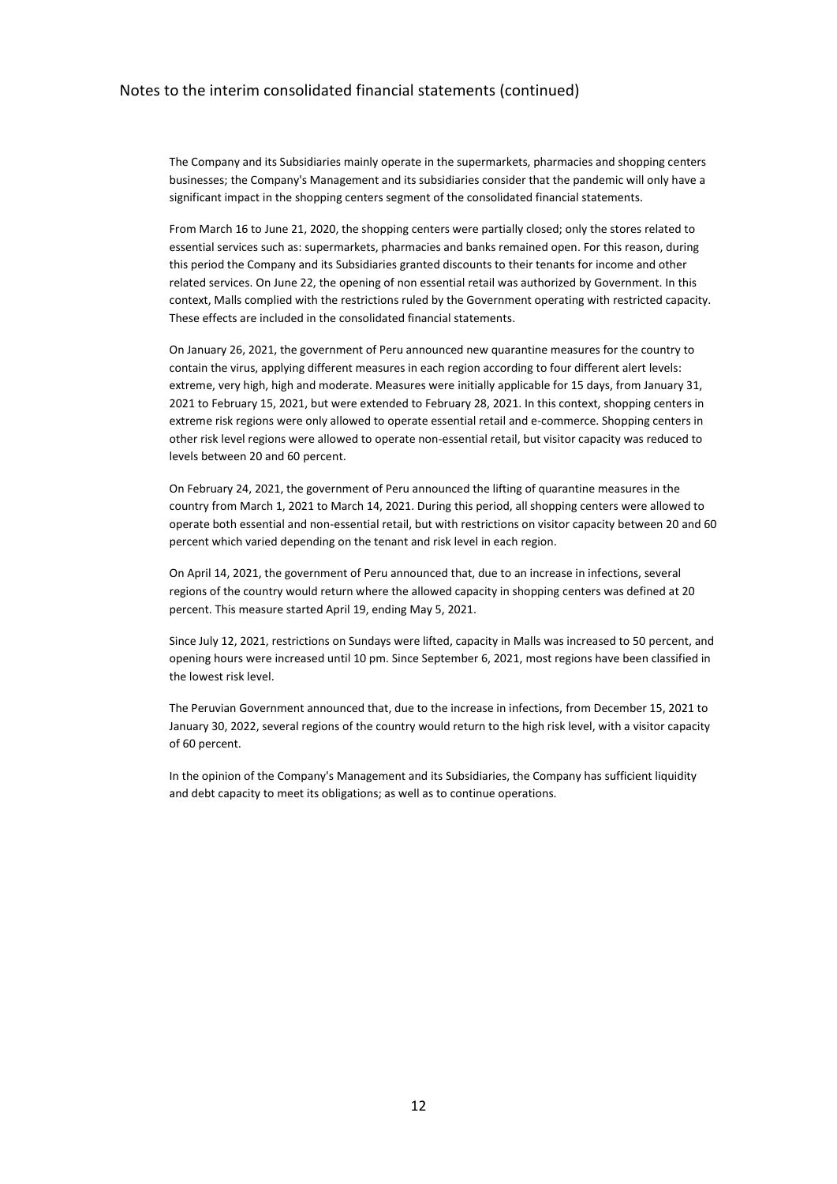The Company and its Subsidiaries mainly operate in the supermarkets, pharmacies and shopping centers businesses; the Company's Management and its subsidiaries consider that the pandemic will only have a significant impact in the shopping centers segment of the consolidated financial statements.

From March 16 to June 21, 2020, the shopping centers were partially closed; only the stores related to essential services such as: supermarkets, pharmacies and banks remained open. For this reason, during this period the Company and its Subsidiaries granted discounts to their tenants for income and other related services. On June 22, the opening of non essential retail was authorized by Government. In this context, Malls complied with the restrictions ruled by the Government operating with restricted capacity. These effects are included in the consolidated financial statements.

On January 26, 2021, the government of Peru announced new quarantine measures for the country to contain the virus, applying different measures in each region according to four different alert levels: extreme, very high, high and moderate. Measures were initially applicable for 15 days, from January 31, 2021 to February 15, 2021, but were extended to February 28, 2021. In this context, shopping centers in extreme risk regions were only allowed to operate essential retail and e-commerce. Shopping centers in other risk level regions were allowed to operate non-essential retail, but visitor capacity was reduced to levels between 20 and 60 percent.

On February 24, 2021, the government of Peru announced the lifting of quarantine measures in the country from March 1, 2021 to March 14, 2021. During this period, all shopping centers were allowed to operate both essential and non-essential retail, but with restrictions on visitor capacity between 20 and 60 percent which varied depending on the tenant and risk level in each region.

On April 14, 2021, the government of Peru announced that, due to an increase in infections, several regions of the country would return where the allowed capacity in shopping centers was defined at 20 percent. This measure started April 19, ending May 5, 2021.

Since July 12, 2021, restrictions on Sundays were lifted, capacity in Malls was increased to 50 percent, and opening hours were increased until 10 pm. Since September 6, 2021, most regions have been classified in the lowest risk level.

The Peruvian Government announced that, due to the increase in infections, from December 15, 2021 to January 30, 2022, several regions of the country would return to the high risk level, with a visitor capacity of 60 percent.

In the opinion of the Company's Management and its Subsidiaries, the Company has sufficient liquidity and debt capacity to meet its obligations; as well as to continue operations.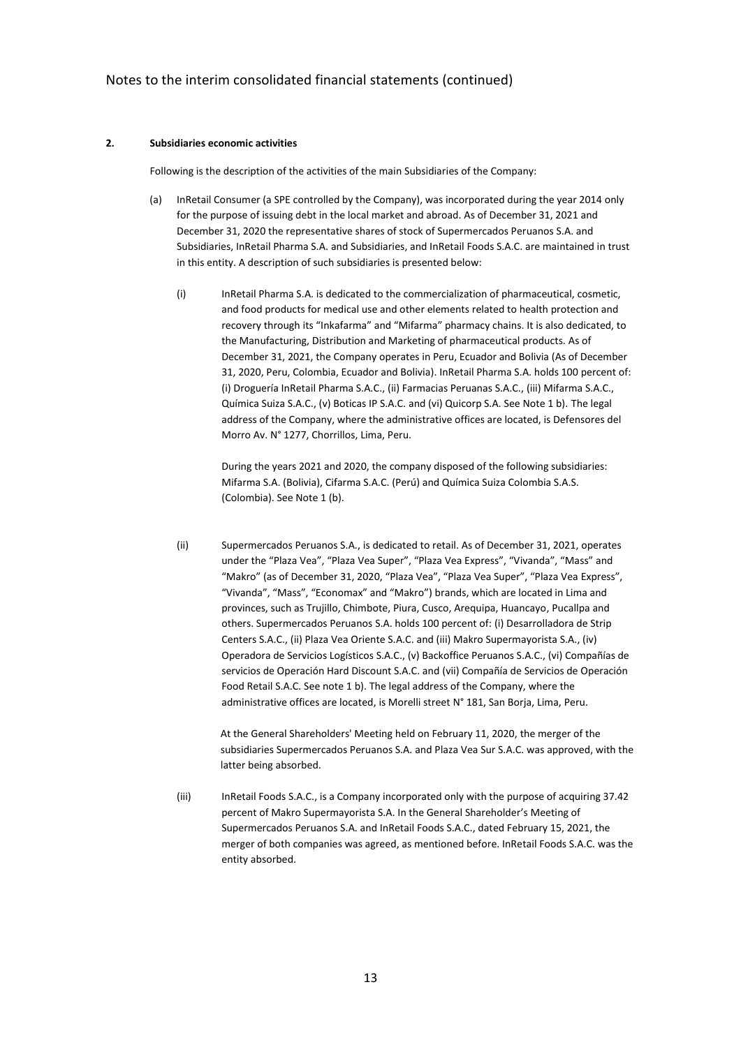## 2. Subsidiaries economic activities

Following is the description of the activities of the main Subsidiaries of the Company:

(a) InRetail Consumer (a SPE controlled by the Company), was incorporated during the year 2014 only for the purpose of issuing debt in the local market and abroad. As of December 31, 2021 and December 31, 2020 the representative shares of stock of Supermercados Peruanos S.A. and Subsidiaries, InRetail Pharma S.A. and Subsidiaries, and InRetail Foods S.A.C. are maintained in trust in this entity. A description of such subsidiaries is presented below:

(i) InRetail Pharma S.A. is dedicated to the commercialization of pharmaceutical, cosmetic, and food products for medical use and other elements related to health protection and recovery through its "Inkafarma" and "Mifarma" pharmacy chains. It is also dedicated, to the Manufacturing, Distribution and Marketing of pharmaceutical products. As of December 31, 2021, the Company operates in Peru, Ecuador and Bolivia (As of December 31, 2020, Peru, Colombia, Ecuador and Bolivia). InRetail Pharma S.A. holds 100 percent of: (i) Droguería InRetail Pharma S.A.C., (ii) Farmacias Peruanas S.A.C., (iii) Mifarma S.A.C., Química Suiza S.A.C., (v) Boticas IP S.A.C. and (vi) Quicorp S.A. See Note 1 b). The legal address of the Company, where the administrative offices are located, is Defensores del Morro Av. N° 1277, Chorrillos, Lima, Peru.

During the years 2021 and 2020, the company disposed of the following subsidiaries: Mifarma S.A. (Bolivia), Cifarma S.A.C. (Perú) and Química Suiza Colombia S.A.S. (Colombia). See Note 1 (b).

(ii) Supermercados Peruanos S.A., is dedicated to retail. As of December 31, 2021, operates under the "Plaza Vea", "Plaza Vea Super", "Plaza Vea Express", "Vivanda", "Mass" and "Makro" (as of December 31, 2020, "Plaza Vea", "Plaza Vea Super", "Plaza Vea Express", "Vivanda", "Mass", "Economax" and "Makro") brands, which are located in Lima and provinces, such as Trujillo, Chimbote, Piura, Cusco, Arequipa, Huancayo, Pucallpa and others. Supermercados Peruanos S.A. holds 100 percent of: (i) Desarrolladora de Strip Centers S.A.C., (ii) Plaza Vea Oriente S.A.C. and (iii) Makro Supermayorista S.A., (iv) Operadora de Servicios Logísticos S.A.C., (v) Backoffice Peruanos S.A.C., (vi) Compañías de servicios de Operación Hard Discount S.A.C. and (vii) Compañía de Servicios de Operación Food Retail S.A.C. See note 1 b). The legal address of the Company, where the administrative offices are located, is Morelli street N° 181, San Borja, Lima, Peru.

At the General Shareholders' Meeting held on February 11, 2020, the merger of the subsidiaries Supermercados Peruanos S.A. and Plaza Vea Sur S.A.C. was approved, with the latter being absorbed.

(iii) InRetail Foods S.A.C., is a Company incorporated only with the purpose of acquiring 37.42 percent of Makro Supermayorista S.A. In the General Shareholder's Meeting of Supermercados Peruanos S.A. and InRetail Foods S.A.C., dated February 15, 2021, the merger of both companies was agreed, as mentioned before. InRetail Foods S.A.C. was the entity absorbed.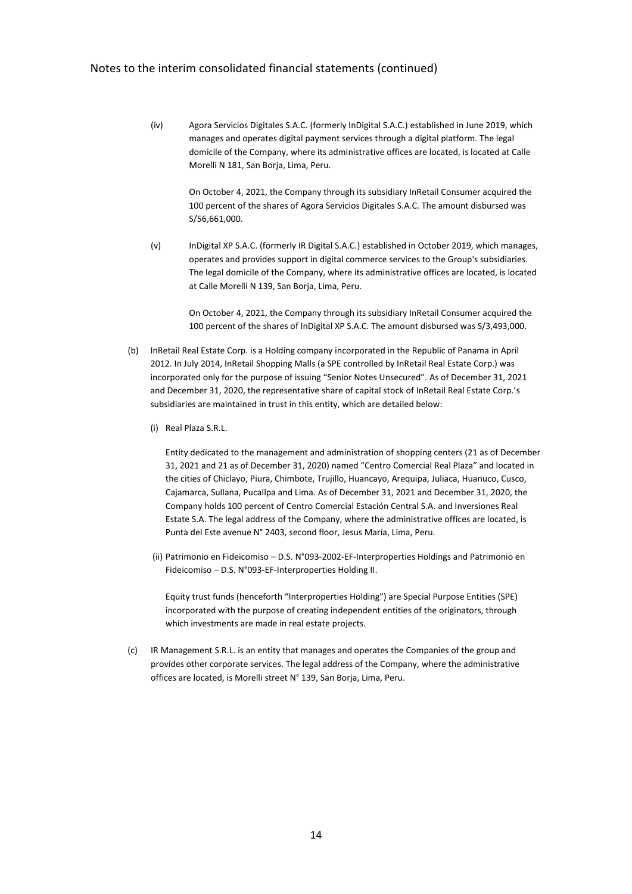(iv) Agora Servicios Digitales S.A.C. (formerly InDigital S.A.C.) established in June 2019, which manages and operates digital payment services through a digital platform. The legal domicile of the Company, where its administrative offices are located, is located at Calle Morelli N 181, San Borja, Lima, Peru.

On October 4, 2021, the Company through its subsidiary InRetail Consumer acquired the 100 percent of the shares of Agora Servicios Digitales S.A.C. The amount disbursed was S/56,661,000.

(v) InDigital XP S.A.C. (formerly IR Digital S.A.C.) established in October 2019, which manages, operates and provides support in digital commerce services to the Group's subsidiaries. The legal domicile of the Company, where its administrative offices are located, is located at Calle Morelli N 139, San Borja, Lima, Peru.

On October 4, 2021, the Company through its subsidiary InRetail Consumer acquired the 100 percent of the shares of InDigital XP S.A.C. The amount disbursed was S/3,493,000.

(b) InRetail Real Estate Corp. is a Holding company incorporated in the Republic of Panama in April 2012. In July 2014, InRetail Shopping Malls (a SPE controlled by InRetail Real Estate Corp.) was incorporated only for the purpose of issuing "Senior Notes Unsecured". As of December 31, 2021 and December 31, 2020, the representative share of capital stock of InRetail Real Estate Corp.'s subsidiaries are maintained in trust in this entity, which are detailed below:

(i) Real Plaza S.R.L.

Entity dedicated to the management and administration of shopping centers (21 as of December 31, 2021 and 21 as of December 31, 2020) named "Centro Comercial Real Plaza" and located in the cities of Chiclayo, Piura, Chimbote, Trujillo, Huancayo, Arequipa, Juliaca, Huanuco, Cusco, Cajamarca, Sullana, Pucallpa and Lima. As of December 31, 2021 and December 31, 2020, the Company holds 100 percent of Centro Comercial Estación Central S.A. and Inversiones Real Estate S.A. The legal address of the Company, where the administrative offices are located, is Punta del Este avenue N° 2403, second floor, Jesus María, Lima, Peru.

(ii) Patrimonio en Fideicomiso – D.S. N°093-2002-EF-Interproperties Holdings and Patrimonio en Fideicomiso – D.S. N°093-EF-Interproperties Holding II.

Equity trust funds (henceforth "Interproperties Holding") are Special Purpose Entities (SPE) incorporated with the purpose of creating independent entities of the originators, through which investments are made in real estate projects.

(c) IR Management S.R.L. is an entity that manages and operates the Companies of the group and provides other corporate services. The legal address of the Company, where the administrative offices are located, is Morelli street N° 139, San Borja, Lima, Peru.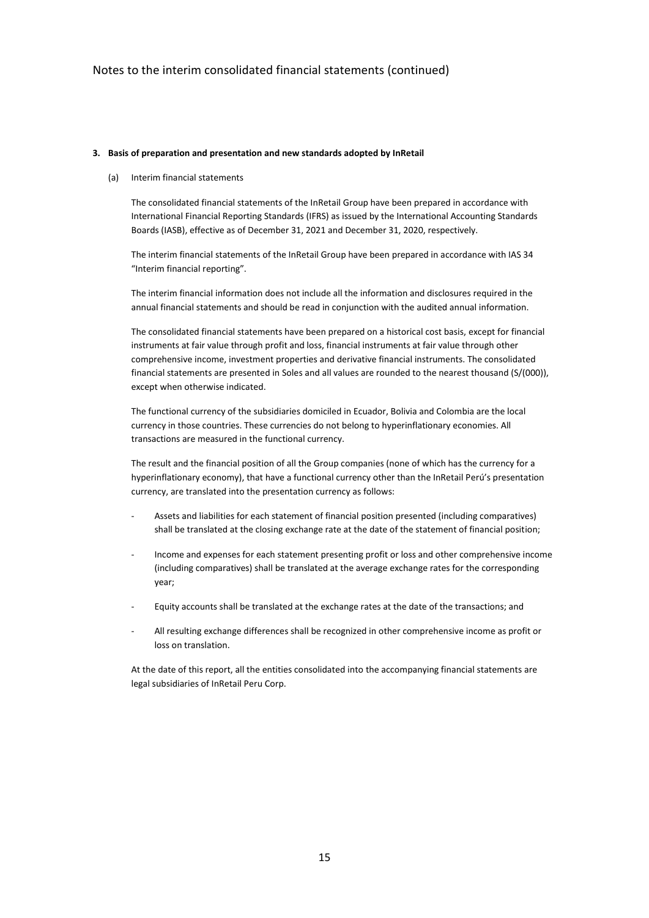### 3. Basis of preparation and presentation and new standards adopted by InRetail

(a) Interim financial statements

The consolidated financial statements of the InRetail Group have been prepared in accordance with International Financial Reporting Standards (IFRS) as issued by the International Accounting Standards Boards (IASB), effective as of December 31, 2021 and December 31, 2020, respectively.

The interim financial statements of the InRetail Group have been prepared in accordance with IAS 34 "Interim financial reporting".

The interim financial information does not include all the information and disclosures required in the annual financial statements and should be read in conjunction with the audited annual information.

The consolidated financial statements have been prepared on a historical cost basis, except for financial instruments at fair value through profit and loss, financial instruments at fair value through other comprehensive income, investment properties and derivative financial instruments. The consolidated financial statements are presented in Soles and all values are rounded to the nearest thousand (S/(000)), except when otherwise indicated.

The functional currency of the subsidiaries domiciled in Ecuador, Bolivia and Colombia are the local currency in those countries. These currencies do not belong to hyperinflationary economies. All transactions are measured in the functional currency.

The result and the financial position of all the Group companies (none of which has the currency for a hyperinflationary economy), that have a functional currency other than the InRetail Perú's presentation currency, are translated into the presentation currency as follows:

- Assets and liabilities for each statement of financial position presented (including comparatives) shall be translated at the closing exchange rate at the date of the statement of financial position;
- Income and expenses for each statement presenting profit or loss and other comprehensive income (including comparatives) shall be translated at the average exchange rates for the corresponding year;
- Equity accounts shall be translated at the exchange rates at the date of the transactions; and
- All resulting exchange differences shall be recognized in other comprehensive income as profit or loss on translation.

At the date of this report, all the entities consolidated into the accompanying financial statements are legal subsidiaries of InRetail Peru Corp.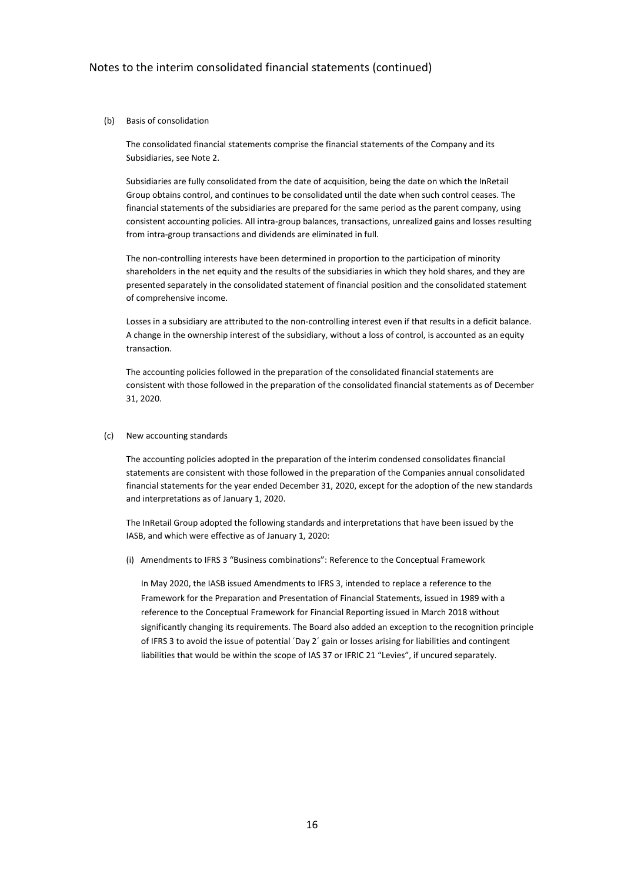Notes to the interim consolidated financial statements (continued)

(b) Basis of consolidation

The consolidated financial statements comprise the financial statements of the Company and its Subsidiaries, see Note 2.

Subsidiaries are fully consolidated from the date of acquisition, being the date on which the InRetail Group obtains control, and continues to be consolidated until the date when such control ceases. The financial statements of the subsidiaries are prepared for the same period as the parent company, using consistent accounting policies. All intra-group balances, transactions, unrealized gains and losses resulting from intra-group transactions and dividends are eliminated in full.

The non-controlling interests have been determined in proportion to the participation of minority shareholders in the net equity and the results of the subsidiaries in which they hold shares, and they are presented separately in the consolidated statement of financial position and the consolidated statement of comprehensive income.

Losses in a subsidiary are attributed to the non-controlling interest even if that results in a deficit balance. A change in the ownership interest of the subsidiary, without a loss of control, is accounted as an equity transaction.

The accounting policies followed in the preparation of the consolidated financial statements are consistent with those followed in the preparation of the consolidated financial statements as of December 31, 2020.

(c) New accounting standards

The accounting policies adopted in the preparation of the interim condensed consolidates financial statements are consistent with those followed in the preparation of the Companies annual consolidated financial statements for the year ended December 31, 2020, except for the adoption of the new standards and interpretations as of January 1, 2020.

The InRetail Group adopted the following standards and interpretations that have been issued by the IASB, and which were effective as of January 1, 2020:

(i) Amendments to IFRS 3 "Business combinations": Reference to the Conceptual Framework

In May 2020, the IASB issued Amendments to IFRS 3, intended to replace a reference to the Framework for the Preparation and Presentation of Financial Statements, issued in 1989 with a reference to the Conceptual Framework for Financial Reporting issued in March 2018 without significantly changing its requirements. The Board also added an exception to the recognition principle of IFRS 3 to avoid the issue of potential ´Day 2´ gain or losses arising for liabilities and contingent liabilities that would be within the scope of IAS 37 or IFRIC 21 "Levies", if uncured separately.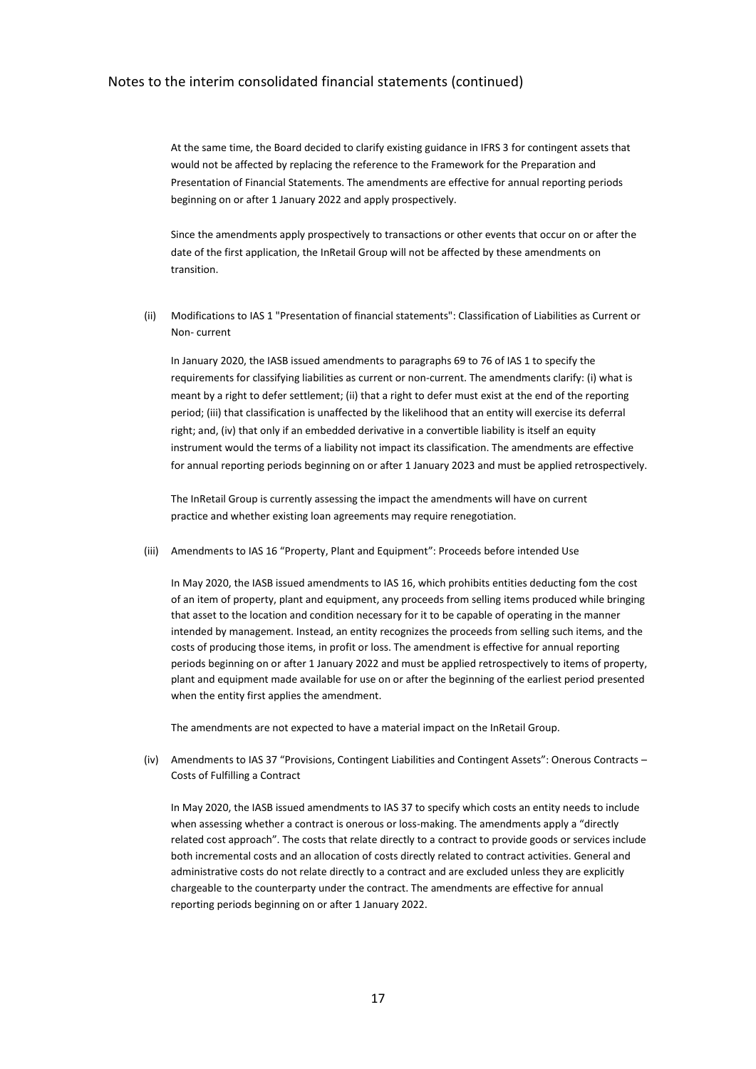Notes to the interim consolidated financial statements (continued)

At the same time, the Board decided to clarify existing guidance in IFRS 3 for contingent assets that would not be affected by replacing the reference to the Framework for the Preparation and Presentation of Financial Statements. The amendments are effective for annual reporting periods beginning on or after 1 January 2022 and apply prospectively.

Since the amendments apply prospectively to transactions or other events that occur on or after the date of the first application, the InRetail Group will not be affected by these amendments on transition.

(ii) Modifications to IAS 1 "Presentation of financial statements": Classification of Liabilities as Current or Non- current

In January 2020, the IASB issued amendments to paragraphs 69 to 76 of IAS 1 to specify the requirements for classifying liabilities as current or non-current. The amendments clarify: (i) what is meant by a right to defer settlement; (ii) that a right to defer must exist at the end of the reporting period; (iii) that classification is unaffected by the likelihood that an entity will exercise its deferral right; and, (iv) that only if an embedded derivative in a convertible liability is itself an equity instrument would the terms of a liability not impact its classification. The amendments are effective for annual reporting periods beginning on or after 1 January 2023 and must be applied retrospectively.

The InRetail Group is currently assessing the impact the amendments will have on current practice and whether existing loan agreements may require renegotiation.

(iii) Amendments to IAS 16 "Property, Plant and Equipment": Proceeds before intended Use

In May 2020, the IASB issued amendments to IAS 16, which prohibits entities deducting fom the cost of an item of property, plant and equipment, any proceeds from selling items produced while bringing that asset to the location and condition necessary for it to be capable of operating in the manner intended by management. Instead, an entity recognizes the proceeds from selling such items, and the costs of producing those items, in profit or loss. The amendment is effective for annual reporting periods beginning on or after 1 January 2022 and must be applied retrospectively to items of property, plant and equipment made available for use on or after the beginning of the earliest period presented when the entity first applies the amendment.

The amendments are not expected to have a material impact on the InRetail Group.

(iv) Amendments to IAS 37 "Provisions, Contingent Liabilities and Contingent Assets": Onerous Contracts – Costs of Fulfilling a Contract

In May 2020, the IASB issued amendments to IAS 37 to specify which costs an entity needs to include when assessing whether a contract is onerous or loss-making. The amendments apply a "directly related cost approach". The costs that relate directly to a contract to provide goods or services include both incremental costs and an allocation of costs directly related to contract activities. General and administrative costs do not relate directly to a contract and are excluded unless they are explicitly chargeable to the counterparty under the contract. The amendments are effective for annual reporting periods beginning on or after 1 January 2022.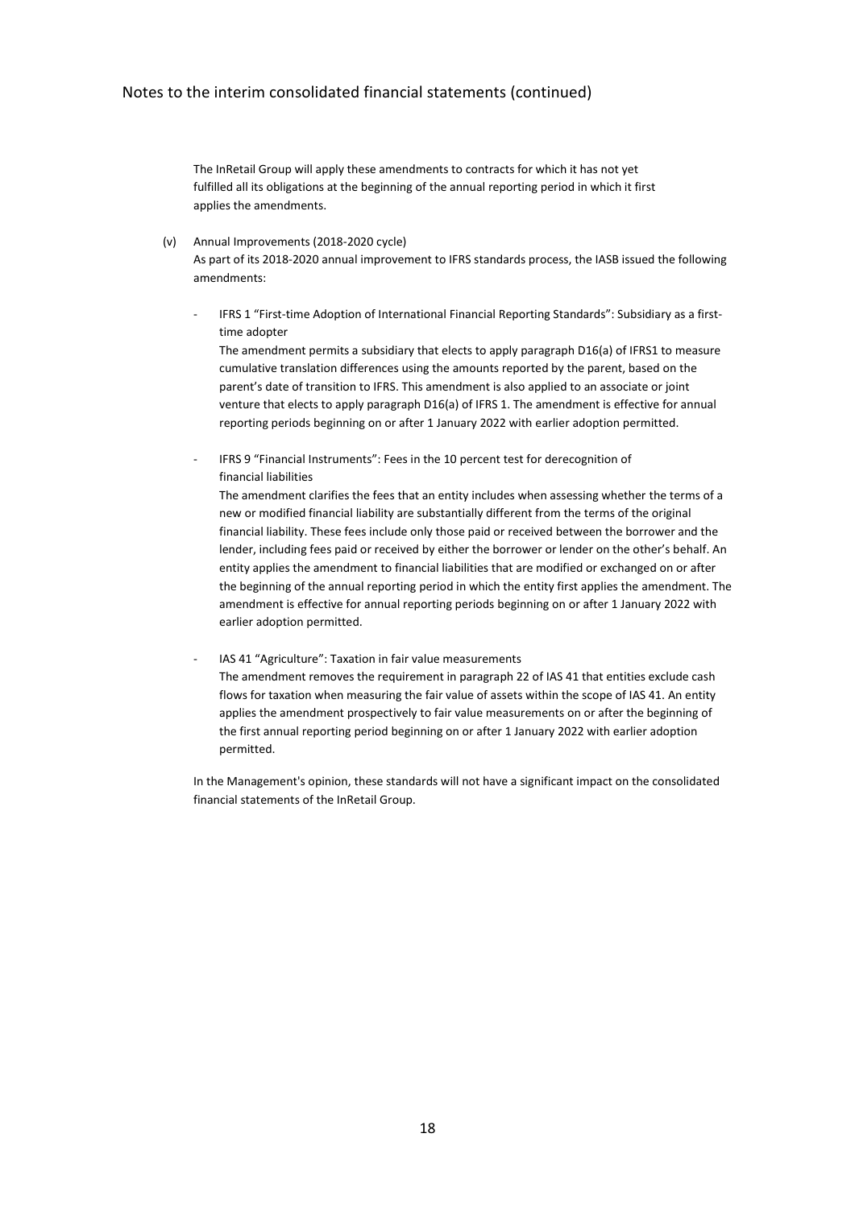The InRetail Group will apply these amendments to contracts for which it has not yet fulfilled all its obligations at the beginning of the annual reporting period in which it first applies the amendments.

(v) Annual Improvements (2018-2020 cycle)

As part of its 2018-2020 annual improvement to IFRS standards process, the IASB issued the following amendments:

- IFRS 1 “First-time Adoption of International Financial Reporting Standards”: Subsidiary as a first-time adopter

  The amendment permits a subsidiary that elects to apply paragraph D16(a) of IFRS1 to measure cumulative translation differences using the amounts reported by the parent, based on the parent’s date of transition to IFRS. This amendment is also applied to an associate or joint venture that elects to apply paragraph D16(a) of IFRS 1. The amendment is effective for annual reporting periods beginning on or after 1 January 2022 with earlier adoption permitted.

- IFRS 9 “Financial Instruments”: Fees in the 10 percent test for derecognition of financial liabilities

  The amendment clarifies the fees that an entity includes when assessing whether the terms of a new or modified financial liability are substantially different from the terms of the original financial liability. These fees include only those paid or received between the borrower and the lender, including fees paid or received by either the borrower or lender on the other’s behalf. An entity applies the amendment to financial liabilities that are modified or exchanged on or after the beginning of the annual reporting period in which the entity first applies the amendment. The amendment is effective for annual reporting periods beginning on or after 1 January 2022 with earlier adoption permitted.

- IAS 41 “Agriculture”: Taxation in fair value measurements

  The amendment removes the requirement in paragraph 22 of IAS 41 that entities exclude cash flows for taxation when measuring the fair value of assets within the scope of IAS 41. An entity applies the amendment prospectively to fair value measurements on or after the beginning of the first annual reporting period beginning on or after 1 January 2022 with earlier adoption permitted.

In the Management's opinion, these standards will not have a significant impact on the consolidated financial statements of the InRetail Group.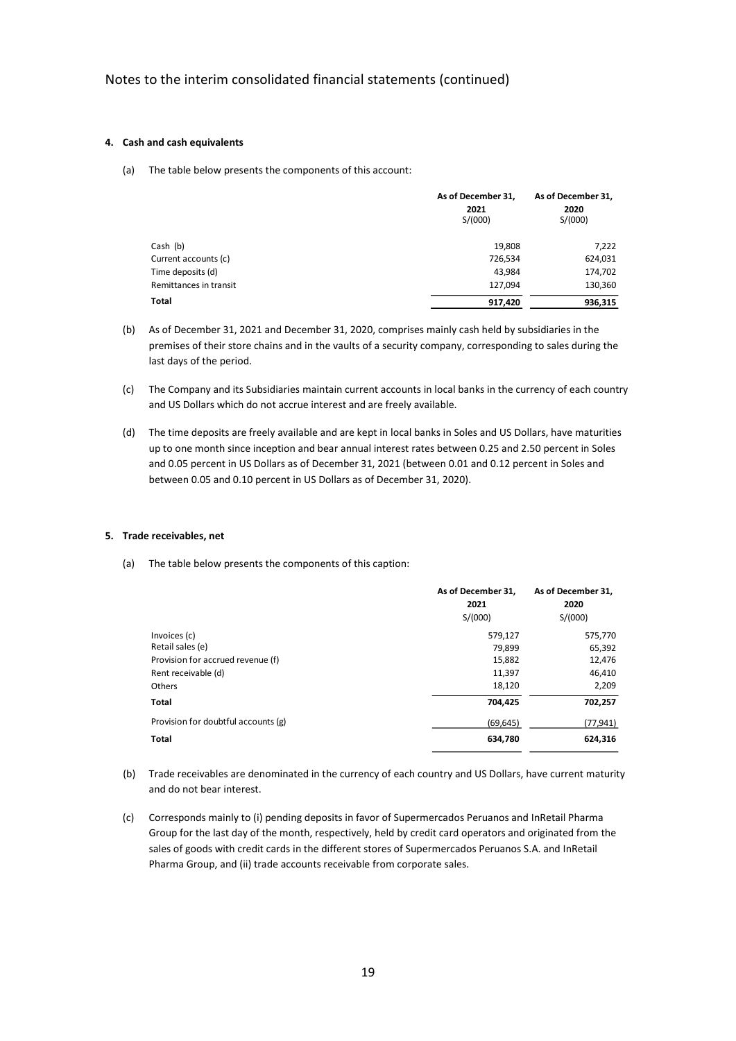Notes to the interim consolidated financial statements (continued)

#### 4. Cash and cash equivalents

(a) The table below presents the components of this account:

| | As of December 31, 2021 S/(000) | As of December 31, 2020 S/(000) |
|---|---|---|
| Cash (b) | 19,808 | 7,222 |
| Current accounts (c) | 726,534 | 624,031 |
| Time deposits (d) | 43,984 | 174,702 |
| Remittances in transit | 127,094 | 130,360 |
| **Total** | **917,420** | **936,315** |

(b) As of December 31, 2021 and December 31, 2020, comprises mainly cash held by subsidiaries in the premises of their store chains and in the vaults of a security company, corresponding to sales during the last days of the period.

(c) The Company and its Subsidiaries maintain current accounts in local banks in the currency of each country and US Dollars which do not accrue interest and are freely available.

(d) The time deposits are freely available and are kept in local banks in Soles and US Dollars, have maturities up to one month since inception and bear annual interest rates between 0.25 and 2.50 percent in Soles and 0.05 percent in US Dollars as of December 31, 2021 (between 0.01 and 0.12 percent in Soles and between 0.05 and 0.10 percent in US Dollars as of December 31, 2020).

#### 5. Trade receivables, net

(a) The table below presents the components of this caption:

| | As of December 31, 2021 S/(000) | As of December 31, 2020 S/(000) |
|---|---|---|
| Invoices (c) | 579,127 | 575,770 |
| Retail sales (e) | 79,899 | 65,392 |
| Provision for accrued revenue (f) | 15,882 | 12,476 |
| Rent receivable (d) | 11,397 | 46,410 |
| Others | 18,120 | 2,209 |
| **Total** | **704,425** | **702,257** |
| Provision for doubtful accounts (g) | (69,645) | (77,941) |
| **Total** | **634,780** | **624,316** |

(b) Trade receivables are denominated in the currency of each country and US Dollars, have current maturity and do not bear interest.

(c) Corresponds mainly to (i) pending deposits in favor of Supermercados Peruanos and InRetail Pharma Group for the last day of the month, respectively, held by credit card operators and originated from the sales of goods with credit cards in the different stores of Supermercados Peruanos S.A. and InRetail Pharma Group, and (ii) trade accounts receivable from corporate sales.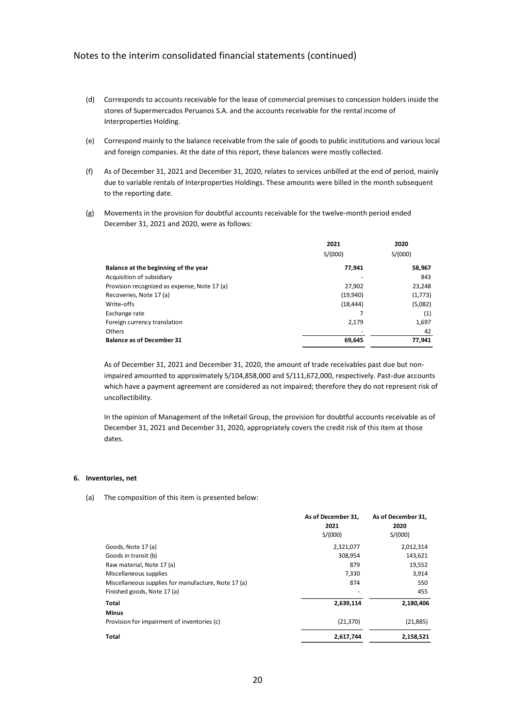(d) Corresponds to accounts receivable for the lease of commercial premises to concession holders inside the stores of Supermercados Peruanos S.A. and the accounts receivable for the rental income of Interproperties Holding.

(e) Correspond mainly to the balance receivable from the sale of goods to public institutions and various local and foreign companies. At the date of this report, these balances were mostly collected.

(f) As of December 31, 2021 and December 31, 2020, relates to services unbilled at the end of period, mainly due to variable rentals of Interproperties Holdings. These amounts were billed in the month subsequent to the reporting date.

(g) Movements in the provision for doubtful accounts receivable for the twelve-month period ended December 31, 2021 and 2020, were as follows:

| | 2021 | 2020 |
|---|---|---|
| | S/(000) | S/(000) |
| **Balance at the beginning of the year** | **77,941** | **58,967** |
| Acquisition of subsidiary | - | 843 |
| Provision recognized as expense, Note 17 (a) | 27,902 | 23,248 |
| Recoveries, Note 17 (a) | (19,940) | (1,773) |
| Write-offs | (18,444) | (5,082) |
| Exchange rate | 7 | (1) |
| Foreign currency translation | 2,179 | 1,697 |
| Others | - | 42 |
| **Balance as of December 31** | **69,645** | **77,941** |

As of December 31, 2021 and December 31, 2020, the amount of trade receivables past due but non-impaired amounted to approximately S/104,858,000 and S/111,672,000, respectively. Past-due accounts which have a payment agreement are considered as not impaired; therefore they do not represent risk of uncollectibility.

In the opinion of Management of the InRetail Group, the provision for doubtful accounts receivable as of December 31, 2021 and December 31, 2020, appropriately covers the credit risk of this item at those dates.

## 6. Inventories, net

(a) The composition of this item is presented below:

| | As of December 31, 2021 | As of December 31, 2020 |
|---|---|---|
| | S/(000) | S/(000) |
| Goods, Note 17 (a) | 2,321,077 | 2,012,314 |
| Goods in transit (b) | 308,954 | 143,621 |
| Raw material, Note 17 (a) | 879 | 19,552 |
| Miscellaneous supplies | 7,330 | 3,914 |
| Miscellaneous supplies for manufacture, Note 17 (a) | 874 | 550 |
| Finished goods, Note 17 (a) | - | 455 |
| **Total** | **2,639,114** | **2,180,406** |
| **Minus** | | |
| Provision for impairment of inventories (c) | (21,370) | (21,885) |
| **Total** | **2,617,744** | **2,158,521** |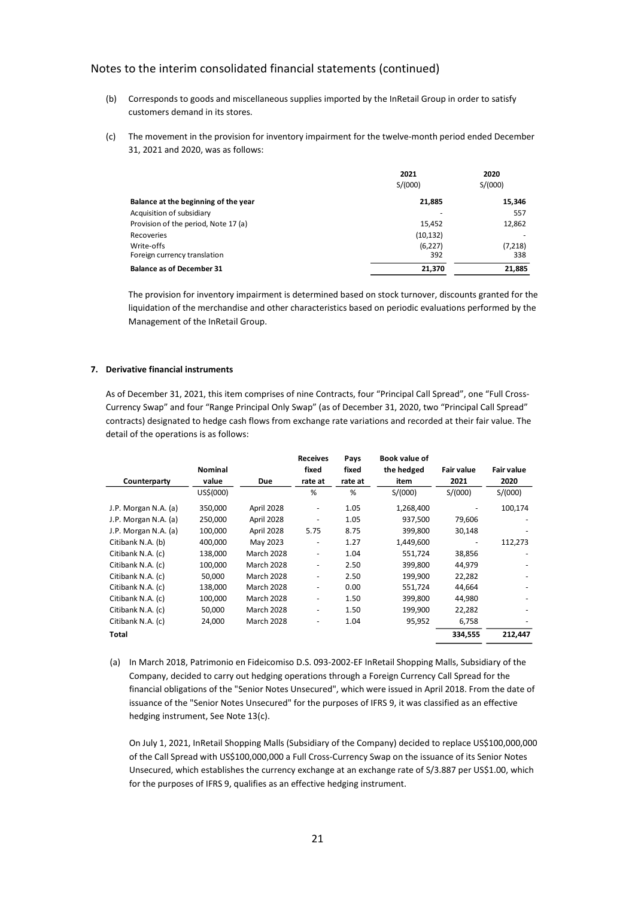## Notes to the interim consolidated financial statements (continued)

(b) Corresponds to goods and miscellaneous supplies imported by the InRetail Group in order to satisfy customers demand in its stores.

(c) The movement in the provision for inventory impairment for the twelve-month period ended December 31, 2021 and 2020, was as follows:

| | 2021 | 2020 |
|---|---|---|
| | S/(000) | S/(000) |
| **Balance at the beginning of the year** | **21,885** | **15,346** |
| Acquisition of subsidiary | - | 557 |
| Provision of the period, Note 17 (a) | 15,452 | 12,862 |
| Recoveries | (10,132) | - |
| Write-offs | (6,227) | (7,218) |
| Foreign currency translation | 392 | 338 |
| **Balance as of December 31** | **21,370** | **21,885** |

The provision for inventory impairment is determined based on stock turnover, discounts granted for the liquidation of the merchandise and other characteristics based on periodic evaluations performed by the Management of the InRetail Group.

### 7. Derivative financial instruments

As of December 31, 2021, this item comprises of nine Contracts, four "Principal Call Spread", one "Full Cross-Currency Swap" and four "Range Principal Only Swap" (as of December 31, 2020, two "Principal Call Spread" contracts) designated to hedge cash flows from exchange rate variations and recorded at their fair value. The detail of the operations is as follows:

| Counterparty | Nominal value | Due | Receives fixed rate at | Pays fixed rate at | Book value of the hedged item | Fair value 2021 | Fair value 2020 |
|---|---|---|---|---|---|---|---|
| | US$(000) | | % | % | S/(000) | S/(000) | S/(000) |
| J.P. Morgan N.A. (a) | 350,000 | April 2028 | - | 1.05 | 1,268,400 | - | 100,174 |
| J.P. Morgan N.A. (a) | 250,000 | April 2028 | - | 1.05 | 937,500 | 79,606 | - |
| J.P. Morgan N.A. (a) | 100,000 | April 2028 | 5.75 | 8.75 | 399,800 | 30,148 | - |
| Citibank N.A. (b) | 400,000 | May 2023 | - | 1.27 | 1,449,600 | - | 112,273 |
| Citibank N.A. (c) | 138,000 | March 2028 | - | 1.04 | 551,724 | 38,856 | - |
| Citibank N.A. (c) | 100,000 | March 2028 | - | 2.50 | 399,800 | 44,979 | - |
| Citibank N.A. (c) | 50,000 | March 2028 | - | 2.50 | 199,900 | 22,282 | - |
| Citibank N.A. (c) | 138,000 | March 2028 | - | 0.00 | 551,724 | 44,664 | - |
| Citibank N.A. (c) | 100,000 | March 2028 | - | 1.50 | 399,800 | 44,980 | - |
| Citibank N.A. (c) | 50,000 | March 2028 | - | 1.50 | 199,900 | 22,282 | - |
| Citibank N.A. (c) | 24,000 | March 2028 | - | 1.04 | 95,952 | 6,758 | - |
| **Total** | | | | | | **334,555** | **212,447** |

(a) In March 2018, Patrimonio en Fideicomiso D.S. 093-2002-EF InRetail Shopping Malls, Subsidiary of the Company, decided to carry out hedging operations through a Foreign Currency Call Spread for the financial obligations of the "Senior Notes Unsecured", which were issued in April 2018. From the date of issuance of the "Senior Notes Unsecured" for the purposes of IFRS 9, it was classified as an effective hedging instrument, See Note 13(c).

On July 1, 2021, InRetail Shopping Malls (Subsidiary of the Company) decided to replace US$100,000,000 of the Call Spread with US$100,000,000 a Full Cross-Currency Swap on the issuance of its Senior Notes Unsecured, which establishes the currency exchange at an exchange rate of S/3.887 per US$1.00, which for the purposes of IFRS 9, qualifies as an effective hedging instrument.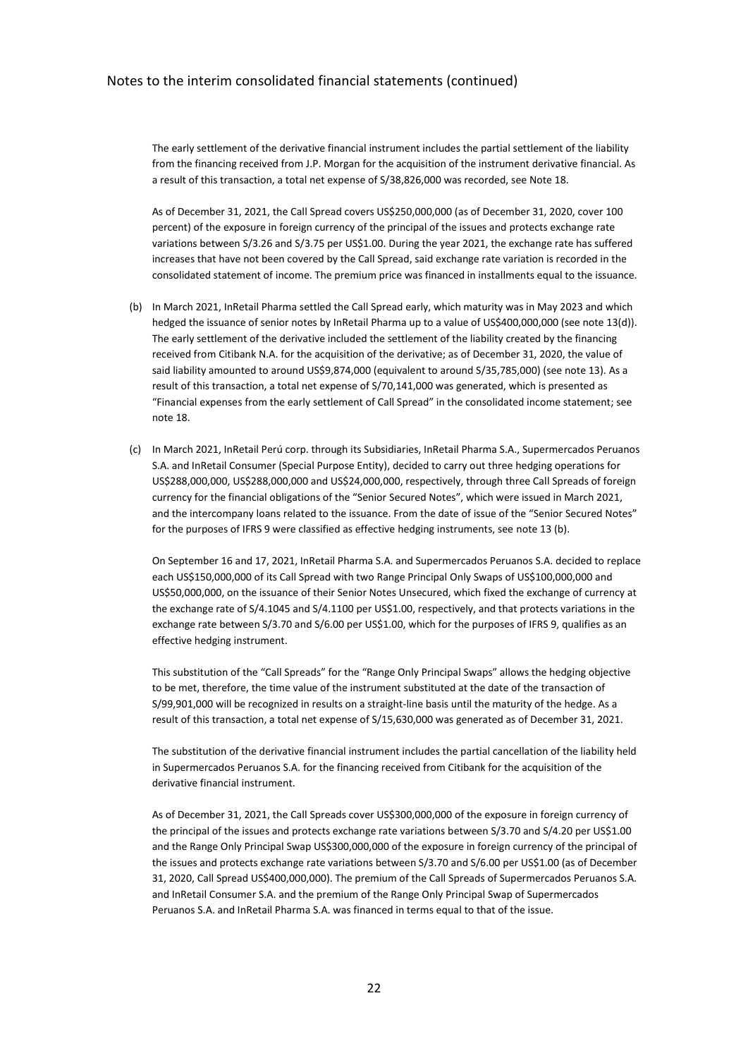The early settlement of the derivative financial instrument includes the partial settlement of the liability from the financing received from J.P. Morgan for the acquisition of the instrument derivative financial. As a result of this transaction, a total net expense of S/38,826,000 was recorded, see Note 18.

As of December 31, 2021, the Call Spread covers US$250,000,000 (as of December 31, 2020, cover 100 percent) of the exposure in foreign currency of the principal of the issues and protects exchange rate variations between S/3.26 and S/3.75 per US$1.00. During the year 2021, the exchange rate has suffered increases that have not been covered by the Call Spread, said exchange rate variation is recorded in the consolidated statement of income. The premium price was financed in installments equal to the issuance.

(b) In March 2021, InRetail Pharma settled the Call Spread early, which maturity was in May 2023 and which hedged the issuance of senior notes by InRetail Pharma up to a value of US$400,000,000 (see note 13(d)). The early settlement of the derivative included the settlement of the liability created by the financing received from Citibank N.A. for the acquisition of the derivative; as of December 31, 2020, the value of said liability amounted to around US$9,874,000 (equivalent to around S/35,785,000) (see note 13). As a result of this transaction, a total net expense of S/70,141,000 was generated, which is presented as "Financial expenses from the early settlement of Call Spread" in the consolidated income statement; see note 18.

(c) In March 2021, InRetail Perú corp. through its Subsidiaries, InRetail Pharma S.A., Supermercados Peruanos S.A. and InRetail Consumer (Special Purpose Entity), decided to carry out three hedging operations for US$288,000,000, US$288,000,000 and US$24,000,000, respectively, through three Call Spreads of foreign currency for the financial obligations of the "Senior Secured Notes", which were issued in March 2021, and the intercompany loans related to the issuance. From the date of issue of the "Senior Secured Notes" for the purposes of IFRS 9 were classified as effective hedging instruments, see note 13 (b).

On September 16 and 17, 2021, InRetail Pharma S.A. and Supermercados Peruanos S.A. decided to replace each US$150,000,000 of its Call Spread with two Range Principal Only Swaps of US$100,000,000 and US$50,000,000, on the issuance of their Senior Notes Unsecured, which fixed the exchange of currency at the exchange rate of S/4.1045 and S/4.1100 per US$1.00, respectively, and that protects variations in the exchange rate between S/3.70 and S/6.00 per US$1.00, which for the purposes of IFRS 9, qualifies as an effective hedging instrument.

This substitution of the "Call Spreads" for the "Range Only Principal Swaps" allows the hedging objective to be met, therefore, the time value of the instrument substituted at the date of the transaction of S/99,901,000 will be recognized in results on a straight-line basis until the maturity of the hedge. As a result of this transaction, a total net expense of S/15,630,000 was generated as of December 31, 2021.

The substitution of the derivative financial instrument includes the partial cancellation of the liability held in Supermercados Peruanos S.A. for the financing received from Citibank for the acquisition of the derivative financial instrument.

As of December 31, 2021, the Call Spreads cover US$300,000,000 of the exposure in foreign currency of the principal of the issues and protects exchange rate variations between S/3.70 and S/4.20 per US$1.00 and the Range Only Principal Swap US$300,000,000 of the exposure in foreign currency of the principal of the issues and protects exchange rate variations between S/3.70 and S/6.00 per US$1.00 (as of December 31, 2020, Call Spread US$400,000,000). The premium of the Call Spreads of Supermercados Peruanos S.A. and InRetail Consumer S.A. and the premium of the Range Only Principal Swap of Supermercados Peruanos S.A. and InRetail Pharma S.A. was financed in terms equal to that of the issue.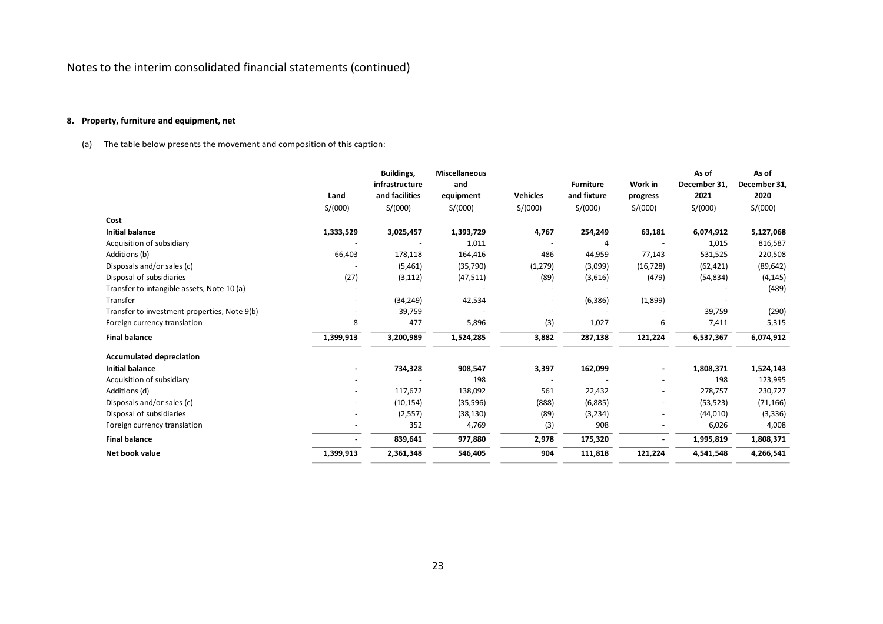Notes to the interim consolidated financial statements (continued)

**8. Property, furniture and equipment, net**

(a) The table below presents the movement and composition of this caption:

| | Land | Buildings, infrastructure and facilities | Miscellaneous and equipment | Vehicles | Furniture and fixture | Work in progress | As of December 31, 2021 | As of December 31, 2020 |
|---|---|---|---|---|---|---|---|---|
| | S/(000) | S/(000) | S/(000) | S/(000) | S/(000) | S/(000) | S/(000) | S/(000) |
| **Cost** | | | | | | | | |
| **Initial balance** | **1,333,529** | **3,025,457** | **1,393,729** | **4,767** | **254,249** | **63,181** | **6,074,912** | **5,127,068** |
| Acquisition of subsidiary | - | - | 1,011 | - | 4 | - | 1,015 | 816,587 |
| Additions (b) | 66,403 | 178,118 | 164,416 | 486 | 44,959 | 77,143 | 531,525 | 220,508 |
| Disposals and/or sales (c) | - | (5,461) | (35,790) | (1,279) | (3,099) | (16,728) | (62,421) | (89,642) |
| Disposal of subsidiaries | (27) | (3,112) | (47,511) | (89) | (3,616) | (479) | (54,834) | (4,145) |
| Transfer to intangible assets, Note 10 (a) | - | - | - | - | - | - | - | (489) |
| Transfer | - | (34,249) | 42,534 | - | (6,386) | (1,899) | - | - |
| Transfer to investment properties, Note 9(b) | - | 39,759 | - | - | - | - | 39,759 | (290) |
| Foreign currency translation | 8 | 477 | 5,896 | (3) | 1,027 | 6 | 7,411 | 5,315 |
| **Final balance** | **1,399,913** | **3,200,989** | **1,524,285** | **3,882** | **287,138** | **121,224** | **6,537,367** | **6,074,912** |
| **Accumulated depreciation** | | | | | | | | |
| **Initial balance** | **-** | **734,328** | **908,547** | **3,397** | **162,099** | **-** | **1,808,371** | **1,524,143** |
| Acquisition of subsidiary | - | - | 198 | - | - | - | 198 | 123,995 |
| Additions (d) | - | 117,672 | 138,092 | 561 | 22,432 | - | 278,757 | 230,727 |
| Disposals and/or sales (c) | - | (10,154) | (35,596) | (888) | (6,885) | - | (53,523) | (71,166) |
| Disposal of subsidiaries | - | (2,557) | (38,130) | (89) | (3,234) | - | (44,010) | (3,336) |
| Foreign currency translation | - | 352 | 4,769 | (3) | 908 | - | 6,026 | 4,008 |
| **Final balance** | **-** | **839,641** | **977,880** | **2,978** | **175,320** | **-** | **1,995,819** | **1,808,371** |
| **Net book value** | **1,399,913** | **2,361,348** | **546,405** | **904** | **111,818** | **121,224** | **4,541,548** | **4,266,541** |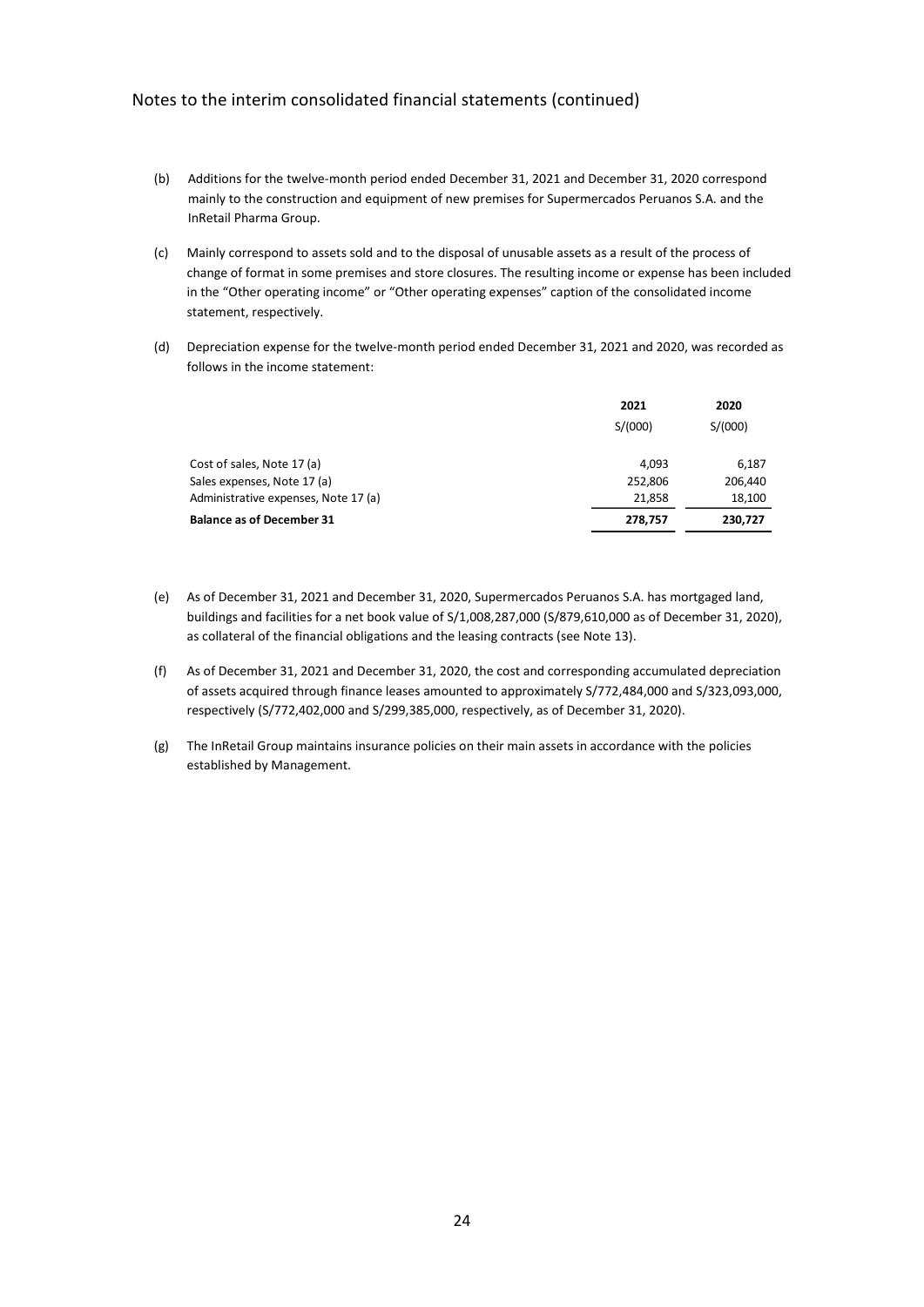Notes to the interim consolidated financial statements (continued)

(b) Additions for the twelve-month period ended December 31, 2021 and December 31, 2020 correspond mainly to the construction and equipment of new premises for Supermercados Peruanos S.A. and the InRetail Pharma Group.

(c) Mainly correspond to assets sold and to the disposal of unusable assets as a result of the process of change of format in some premises and store closures. The resulting income or expense has been included in the "Other operating income" or "Other operating expenses" caption of the consolidated income statement, respectively.

(d) Depreciation expense for the twelve-month period ended December 31, 2021 and 2020, was recorded as follows in the income statement:

| | 2021 | 2020 |
|---|---|---|
| | S/(000) | S/(000) |
| Cost of sales, Note 17 (a) | 4,093 | 6,187 |
| Sales expenses, Note 17 (a) | 252,806 | 206,440 |
| Administrative expenses, Note 17 (a) | 21,858 | 18,100 |
| **Balance as of December 31** | **278,757** | **230,727** |

(e) As of December 31, 2021 and December 31, 2020, Supermercados Peruanos S.A. has mortgaged land, buildings and facilities for a net book value of S/1,008,287,000 (S/879,610,000 as of December 31, 2020), as collateral of the financial obligations and the leasing contracts (see Note 13).

(f) As of December 31, 2021 and December 31, 2020, the cost and corresponding accumulated depreciation of assets acquired through finance leases amounted to approximately S/772,484,000 and S/323,093,000, respectively (S/772,402,000 and S/299,385,000, respectively, as of December 31, 2020).

(g) The InRetail Group maintains insurance policies on their main assets in accordance with the policies established by Management.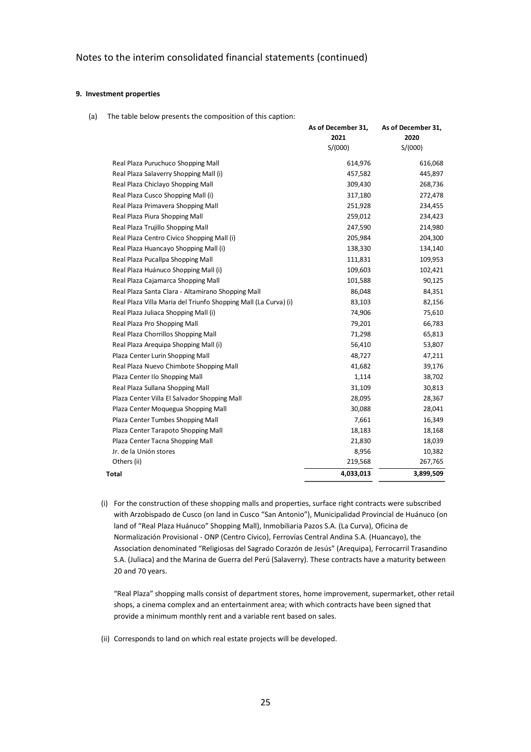# Notes to the interim consolidated financial statements (continued)

### 9. Investment properties

(a) The table below presents the composition of this caption:

| | As of December 31, 2021 S/(000) | As of December 31, 2020 S/(000) |
|---|---|---|
| Real Plaza Puruchuco Shopping Mall | 614,976 | 616,068 |
| Real Plaza Salaverry Shopping Mall (i) | 457,582 | 445,897 |
| Real Plaza Chiclayo Shopping Mall | 309,430 | 268,736 |
| Real Plaza Cusco Shopping Mall (i) | 317,180 | 272,478 |
| Real Plaza Primavera Shopping Mall | 251,928 | 234,455 |
| Real Plaza Piura Shopping Mall | 259,012 | 234,423 |
| Real Plaza Trujillo Shopping Mall | 247,590 | 214,980 |
| Real Plaza Centro Civico Shopping Mall (i) | 205,984 | 204,300 |
| Real Plaza Huancayo Shopping Mall (i) | 138,330 | 134,140 |
| Real Plaza Pucallpa Shopping Mall | 111,831 | 109,953 |
| Real Plaza Huánuco Shopping Mall (i) | 109,603 | 102,421 |
| Real Plaza Cajamarca Shopping Mall | 101,588 | 90,125 |
| Real Plaza Santa Clara - Altamirano Shopping Mall | 86,048 | 84,351 |
| Real Plaza Villa Maria del Triunfo Shopping Mall (La Curva) (i) | 83,103 | 82,156 |
| Real Plaza Juliaca Shopping Mall (i) | 74,906 | 75,610 |
| Real Plaza Pro Shopping Mall | 79,201 | 66,783 |
| Real Plaza Chorrillos Shopping Mall | 71,298 | 65,813 |
| Real Plaza Arequipa Shopping Mall (i) | 56,410 | 53,807 |
| Plaza Center Lurin Shopping Mall | 48,727 | 47,211 |
| Real Plaza Nuevo Chimbote Shopping Mall | 41,682 | 39,176 |
| Plaza Center Ilo Shopping Mall | 1,114 | 38,702 |
| Real Plaza Sullana Shopping Mall | 31,109 | 30,813 |
| Plaza Center Villa El Salvador Shopping Mall | 28,095 | 28,367 |
| Plaza Center Moquegua Shopping Mall | 30,088 | 28,041 |
| Plaza Center Tumbes Shopping Mall | 7,661 | 16,349 |
| Plaza Center Tarapoto Shopping Mall | 18,183 | 18,168 |
| Plaza Center Tacna Shopping Mall | 21,830 | 18,039 |
| Jr. de la Unión stores | 8,956 | 10,382 |
| Others (ii) | 219,568 | 267,765 |
| **Total** | **4,033,013** | **3,899,509** |

(i) For the construction of these shopping malls and properties, surface right contracts were subscribed with Arzobispado de Cusco (on land in Cusco "San Antonio"), Municipalidad Provincial de Huánuco (on land of "Real Plaza Huánuco" Shopping Mall), Inmobiliaria Pazos S.A. (La Curva), Oficina de Normalización Provisional - ONP (Centro Cívico), Ferrovías Central Andina S.A. (Huancayo), the Association denominated "Religiosas del Sagrado Corazón de Jesús" (Arequipa), Ferrocarril Trasandino S.A. (Juliaca) and the Marina de Guerra del Perú (Salaverry). These contracts have a maturity between 20 and 70 years.

"Real Plaza" shopping malls consist of department stores, home improvement, supermarket, other retail shops, a cinema complex and an entertainment area; with which contracts have been signed that provide a minimum monthly rent and a variable rent based on sales.

(ii) Corresponds to land on which real estate projects will be developed.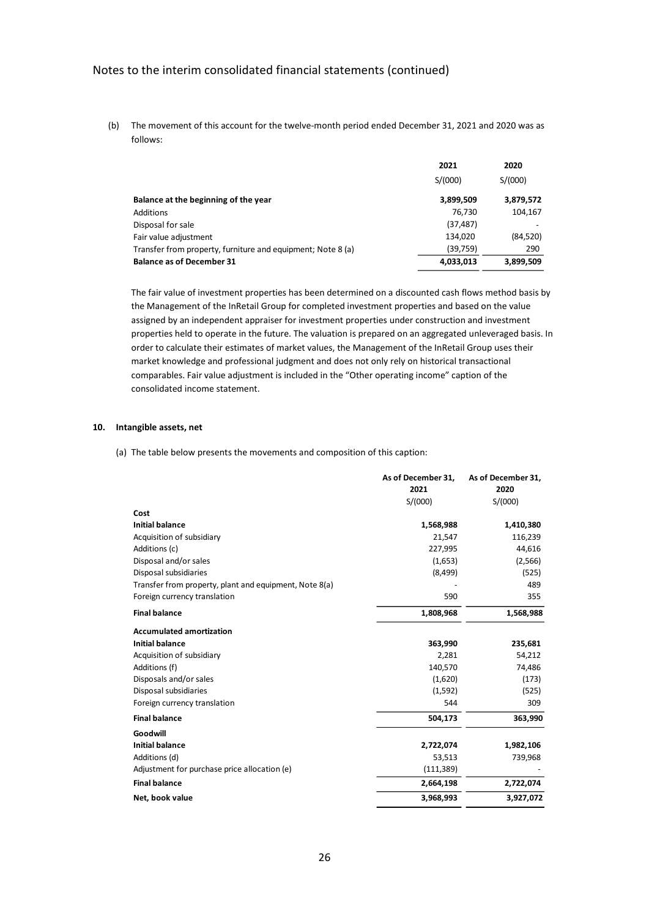(b) The movement of this account for the twelve-month period ended December 31, 2021 and 2020 was as follows:

| | 2021 | 2020 |
|---|---|---|
| | S/(000) | S/(000) |
| **Balance at the beginning of the year** | **3,899,509** | **3,879,572** |
| Additions | 76,730 | 104,167 |
| Disposal for sale | (37,487) | - |
| Fair value adjustment | 134,020 | (84,520) |
| Transfer from property, furniture and equipment; Note 8 (a) | (39,759) | 290 |
| **Balance as of December 31** | **4,033,013** | **3,899,509** |

The fair value of investment properties has been determined on a discounted cash flows method basis by the Management of the InRetail Group for completed investment properties and based on the value assigned by an independent appraiser for investment properties under construction and investment properties held to operate in the future. The valuation is prepared on an aggregated unleveraged basis. In order to calculate their estimates of market values, the Management of the InRetail Group uses their market knowledge and professional judgment and does not only rely on historical transactional comparables. Fair value adjustment is included in the "Other operating income" caption of the consolidated income statement.

## 10. Intangible assets, net

(a) The table below presents the movements and composition of this caption:

| | As of December 31, 2021 | As of December 31, 2020 |
|---|---|---|
| | S/(000) | S/(000) |
| **Cost** | | |
| **Initial balance** | **1,568,988** | **1,410,380** |
| Acquisition of subsidiary | 21,547 | 116,239 |
| Additions (c) | 227,995 | 44,616 |
| Disposal and/or sales | (1,653) | (2,566) |
| Disposal subsidiaries | (8,499) | (525) |
| Transfer from property, plant and equipment, Note 8(a) | - | 489 |
| Foreign currency translation | 590 | 355 |
| **Final balance** | **1,808,968** | **1,568,988** |
| **Accumulated amortization** | | |
| **Initial balance** | **363,990** | **235,681** |
| Acquisition of subsidiary | 2,281 | 54,212 |
| Additions (f) | 140,570 | 74,486 |
| Disposals and/or sales | (1,620) | (173) |
| Disposal subsidiaries | (1,592) | (525) |
| Foreign currency translation | 544 | 309 |
| **Final balance** | **504,173** | **363,990** |
| **Goodwill** | | |
| **Initial balance** | **2,722,074** | **1,982,106** |
| Additions (d) | 53,513 | 739,968 |
| Adjustment for purchase price allocation (e) | (111,389) | - |
| **Final balance** | **2,664,198** | **2,722,074** |
| **Net, book value** | **3,968,993** | **3,927,072** |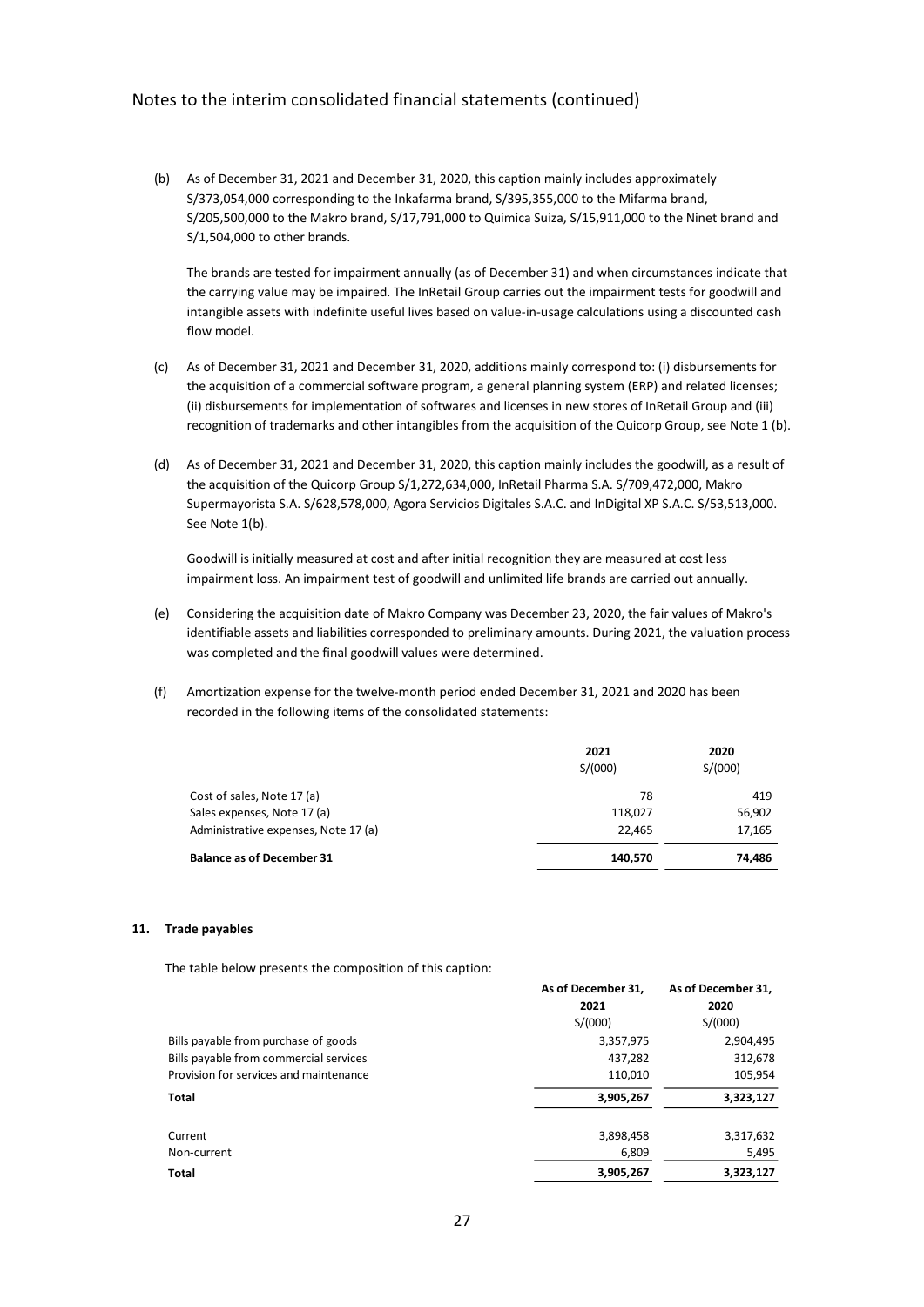(b) As of December 31, 2021 and December 31, 2020, this caption mainly includes approximately S/373,054,000 corresponding to the Inkafarma brand, S/395,355,000 to the Mifarma brand, S/205,500,000 to the Makro brand, S/17,791,000 to Quimica Suiza, S/15,911,000 to the Ninet brand and S/1,504,000 to other brands.

The brands are tested for impairment annually (as of December 31) and when circumstances indicate that the carrying value may be impaired. The InRetail Group carries out the impairment tests for goodwill and intangible assets with indefinite useful lives based on value-in-usage calculations using a discounted cash flow model.

(c) As of December 31, 2021 and December 31, 2020, additions mainly correspond to: (i) disbursements for the acquisition of a commercial software program, a general planning system (ERP) and related licenses; (ii) disbursements for implementation of softwares and licenses in new stores of InRetail Group and (iii) recognition of trademarks and other intangibles from the acquisition of the Quicorp Group, see Note 1 (b).

(d) As of December 31, 2021 and December 31, 2020, this caption mainly includes the goodwill, as a result of the acquisition of the Quicorp Group S/1,272,634,000, InRetail Pharma S.A. S/709,472,000, Makro Supermayorista S.A. S/628,578,000, Agora Servicios Digitales S.A.C. and InDigital XP S.A.C. S/53,513,000. See Note 1(b).

Goodwill is initially measured at cost and after initial recognition they are measured at cost less impairment loss. An impairment test of goodwill and unlimited life brands are carried out annually.

(e) Considering the acquisition date of Makro Company was December 23, 2020, the fair values of Makro's identifiable assets and liabilities corresponded to preliminary amounts. During 2021, the valuation process was completed and the final goodwill values were determined.

(f) Amortization expense for the twelve-month period ended December 31, 2021 and 2020 has been recorded in the following items of the consolidated statements:

| | **2021** | **2020** |
|---|---|---|
| | S/(000) | S/(000) |
| Cost of sales, Note 17 (a) | 78 | 419 |
| Sales expenses, Note 17 (a) | 118,027 | 56,902 |
| Administrative expenses, Note 17 (a) | 22,465 | 17,165 |
| **Balance as of December 31** | **140,570** | **74,486** |

## 11. Trade payables

The table below presents the composition of this caption:

| | **As of December 31, 2021** | **As of December 31, 2020** |
|---|---|---|
| | S/(000) | S/(000) |
| Bills payable from purchase of goods | 3,357,975 | 2,904,495 |
| Bills payable from commercial services | 437,282 | 312,678 |
| Provision for services and maintenance | 110,010 | 105,954 |
| **Total** | **3,905,267** | **3,323,127** |
| | | |
| Current | 3,898,458 | 3,317,632 |
| Non-current | 6,809 | 5,495 |
| **Total** | **3,905,267** | **3,323,127** |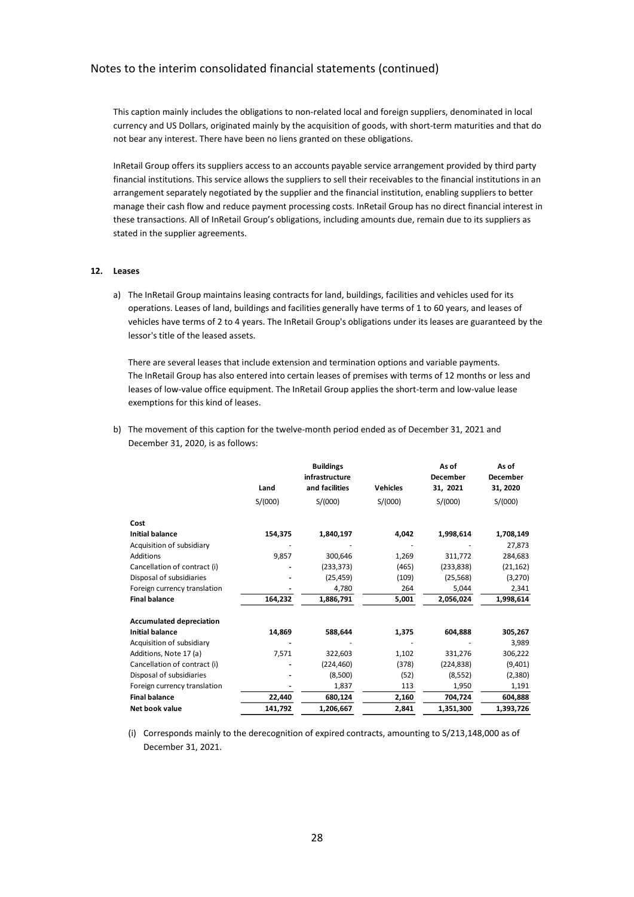This caption mainly includes the obligations to non-related local and foreign suppliers, denominated in local currency and US Dollars, originated mainly by the acquisition of goods, with short-term maturities and that do not bear any interest. There have been no liens granted on these obligations.

InRetail Group offers its suppliers access to an accounts payable service arrangement provided by third party financial institutions. This service allows the suppliers to sell their receivables to the financial institutions in an arrangement separately negotiated by the supplier and the financial institution, enabling suppliers to better manage their cash flow and reduce payment processing costs. InRetail Group has no direct financial interest in these transactions. All of InRetail Group's obligations, including amounts due, remain due to its suppliers as stated in the supplier agreements.

## 12. Leases

a) The InRetail Group maintains leasing contracts for land, buildings, facilities and vehicles used for its operations. Leases of land, buildings and facilities generally have terms of 1 to 60 years, and leases of vehicles have terms of 2 to 4 years. The InRetail Group's obligations under its leases are guaranteed by the lessor's title of the leased assets.

   There are several leases that include extension and termination options and variable payments. The InRetail Group has also entered into certain leases of premises with terms of 12 months or less and leases of low-value office equipment. The InRetail Group applies the short-term and low-value lease exemptions for this kind of leases.

b) The movement of this caption for the twelve-month period ended as of December 31, 2021 and December 31, 2020, is as follows:

| | Land | Buildings infrastructure and facilities | Vehicles | As of December 31, 2021 | As of December 31, 2020 |
|---|---|---|---|---|---|
| | S/(000) | S/(000) | S/(000) | S/(000) | S/(000) |
| **Cost** | | | | | |
| **Initial balance** | **154,375** | **1,840,197** | **4,042** | **1,998,614** | **1,708,149** |
| Acquisition of subsidiary | - | - | - | - | 27,873 |
| Additions | 9,857 | 300,646 | 1,269 | 311,772 | 284,683 |
| Cancellation of contract (i) | - | (233,373) | (465) | (233,838) | (21,162) |
| Disposal of subsidiaries | - | (25,459) | (109) | (25,568) | (3,270) |
| Foreign currency translation | - | 4,780 | 264 | 5,044 | 2,341 |
| **Final balance** | **164,232** | **1,886,791** | **5,001** | **2,056,024** | **1,998,614** |
| **Accumulated depreciation** | | | | | |
| **Initial balance** | **14,869** | **588,644** | **1,375** | **604,888** | **305,267** |
| Acquisition of subsidiary | - | - | - | - | 3,989 |
| Additions, Note 17 (a) | 7,571 | 322,603 | 1,102 | 331,276 | 306,222 |
| Cancellation of contract (i) | - | (224,460) | (378) | (224,838) | (9,401) |
| Disposal of subsidiaries | - | (8,500) | (52) | (8,552) | (2,380) |
| Foreign currency translation | - | 1,837 | 113 | 1,950 | 1,191 |
| **Final balance** | **22,440** | **680,124** | **2,160** | **704,724** | **604,888** |
| **Net book value** | **141,792** | **1,206,667** | **2,841** | **1,351,300** | **1,393,726** |

(i) Corresponds mainly to the derecognition of expired contracts, amounting to S/213,148,000 as of December 31, 2021.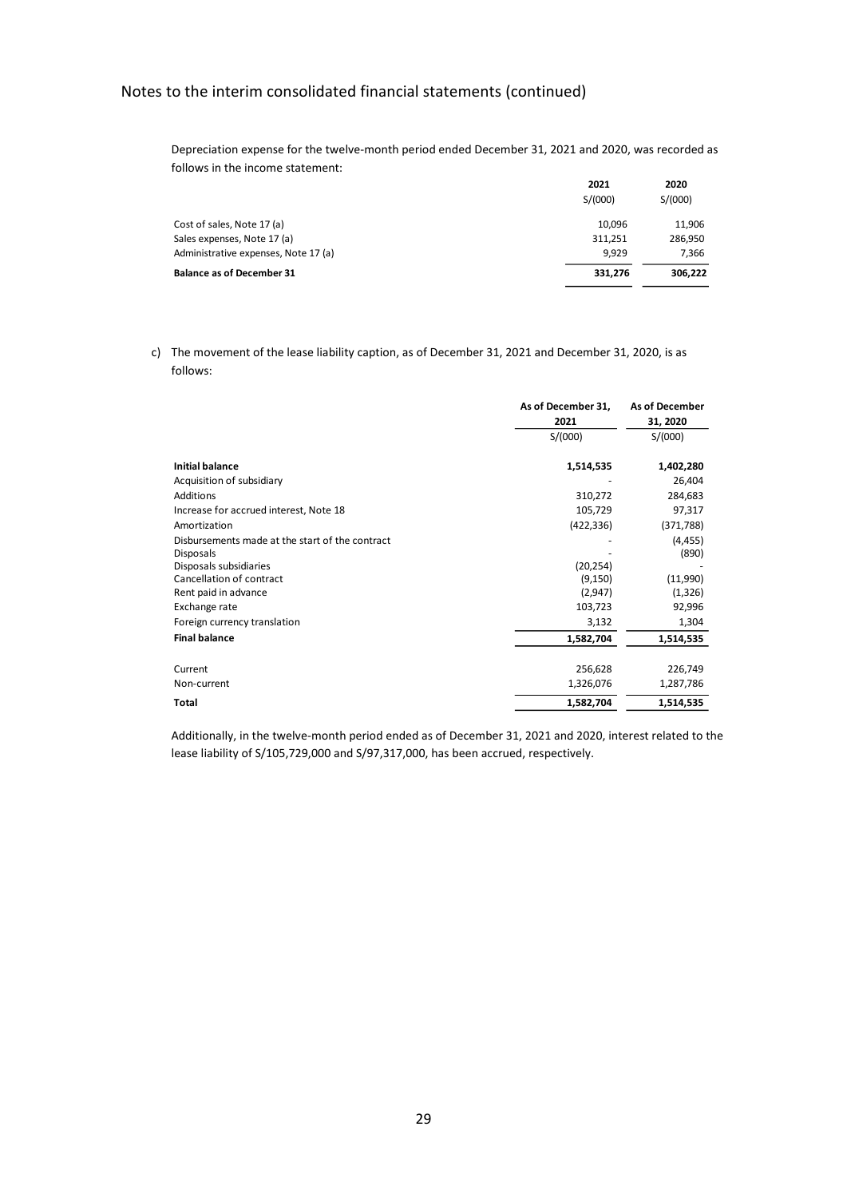Notes to the interim consolidated financial statements (continued)

Depreciation expense for the twelve-month period ended December 31, 2021 and 2020, was recorded as follows in the income statement:

| | 2021 | 2020 |
|---|---|---|
| | S/(000) | S/(000) |
| Cost of sales, Note 17 (a) | 10,096 | 11,906 |
| Sales expenses, Note 17 (a) | 311,251 | 286,950 |
| Administrative expenses, Note 17 (a) | 9,929 | 7,366 |
| **Balance as of December 31** | **331,276** | **306,222** |

c) The movement of the lease liability caption, as of December 31, 2021 and December 31, 2020, is as follows:

| | As of December 31, 2021 | As of December 31, 2020 |
|---|---|---|
| | S/(000) | S/(000) |
| **Initial balance** | **1,514,535** | **1,402,280** |
| Acquisition of subsidiary | - | 26,404 |
| Additions | 310,272 | 284,683 |
| Increase for accrued interest, Note 18 | 105,729 | 97,317 |
| Amortization | (422,336) | (371,788) |
| Disbursements made at the start of the contract | - | (4,455) |
| Disposals | - | (890) |
| Disposals subsidiaries | (20,254) | - |
| Cancellation of contract | (9,150) | (11,990) |
| Rent paid in advance | (2,947) | (1,326) |
| Exchange rate | 103,723 | 92,996 |
| Foreign currency translation | 3,132 | 1,304 |
| **Final balance** | **1,582,704** | **1,514,535** |
| | | |
| Current | 256,628 | 226,749 |
| Non-current | 1,326,076 | 1,287,786 |
| **Total** | **1,582,704** | **1,514,535** |

Additionally, in the twelve-month period ended as of December 31, 2021 and 2020, interest related to the lease liability of S/105,729,000 and S/97,317,000, has been accrued, respectively.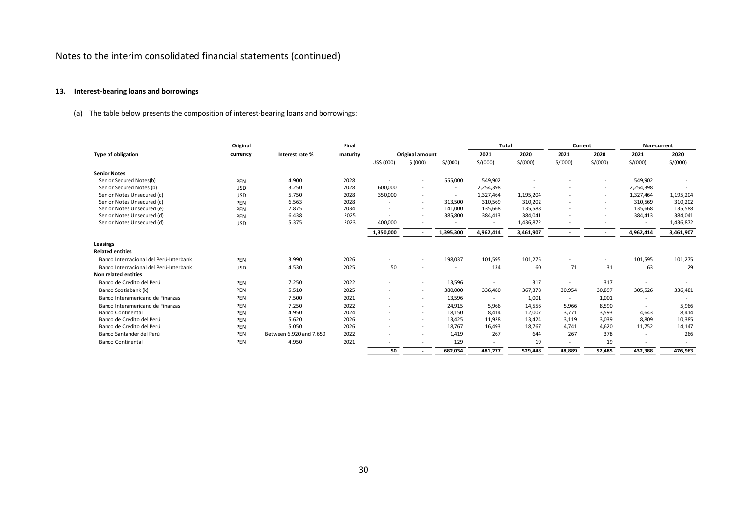Notes to the interim consolidated financial statements (continued)

## 13. Interest-bearing loans and borrowings

(a) The table below presents the composition of interest-bearing loans and borrowings:

| Type of obligation | Original currency | Interest rate % | Final maturity | Original amount | | | Total | | Current | | Non-current | |
|---|---|---|---|---|---|---|---|---|---|---|---|---|
| | | | | US$ (000) | $ (000) | S/(000) | 2021 S/(000) | 2020 S/(000) | 2021 S/(000) | 2020 S/(000) | 2021 S/(000) | 2020 S/(000) |
| **Senior Notes** | | | | | | | | | | | | |
| Senior Secured Notes(b) | PEN | 4.900 | 2028 | - | - | 555,000 | 549,902 | - | - | - | 549,902 | - |
| Senior Secured Notes (b) | USD | 3.250 | 2028 | 600,000 | - | - | 2,254,398 | - | - | - | 2,254,398 | - |
| Senior Notes Unsecured (c) | USD | 5.750 | 2028 | 350,000 | - | - | 1,327,464 | 1,195,204 | - | - | 1,327,464 | 1,195,204 |
| Senior Notes Unsecured (c) | PEN | 6.563 | 2028 | - | - | 313,500 | 310,569 | 310,202 | - | - | 310,569 | 310,202 |
| Senior Notes Unsecured (e) | PEN | 7.875 | 2034 | - | - | 141,000 | 135,668 | 135,588 | - | - | 135,668 | 135,588 |
| Senior Notes Unsecured (d) | PEN | 6.438 | 2025 | - | - | 385,800 | 384,413 | 384,041 | - | - | 384,413 | 384,041 |
| Senior Notes Unsecured (d) | USD | 5.375 | 2023 | 400,000 | - | - | - | 1,436,872 | - | - | - | 1,436,872 |
| | | | | **1,350,000** | **-** | **1,395,300** | **4,962,414** | **3,461,907** | **-** | **-** | **4,962,414** | **3,461,907** |
| **Leasings** | | | | | | | | | | | | |
| **Related entities** | | | | | | | | | | | | |
| Banco Internacional del Perú-Interbank | PEN | 3.990 | 2026 | - | - | 198,037 | 101,595 | 101,275 | - | - | 101,595 | 101,275 |
| Banco Internacional del Perú-Interbank | USD | 4.530 | 2025 | 50 | - | - | 134 | 60 | 71 | 31 | 63 | 29 |
| **Non related entities** | | | | | | | | | | | | |
| Banco de Crédito del Perú | PEN | 7.250 | 2022 | - | - | 13,596 | - | 317 | - | 317 | - | - |
| Banco Scotiabank (k) | PEN | 5.510 | 2025 | - | - | 380,000 | 336,480 | 367,378 | 30,954 | 30,897 | 305,526 | 336,481 |
| Banco Interamericano de Finanzas | PEN | 7.500 | 2021 | - | - | 13,596 | - | 1,001 | - | 1,001 | - | - |
| Banco Interamericano de Finanzas | PEN | 7.250 | 2022 | - | - | 24,915 | 5,966 | 14,556 | 5,966 | 8,590 | - | 5,966 |
| Banco Continental | PEN | 4.950 | 2024 | - | - | 18,150 | 8,414 | 12,007 | 3,771 | 3,593 | 4,643 | 8,414 |
| Banco de Crédito del Perú | PEN | 5.620 | 2026 | - | - | 13,425 | 11,928 | 13,424 | 3,119 | 3,039 | 8,809 | 10,385 |
| Banco de Crédito del Perú | PEN | 5.050 | 2026 | - | - | 18,767 | 16,493 | 18,767 | 4,741 | 4,620 | 11,752 | 14,147 |
| Banco Santander del Perú | PEN | Between 6.920 and 7.650 | 2022 | - | - | 1,419 | 267 | 644 | 267 | 378 | - | 266 |
| Banco Continental | PEN | 4.950 | 2021 | - | - | 129 | - | 19 | - | 19 | - | - |
| | | | | **50** | **-** | **682,034** | **481,277** | **529,448** | **48,889** | **52,485** | **432,388** | **476,963** |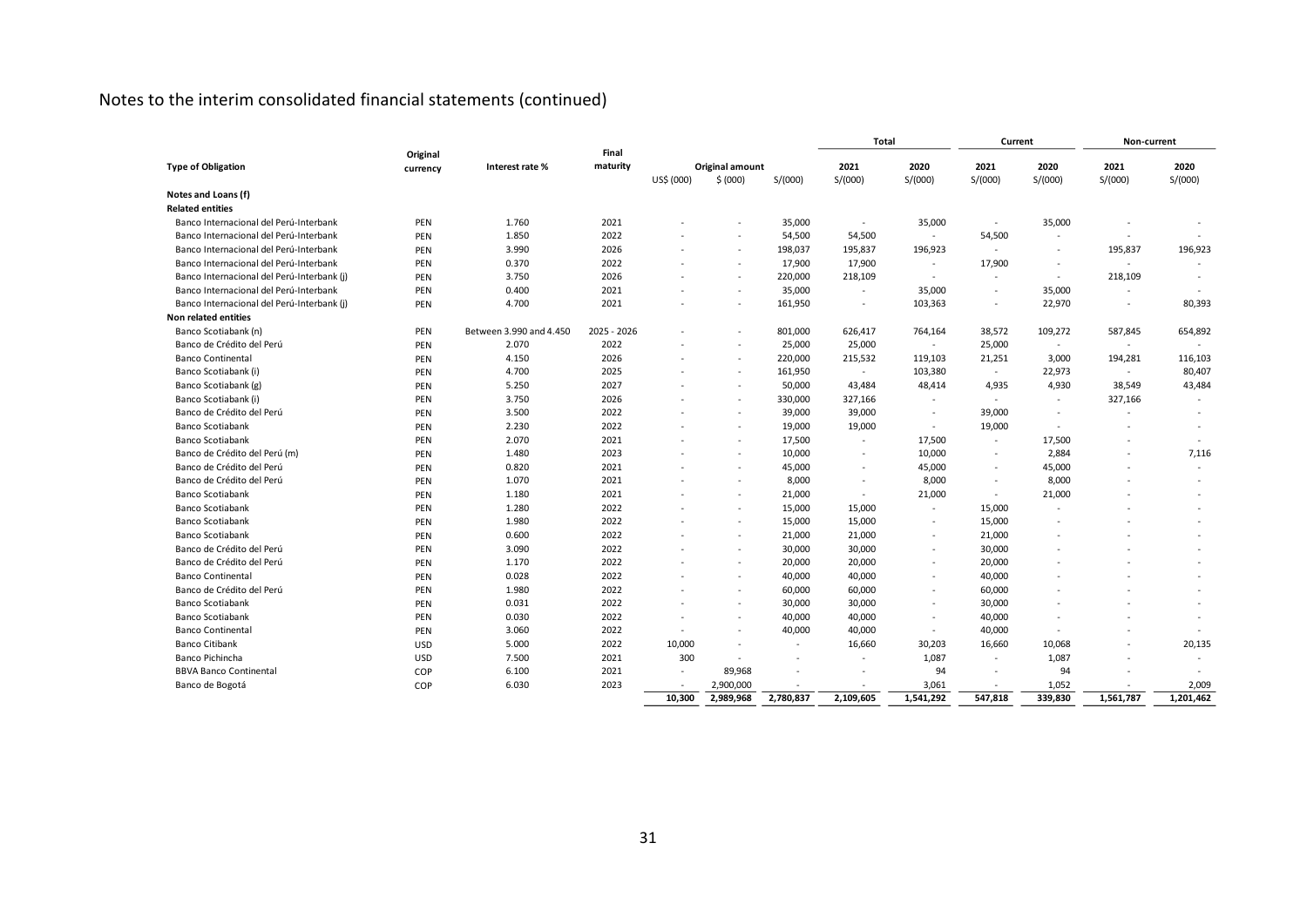# Notes to the interim consolidated financial statements (continued)

| Type of Obligation | Original currency | Interest rate % | Final maturity | Original amount | | | Total | | Current | | Non-current | |
|---|---|---|---|---|---|---|---|---|---|---|---|---|
| | | | | US$ (000) | $ (000) | S/(000) | 2021 S/(000) | 2020 S/(000) | 2021 S/(000) | 2020 S/(000) | 2021 S/(000) | 2020 S/(000) |
| **Notes and Loans (f)** | | | | | | | | | | | | |
| **Related entities** | | | | | | | | | | | | |
| Banco Internacional del Perú-Interbank | PEN | 1.760 | 2021 | - | - | 35,000 | - | 35,000 | - | 35,000 | - | - |
| Banco Internacional del Perú-Interbank | PEN | 1.850 | 2022 | - | - | 54,500 | 54,500 | - | 54,500 | - | - | - |
| Banco Internacional del Perú-Interbank | PEN | 3.990 | 2026 | - | - | 198,037 | 195,837 | 196,923 | - | - | 195,837 | 196,923 |
| Banco Internacional del Perú-Interbank | PEN | 0.370 | 2022 | - | - | 17,900 | 17,900 | - | 17,900 | - | - | - |
| Banco Internacional del Perú-Interbank (j) | PEN | 3.750 | 2026 | - | - | 220,000 | 218,109 | - | - | - | 218,109 | - |
| Banco Internacional del Perú-Interbank | PEN | 0.400 | 2021 | - | - | 35,000 | - | 35,000 | - | 35,000 | - | - |
| Banco Internacional del Perú-Interbank (j) | PEN | 4.700 | 2021 | - | - | 161,950 | - | 103,363 | - | 22,970 | - | 80,393 |
| **Non related entities** | | | | | | | | | | | | |
| Banco Scotiabank (n) | PEN | Between 3.990 and 4.450 | 2025 - 2026 | - | - | 801,000 | 626,417 | 764,164 | 38,572 | 109,272 | 587,845 | 654,892 |
| Banco de Crédito del Perú | PEN | 2.070 | 2022 | - | - | 25,000 | 25,000 | - | 25,000 | - | - | - |
| Banco Continental | PEN | 4.150 | 2026 | - | - | 220,000 | 215,532 | 119,103 | 21,251 | 3,000 | 194,281 | 116,103 |
| Banco Scotiabank (i) | PEN | 4.700 | 2025 | - | - | 161,950 | - | 103,380 | - | 22,973 | - | 80,407 |
| Banco Scotiabank (g) | PEN | 5.250 | 2027 | - | - | 50,000 | 43,484 | 48,414 | 4,935 | 4,930 | 38,549 | 43,484 |
| Banco Scotiabank (i) | PEN | 3.750 | 2026 | - | - | 330,000 | 327,166 | - | - | - | 327,166 | - |
| Banco de Crédito del Perú | PEN | 3.500 | 2022 | - | - | 39,000 | 39,000 | - | 39,000 | - | - | - |
| Banco Scotiabank | PEN | 2.230 | 2022 | - | - | 19,000 | 19,000 | - | 19,000 | - | - | - |
| Banco Scotiabank | PEN | 2.070 | 2021 | - | - | 17,500 | - | 17,500 | - | 17,500 | - | - |
| Banco de Crédito del Perú (m) | PEN | 1.480 | 2023 | - | - | 10,000 | - | 10,000 | - | 2,884 | - | 7,116 |
| Banco de Crédito del Perú | PEN | 0.820 | 2021 | - | - | 45,000 | - | 45,000 | - | 45,000 | - | - |
| Banco de Crédito del Perú | PEN | 1.070 | 2021 | - | - | 8,000 | - | 8,000 | - | 8,000 | - | - |
| Banco Scotiabank | PEN | 1.180 | 2021 | - | - | 21,000 | - | 21,000 | - | 21,000 | - | - |
| Banco Scotiabank | PEN | 1.280 | 2022 | - | - | 15,000 | 15,000 | - | 15,000 | - | - | - |
| Banco Scotiabank | PEN | 1.980 | 2022 | - | - | 15,000 | 15,000 | - | 15,000 | - | - | - |
| Banco Scotiabank | PEN | 0.600 | 2022 | - | - | 21,000 | 21,000 | - | 21,000 | - | - | - |
| Banco de Crédito del Perú | PEN | 3.090 | 2022 | - | - | 30,000 | 30,000 | - | 30,000 | - | - | - |
| Banco de Crédito del Perú | PEN | 1.170 | 2022 | - | - | 20,000 | 20,000 | - | 20,000 | - | - | - |
| Banco Continental | PEN | 0.028 | 2022 | - | - | 40,000 | 40,000 | - | 40,000 | - | - | - |
| Banco de Crédito del Perú | PEN | 1.980 | 2022 | - | - | 60,000 | 60,000 | - | 60,000 | - | - | - |
| Banco Scotiabank | PEN | 0.031 | 2022 | - | - | 30,000 | 30,000 | - | 30,000 | - | - | - |
| Banco Scotiabank | PEN | 0.030 | 2022 | - | - | 40,000 | 40,000 | - | 40,000 | - | - | - |
| Banco Continental | PEN | 3.060 | 2022 | - | - | 40,000 | 40,000 | - | 40,000 | - | - | - |
| Banco Citibank | USD | 5.000 | 2022 | 10,000 | - | - | 16,660 | 30,203 | 16,660 | 10,068 | - | 20,135 |
| Banco Pichincha | USD | 7.500 | 2021 | 300 | - | - | - | 1,087 | - | 1,087 | - | - |
| BBVA Banco Continental | COP | 6.100 | 2021 | - | 89,968 | - | - | 94 | - | 94 | - | - |
| Banco de Bogotá | COP | 6.030 | 2023 | - | 2,900,000 | - | - | 3,061 | - | 1,052 | - | 2,009 |
| | | | | **10,300** | **2,989,968** | **2,780,837** | **2,109,605** | **1,541,292** | **547,818** | **339,830** | **1,561,787** | **1,201,462** |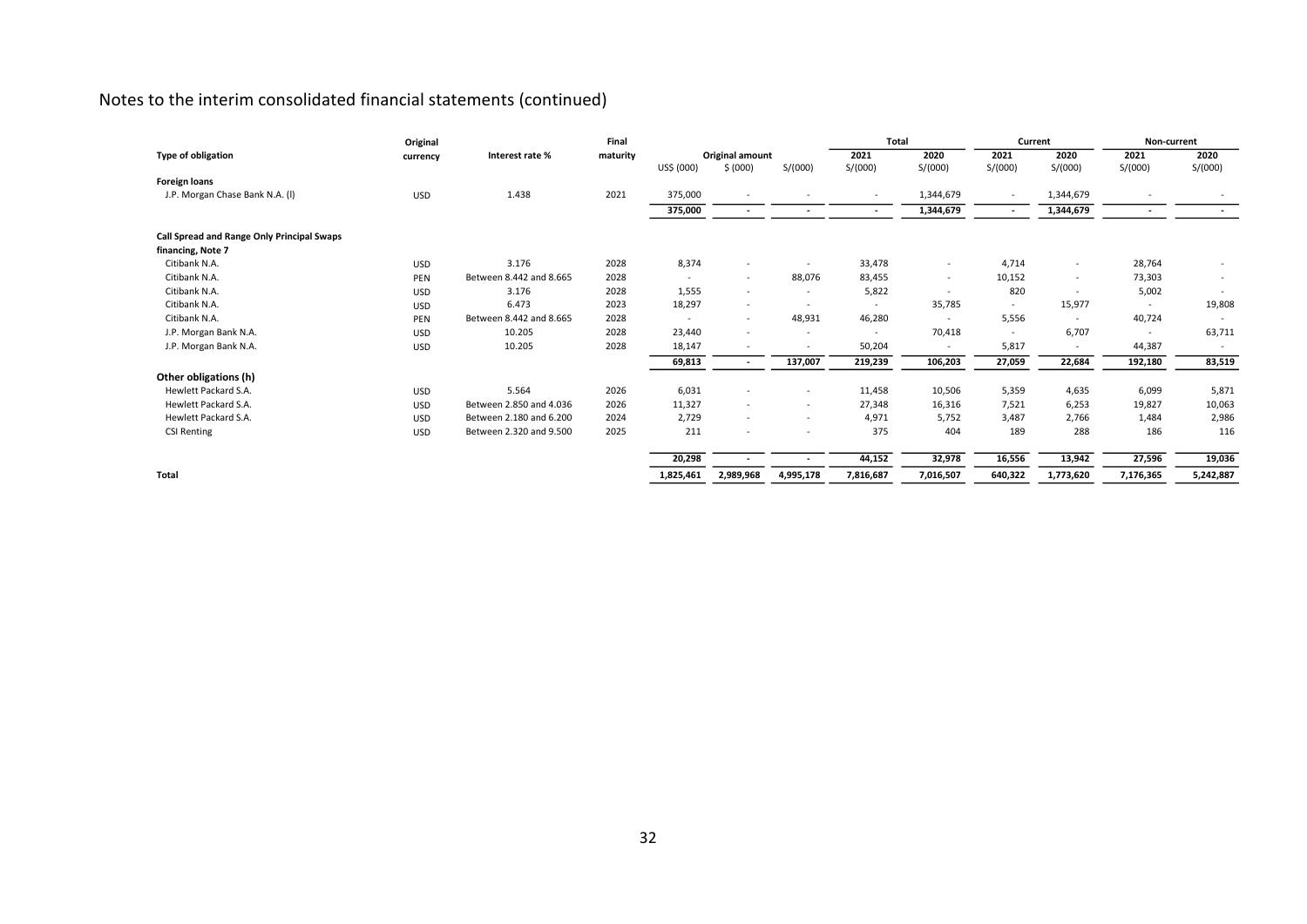# Notes to the interim consolidated financial statements (continued)

| Type of obligation | Original currency | Interest rate % | Final maturity | Original amount | | | Total | | Current | | Non-current | |
|---|---|---|---|---|---|---|---|---|---|---|---|---|
| | | | | US$ (000) | $ (000) | S/(000) | 2021 S/(000) | 2020 S/(000) | 2021 S/(000) | 2020 S/(000) | 2021 S/(000) | 2020 S/(000) |
| **Foreign loans** | | | | | | | | | | | | |
| J.P. Morgan Chase Bank N.A. (l) | USD | 1.438 | 2021 | 375,000 | - | - | - | 1,344,679 | - | 1,344,679 | - | - |
| | | | | 375,000 | - | - | - | 1,344,679 | - | 1,344,679 | - | - |
| **Call Spread and Range Only Principal Swaps financing, Note 7** | | | | | | | | | | | | |
| Citibank N.A. | USD | 3.176 | 2028 | 8,374 | - | - | 33,478 | - | 4,714 | - | 28,764 | - |
| Citibank N.A. | PEN | Between 8.442 and 8.665 | 2028 | - | - | 88,076 | 83,455 | - | 10,152 | - | 73,303 | - |
| Citibank N.A. | USD | 3.176 | 2028 | 1,555 | - | - | 5,822 | - | 820 | - | 5,002 | - |
| Citibank N.A. | USD | 6.473 | 2023 | 18,297 | - | - | - | 35,785 | - | 15,977 | - | 19,808 |
| Citibank N.A. | PEN | Between 8.442 and 8.665 | 2028 | - | - | 48,931 | 46,280 | - | 5,556 | - | 40,724 | - |
| J.P. Morgan Bank N.A. | USD | 10.205 | 2028 | 23,440 | - | - | - | 70,418 | - | 6,707 | - | 63,711 |
| J.P. Morgan Bank N.A. | USD | 10.205 | 2028 | 18,147 | - | - | 50,204 | - | 5,817 | - | 44,387 | - |
| | | | | 69,813 | - | 137,007 | 219,239 | 106,203 | 27,059 | 22,684 | 192,180 | 83,519 |
| **Other obligations (h)** | | | | | | | | | | | | |
| Hewlett Packard S.A. | USD | 5.564 | 2026 | 6,031 | - | - | 11,458 | 10,506 | 5,359 | 4,635 | 6,099 | 5,871 |
| Hewlett Packard S.A. | USD | Between 2.850 and 4.036 | 2026 | 11,327 | - | - | 27,348 | 16,316 | 7,521 | 6,253 | 19,827 | 10,063 |
| Hewlett Packard S.A. | USD | Between 2.180 and 6.200 | 2024 | 2,729 | - | - | 4,971 | 5,752 | 3,487 | 2,766 | 1,484 | 2,986 |
| CSI Renting | USD | Between 2.320 and 9.500 | 2025 | 211 | - | - | 375 | 404 | 189 | 288 | 186 | 116 |
| | | | | 20,298 | - | - | 44,152 | 32,978 | 16,556 | 13,942 | 27,596 | 19,036 |
| **Total** | | | | 1,825,461 | 2,989,968 | 4,995,178 | 7,816,687 | 7,016,507 | 640,322 | 1,773,620 | 7,176,365 | 5,242,887 |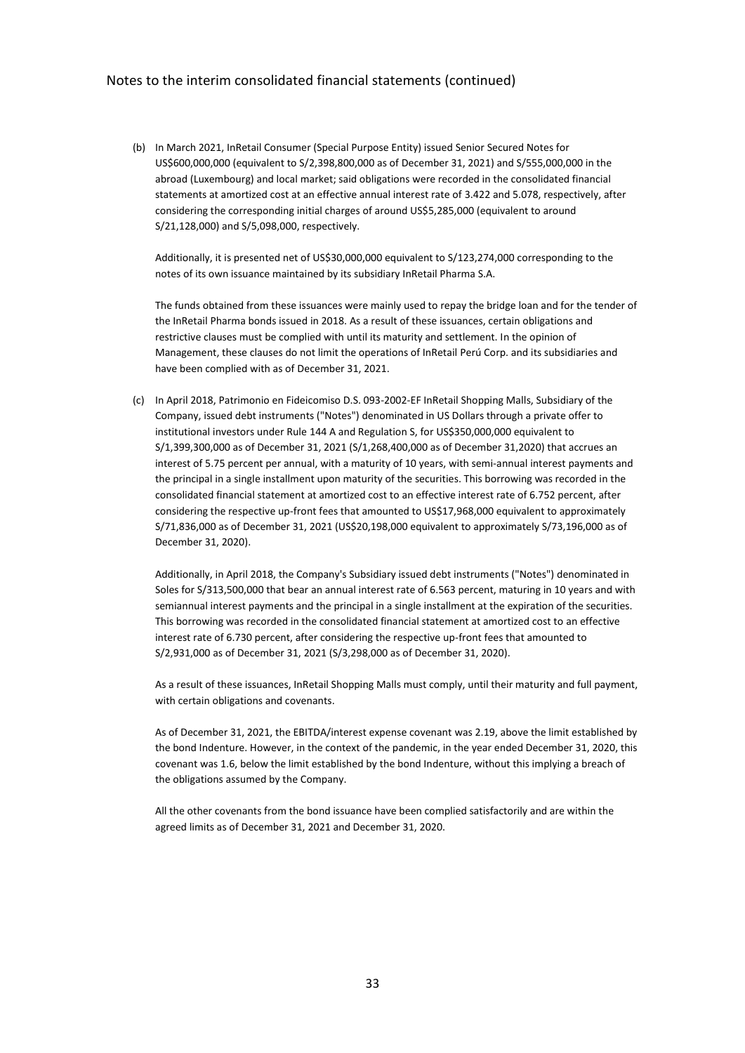(b) In March 2021, InRetail Consumer (Special Purpose Entity) issued Senior Secured Notes for US$600,000,000 (equivalent to S/2,398,800,000 as of December 31, 2021) and S/555,000,000 in the abroad (Luxembourg) and local market; said obligations were recorded in the consolidated financial statements at amortized cost at an effective annual interest rate of 3.422 and 5.078, respectively, after considering the corresponding initial charges of around US$5,285,000 (equivalent to around S/21,128,000) and S/5,098,000, respectively.

Additionally, it is presented net of US$30,000,000 equivalent to S/123,274,000 corresponding to the notes of its own issuance maintained by its subsidiary InRetail Pharma S.A.

The funds obtained from these issuances were mainly used to repay the bridge loan and for the tender of the InRetail Pharma bonds issued in 2018. As a result of these issuances, certain obligations and restrictive clauses must be complied with until its maturity and settlement. In the opinion of Management, these clauses do not limit the operations of InRetail Perú Corp. and its subsidiaries and have been complied with as of December 31, 2021.

(c) In April 2018, Patrimonio en Fideicomiso D.S. 093-2002-EF InRetail Shopping Malls, Subsidiary of the Company, issued debt instruments ("Notes") denominated in US Dollars through a private offer to institutional investors under Rule 144 A and Regulation S, for US$350,000,000 equivalent to S/1,399,300,000 as of December 31, 2021 (S/1,268,400,000 as of December 31,2020) that accrues an interest of 5.75 percent per annual, with a maturity of 10 years, with semi-annual interest payments and the principal in a single installment upon maturity of the securities. This borrowing was recorded in the consolidated financial statement at amortized cost to an effective interest rate of 6.752 percent, after considering the respective up-front fees that amounted to US$17,968,000 equivalent to approximately S/71,836,000 as of December 31, 2021 (US$20,198,000 equivalent to approximately S/73,196,000 as of December 31, 2020).

Additionally, in April 2018, the Company's Subsidiary issued debt instruments ("Notes") denominated in Soles for S/313,500,000 that bear an annual interest rate of 6.563 percent, maturing in 10 years and with semiannual interest payments and the principal in a single installment at the expiration of the securities. This borrowing was recorded in the consolidated financial statement at amortized cost to an effective interest rate of 6.730 percent, after considering the respective up-front fees that amounted to S/2,931,000 as of December 31, 2021 (S/3,298,000 as of December 31, 2020).

As a result of these issuances, InRetail Shopping Malls must comply, until their maturity and full payment, with certain obligations and covenants.

As of December 31, 2021, the EBITDA/interest expense covenant was 2.19, above the limit established by the bond Indenture. However, in the context of the pandemic, in the year ended December 31, 2020, this covenant was 1.6, below the limit established by the bond Indenture, without this implying a breach of the obligations assumed by the Company.

All the other covenants from the bond issuance have been complied satisfactorily and are within the agreed limits as of December 31, 2021 and December 31, 2020.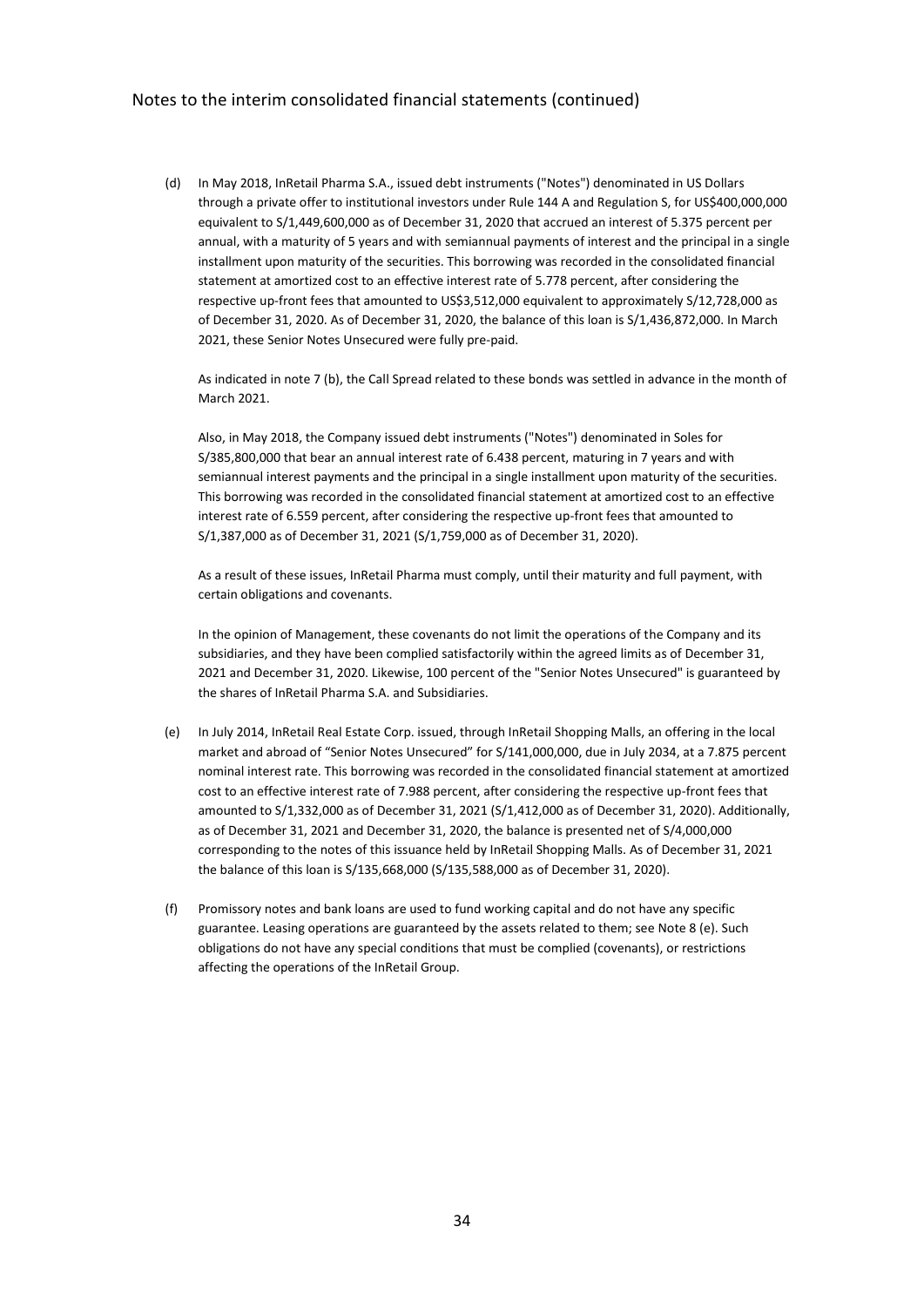(d) In May 2018, InRetail Pharma S.A., issued debt instruments ("Notes") denominated in US Dollars through a private offer to institutional investors under Rule 144 A and Regulation S, for US$400,000,000 equivalent to S/1,449,600,000 as of December 31, 2020 that accrued an interest of 5.375 percent per annual, with a maturity of 5 years and with semiannual payments of interest and the principal in a single installment upon maturity of the securities. This borrowing was recorded in the consolidated financial statement at amortized cost to an effective interest rate of 5.778 percent, after considering the respective up-front fees that amounted to US$3,512,000 equivalent to approximately S/12,728,000 as of December 31, 2020. As of December 31, 2020, the balance of this loan is S/1,436,872,000. In March 2021, these Senior Notes Unsecured were fully pre-paid.

As indicated in note 7 (b), the Call Spread related to these bonds was settled in advance in the month of March 2021.

Also, in May 2018, the Company issued debt instruments ("Notes") denominated in Soles for S/385,800,000 that bear an annual interest rate of 6.438 percent, maturing in 7 years and with semiannual interest payments and the principal in a single installment upon maturity of the securities. This borrowing was recorded in the consolidated financial statement at amortized cost to an effective interest rate of 6.559 percent, after considering the respective up-front fees that amounted to S/1,387,000 as of December 31, 2021 (S/1,759,000 as of December 31, 2020).

As a result of these issues, InRetail Pharma must comply, until their maturity and full payment, with certain obligations and covenants.

In the opinion of Management, these covenants do not limit the operations of the Company and its subsidiaries, and they have been complied satisfactorily within the agreed limits as of December 31, 2021 and December 31, 2020. Likewise, 100 percent of the "Senior Notes Unsecured" is guaranteed by the shares of InRetail Pharma S.A. and Subsidiaries.

(e) In July 2014, InRetail Real Estate Corp. issued, through InRetail Shopping Malls, an offering in the local market and abroad of "Senior Notes Unsecured" for S/141,000,000, due in July 2034, at a 7.875 percent nominal interest rate. This borrowing was recorded in the consolidated financial statement at amortized cost to an effective interest rate of 7.988 percent, after considering the respective up-front fees that amounted to S/1,332,000 as of December 31, 2021 (S/1,412,000 as of December 31, 2020). Additionally, as of December 31, 2021 and December 31, 2020, the balance is presented net of S/4,000,000 corresponding to the notes of this issuance held by InRetail Shopping Malls. As of December 31, 2021 the balance of this loan is S/135,668,000 (S/135,588,000 as of December 31, 2020).

(f) Promissory notes and bank loans are used to fund working capital and do not have any specific guarantee. Leasing operations are guaranteed by the assets related to them; see Note 8 (e). Such obligations do not have any special conditions that must be complied (covenants), or restrictions affecting the operations of the InRetail Group.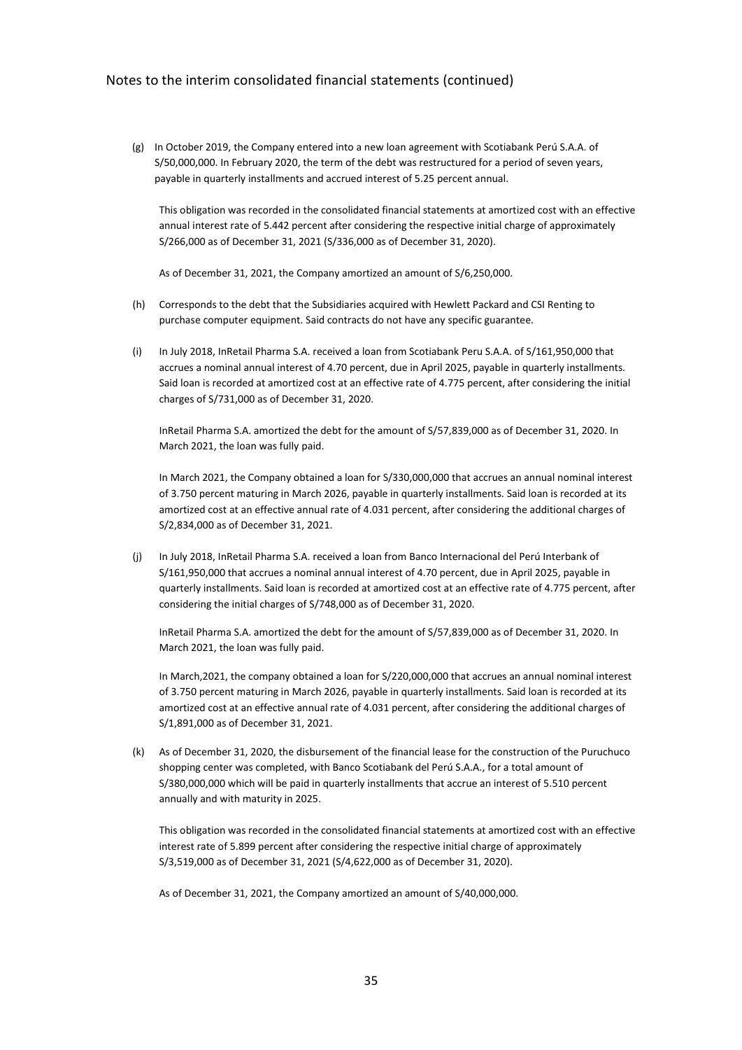Notes to the interim consolidated financial statements (continued)

(g) In October 2019, the Company entered into a new loan agreement with Scotiabank Perú S.A.A. of S/50,000,000. In February 2020, the term of the debt was restructured for a period of seven years, payable in quarterly installments and accrued interest of 5.25 percent annual.

This obligation was recorded in the consolidated financial statements at amortized cost with an effective annual interest rate of 5.442 percent after considering the respective initial charge of approximately S/266,000 as of December 31, 2021 (S/336,000 as of December 31, 2020).

As of December 31, 2021, the Company amortized an amount of S/6,250,000.

(h) Corresponds to the debt that the Subsidiaries acquired with Hewlett Packard and CSI Renting to purchase computer equipment. Said contracts do not have any specific guarantee.

(i) In July 2018, InRetail Pharma S.A. received a loan from Scotiabank Peru S.A.A. of S/161,950,000 that accrues a nominal annual interest of 4.70 percent, due in April 2025, payable in quarterly installments. Said loan is recorded at amortized cost at an effective rate of 4.775 percent, after considering the initial charges of S/731,000 as of December 31, 2020.

InRetail Pharma S.A. amortized the debt for the amount of S/57,839,000 as of December 31, 2020. In March 2021, the loan was fully paid.

In March 2021, the Company obtained a loan for S/330,000,000 that accrues an annual nominal interest of 3.750 percent maturing in March 2026, payable in quarterly installments. Said loan is recorded at its amortized cost at an effective annual rate of 4.031 percent, after considering the additional charges of S/2,834,000 as of December 31, 2021.

(j) In July 2018, InRetail Pharma S.A. received a loan from Banco Internacional del Perú Interbank of S/161,950,000 that accrues a nominal annual interest of 4.70 percent, due in April 2025, payable in quarterly installments. Said loan is recorded at amortized cost at an effective rate of 4.775 percent, after considering the initial charges of S/748,000 as of December 31, 2020.

InRetail Pharma S.A. amortized the debt for the amount of S/57,839,000 as of December 31, 2020. In March 2021, the loan was fully paid.

In March,2021, the company obtained a loan for S/220,000,000 that accrues an annual nominal interest of 3.750 percent maturing in March 2026, payable in quarterly installments. Said loan is recorded at its amortized cost at an effective annual rate of 4.031 percent, after considering the additional charges of S/1,891,000 as of December 31, 2021.

(k) As of December 31, 2020, the disbursement of the financial lease for the construction of the Puruchuco shopping center was completed, with Banco Scotiabank del Perú S.A.A., for a total amount of S/380,000,000 which will be paid in quarterly installments that accrue an interest of 5.510 percent annually and with maturity in 2025.

This obligation was recorded in the consolidated financial statements at amortized cost with an effective interest rate of 5.899 percent after considering the respective initial charge of approximately S/3,519,000 as of December 31, 2021 (S/4,622,000 as of December 31, 2020).

As of December 31, 2021, the Company amortized an amount of S/40,000,000.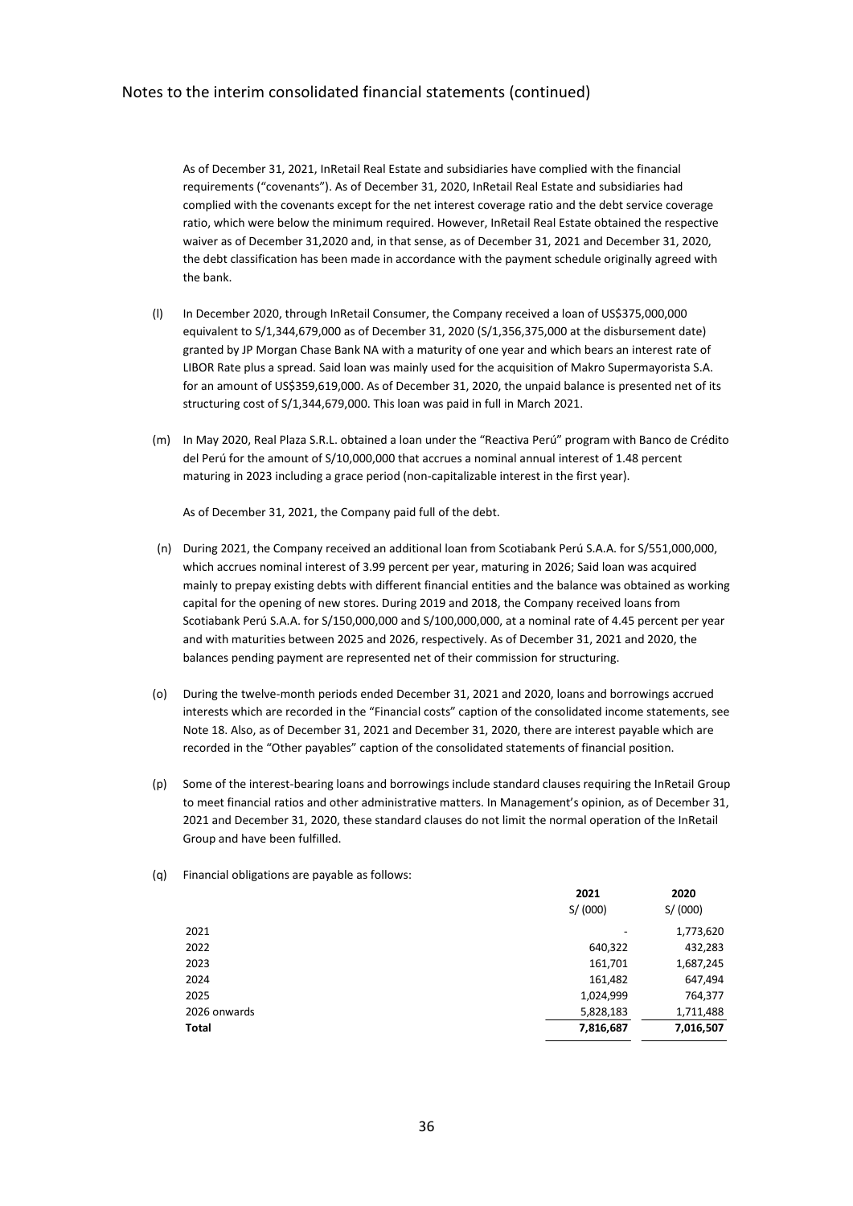As of December 31, 2021, InRetail Real Estate and subsidiaries have complied with the financial requirements ("covenants"). As of December 31, 2020, InRetail Real Estate and subsidiaries had complied with the covenants except for the net interest coverage ratio and the debt service coverage ratio, which were below the minimum required. However, InRetail Real Estate obtained the respective waiver as of December 31,2020 and, in that sense, as of December 31, 2021 and December 31, 2020, the debt classification has been made in accordance with the payment schedule originally agreed with the bank.

(l) In December 2020, through InRetail Consumer, the Company received a loan of US$375,000,000 equivalent to S/1,344,679,000 as of December 31, 2020 (S/1,356,375,000 at the disbursement date) granted by JP Morgan Chase Bank NA with a maturity of one year and which bears an interest rate of LIBOR Rate plus a spread. Said loan was mainly used for the acquisition of Makro Supermayorista S.A. for an amount of US$359,619,000. As of December 31, 2020, the unpaid balance is presented net of its structuring cost of S/1,344,679,000. This loan was paid in full in March 2021.

(m) In May 2020, Real Plaza S.R.L. obtained a loan under the "Reactiva Perú" program with Banco de Crédito del Perú for the amount of S/10,000,000 that accrues a nominal annual interest of 1.48 percent maturing in 2023 including a grace period (non-capitalizable interest in the first year).

As of December 31, 2021, the Company paid full of the debt.

(n) During 2021, the Company received an additional loan from Scotiabank Perú S.A.A. for S/551,000,000, which accrues nominal interest of 3.99 percent per year, maturing in 2026; Said loan was acquired mainly to prepay existing debts with different financial entities and the balance was obtained as working capital for the opening of new stores. During 2019 and 2018, the Company received loans from Scotiabank Perú S.A.A. for S/150,000,000 and S/100,000,000, at a nominal rate of 4.45 percent per year and with maturities between 2025 and 2026, respectively. As of December 31, 2021 and 2020, the balances pending payment are represented net of their commission for structuring.

(o) During the twelve-month periods ended December 31, 2021 and 2020, loans and borrowings accrued interests which are recorded in the "Financial costs" caption of the consolidated income statements, see Note 18. Also, as of December 31, 2021 and December 31, 2020, there are interest payable which are recorded in the "Other payables" caption of the consolidated statements of financial position.

(p) Some of the interest-bearing loans and borrowings include standard clauses requiring the InRetail Group to meet financial ratios and other administrative matters. In Management's opinion, as of December 31, 2021 and December 31, 2020, these standard clauses do not limit the normal operation of the InRetail Group and have been fulfilled.

(q) Financial obligations are payable as follows:

| | 2021<br>S/ (000) | 2020<br>S/ (000) |
|---|---|---|
| 2021 | - | 1,773,620 |
| 2022 | 640,322 | 432,283 |
| 2023 | 161,701 | 1,687,245 |
| 2024 | 161,482 | 647,494 |
| 2025 | 1,024,999 | 764,377 |
| 2026 onwards | 5,828,183 | 1,711,488 |
| **Total** | **7,816,687** | **7,016,507** |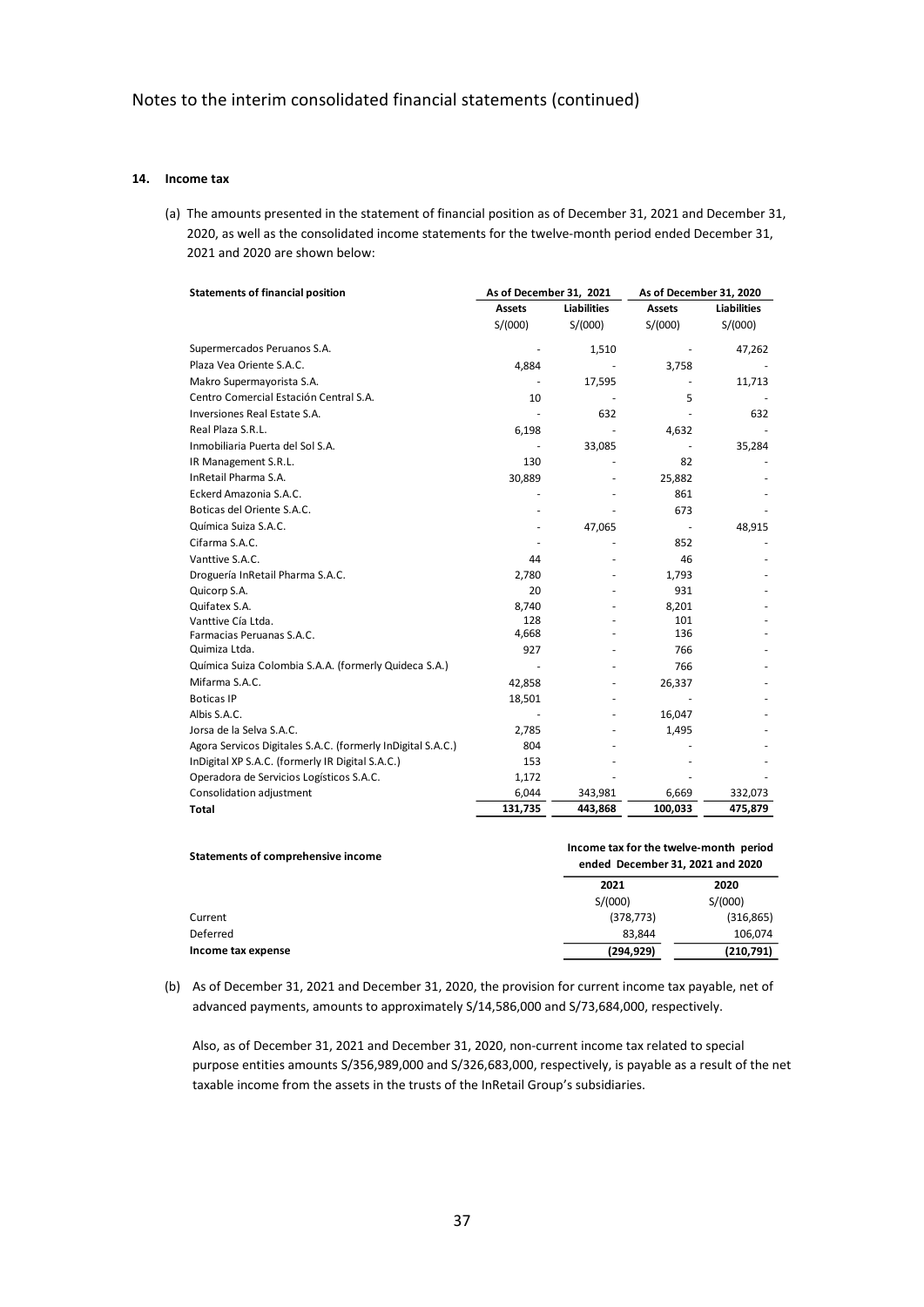## 14. Income tax

(a) The amounts presented in the statement of financial position as of December 31, 2021 and December 31, 2020, as well as the consolidated income statements for the twelve-month period ended December 31, 2021 and 2020 are shown below:

| Statements of financial position | As of December 31, 2021 | | As of December 31, 2020 | |
|---|---|---|---|---|
| | Assets | Liabilities | Assets | Liabilities |
| | S/(000) | S/(000) | S/(000) | S/(000) |
| Supermercados Peruanos S.A. | - | 1,510 | - | 47,262 |
| Plaza Vea Oriente S.A.C. | 4,884 | - | 3,758 | - |
| Makro Supermayorista S.A. | - | 17,595 | - | 11,713 |
| Centro Comercial Estación Central S.A. | 10 | - | 5 | - |
| Inversiones Real Estate S.A. | - | 632 | - | 632 |
| Real Plaza S.R.L. | 6,198 | - | 4,632 | - |
| Inmobiliaria Puerta del Sol S.A. | - | 33,085 | - | 35,284 |
| IR Management S.R.L. | 130 | - | 82 | - |
| InRetail Pharma S.A. | 30,889 | - | 25,882 | - |
| Eckerd Amazonia S.A.C. | - | - | 861 | - |
| Boticas del Oriente S.A.C. | - | - | 673 | - |
| Química Suiza S.A.C. | - | 47,065 | - | 48,915 |
| Cifarma S.A.C. | - | - | 852 | - |
| Vanttive S.A.C. | 44 | - | 46 | - |
| Droguería InRetail Pharma S.A.C. | 2,780 | - | 1,793 | - |
| Quicorp S.A. | 20 | - | 931 | - |
| Quifatex S.A. | 8,740 | - | 8,201 | - |
| Vanttive Cía Ltda. | 128 | - | 101 | - |
| Farmacias Peruanas S.A.C. | 4,668 | - | 136 | - |
| Quimiza Ltda. | 927 | - | 766 | - |
| Química Suiza Colombia S.A.A. (formerly Quideca S.A.) | - | - | 766 | - |
| Mifarma S.A.C. | 42,858 | - | 26,337 | - |
| Boticas IP | 18,501 | - | - | - |
| Albis S.A.C. | - | - | 16,047 | - |
| Jorsa de la Selva S.A.C. | 2,785 | - | 1,495 | - |
| Agora Servicos Digitales S.A.C. (formerly InDigital S.A.C.) | 804 | - | - | - |
| InDigital XP S.A.C. (formerly IR Digital S.A.C.) | 153 | - | - | - |
| Operadora de Servicios Logísticos S.A.C. | 1,172 | - | - | - |
| Consolidation adjustment | 6,044 | 343,981 | 6,669 | 332,073 |
| **Total** | **131,735** | **443,868** | **100,033** | **475,879** |

| Statements of comprehensive income | Income tax for the twelve-month period ended December 31, 2021 and 2020 | |
|---|---|---|
| | 2021 | 2020 |
| | S/(000) | S/(000) |
| Current | (378,773) | (316,865) |
| Deferred | 83,844 | 106,074 |
| **Income tax expense** | **(294,929)** | **(210,791)** |

(b) As of December 31, 2021 and December 31, 2020, the provision for current income tax payable, net of advanced payments, amounts to approximately S/14,586,000 and S/73,684,000, respectively.

Also, as of December 31, 2021 and December 31, 2020, non-current income tax related to special purpose entities amounts S/356,989,000 and S/326,683,000, respectively, is payable as a result of the net taxable income from the assets in the trusts of the InRetail Group's subsidiaries.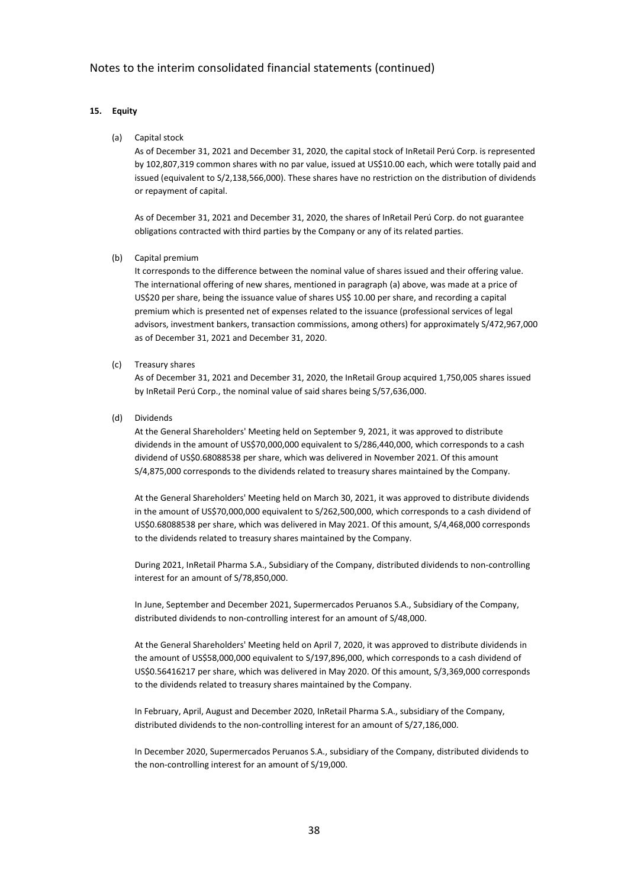**15. Equity**

(a) Capital stock

As of December 31, 2021 and December 31, 2020, the capital stock of InRetail Perú Corp. is represented by 102,807,319 common shares with no par value, issued at US$10.00 each, which were totally paid and issued (equivalent to S/2,138,566,000). These shares have no restriction on the distribution of dividends or repayment of capital.

As of December 31, 2021 and December 31, 2020, the shares of InRetail Perú Corp. do not guarantee obligations contracted with third parties by the Company or any of its related parties.

(b) Capital premium

It corresponds to the difference between the nominal value of shares issued and their offering value. The international offering of new shares, mentioned in paragraph (a) above, was made at a price of US$20 per share, being the issuance value of shares US$ 10.00 per share, and recording a capital premium which is presented net of expenses related to the issuance (professional services of legal advisors, investment bankers, transaction commissions, among others) for approximately S/472,967,000 as of December 31, 2021 and December 31, 2020.

(c) Treasury shares

As of December 31, 2021 and December 31, 2020, the InRetail Group acquired 1,750,005 shares issued by InRetail Perú Corp., the nominal value of said shares being S/57,636,000.

(d) Dividends

At the General Shareholders' Meeting held on September 9, 2021, it was approved to distribute dividends in the amount of US$70,000,000 equivalent to S/286,440,000, which corresponds to a cash dividend of US$0.68088538 per share, which was delivered in November 2021. Of this amount S/4,875,000 corresponds to the dividends related to treasury shares maintained by the Company.

At the General Shareholders' Meeting held on March 30, 2021, it was approved to distribute dividends in the amount of US$70,000,000 equivalent to S/262,500,000, which corresponds to a cash dividend of US$0.68088538 per share, which was delivered in May 2021. Of this amount, S/4,468,000 corresponds to the dividends related to treasury shares maintained by the Company.

During 2021, InRetail Pharma S.A., Subsidiary of the Company, distributed dividends to non-controlling interest for an amount of S/78,850,000.

In June, September and December 2021, Supermercados Peruanos S.A., Subsidiary of the Company, distributed dividends to non-controlling interest for an amount of S/48,000.

At the General Shareholders' Meeting held on April 7, 2020, it was approved to distribute dividends in the amount of US$58,000,000 equivalent to S/197,896,000, which corresponds to a cash dividend of US$0.56416217 per share, which was delivered in May 2020. Of this amount, S/3,369,000 corresponds to the dividends related to treasury shares maintained by the Company.

In February, April, August and December 2020, InRetail Pharma S.A., subsidiary of the Company, distributed dividends to the non-controlling interest for an amount of S/27,186,000.

In December 2020, Supermercados Peruanos S.A., subsidiary of the Company, distributed dividends to the non-controlling interest for an amount of S/19,000.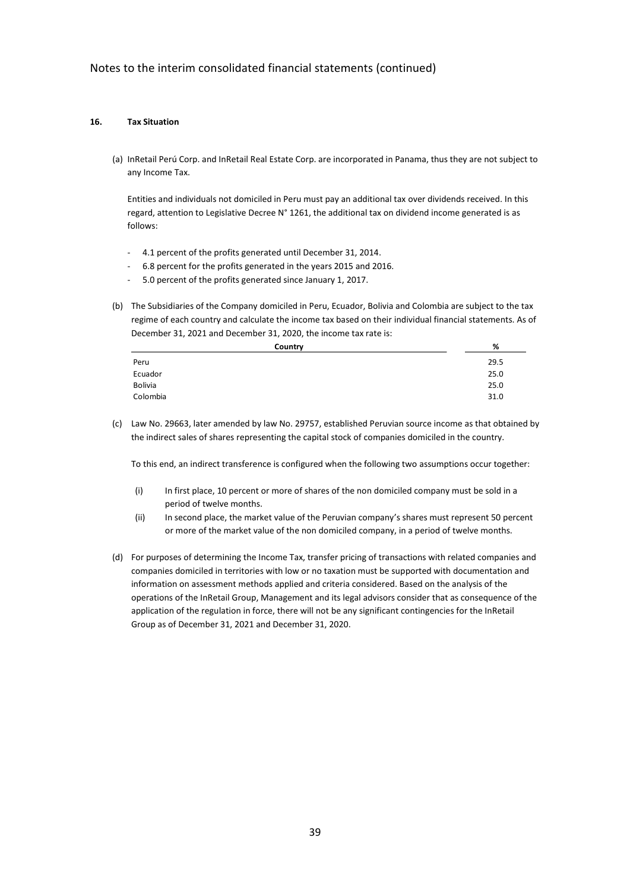Notes to the interim consolidated financial statements (continued)

## 16. Tax Situation

(a) InRetail Perú Corp. and InRetail Real Estate Corp. are incorporated in Panama, thus they are not subject to any Income Tax.

Entities and individuals not domiciled in Peru must pay an additional tax over dividends received. In this regard, attention to Legislative Decree N° 1261, the additional tax on dividend income generated is as follows:

- 4.1 percent of the profits generated until December 31, 2014.
- 6.8 percent for the profits generated in the years 2015 and 2016.
- 5.0 percent of the profits generated since January 1, 2017.

(b) The Subsidiaries of the Company domiciled in Peru, Ecuador, Bolivia and Colombia are subject to the tax regime of each country and calculate the income tax based on their individual financial statements. As of December 31, 2021 and December 31, 2020, the income tax rate is:

| Country | % |
| --- | --- |
| Peru | 29.5 |
| Ecuador | 25.0 |
| Bolivia | 25.0 |
| Colombia | 31.0 |

(c) Law No. 29663, later amended by law No. 29757, established Peruvian source income as that obtained by the indirect sales of shares representing the capital stock of companies domiciled in the country.

To this end, an indirect transference is configured when the following two assumptions occur together:

(i) In first place, 10 percent or more of shares of the non domiciled company must be sold in a period of twelve months.

(ii) In second place, the market value of the Peruvian company's shares must represent 50 percent or more of the market value of the non domiciled company, in a period of twelve months.

(d) For purposes of determining the Income Tax, transfer pricing of transactions with related companies and companies domiciled in territories with low or no taxation must be supported with documentation and information on assessment methods applied and criteria considered. Based on the analysis of the operations of the InRetail Group, Management and its legal advisors consider that as consequence of the application of the regulation in force, there will not be any significant contingencies for the InRetail Group as of December 31, 2021 and December 31, 2020.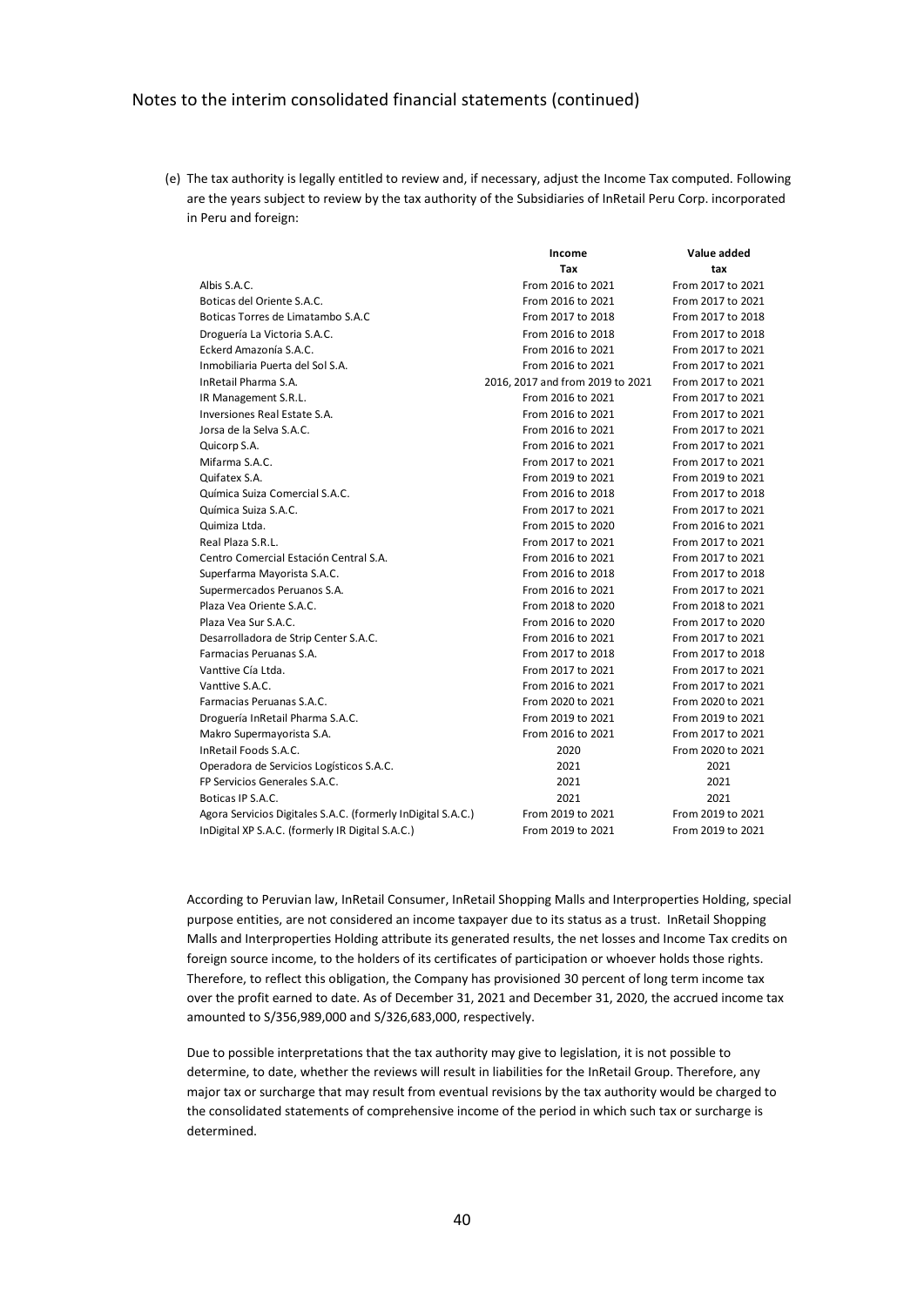(e) The tax authority is legally entitled to review and, if necessary, adjust the Income Tax computed. Following are the years subject to review by the tax authority of the Subsidiaries of InRetail Peru Corp. incorporated in Peru and foreign:

| | Income Tax | Value added tax |
|---|---|---|
| Albis S.A.C. | From 2016 to 2021 | From 2017 to 2021 |
| Boticas del Oriente S.A.C. | From 2016 to 2021 | From 2017 to 2021 |
| Boticas Torres de Limatambo S.A.C | From 2017 to 2018 | From 2017 to 2018 |
| Droguería La Victoria S.A.C. | From 2016 to 2018 | From 2017 to 2018 |
| Eckerd Amazonía S.A.C. | From 2016 to 2021 | From 2017 to 2021 |
| Inmobiliaria Puerta del Sol S.A. | From 2016 to 2021 | From 2017 to 2021 |
| InRetail Pharma S.A. | 2016, 2017 and from 2019 to 2021 | From 2017 to 2021 |
| IR Management S.R.L. | From 2016 to 2021 | From 2017 to 2021 |
| Inversiones Real Estate S.A. | From 2016 to 2021 | From 2017 to 2021 |
| Jorsa de la Selva S.A.C. | From 2016 to 2021 | From 2017 to 2021 |
| Quicorp S.A. | From 2016 to 2021 | From 2017 to 2021 |
| Mifarma S.A.C. | From 2017 to 2021 | From 2017 to 2021 |
| Quifatex S.A. | From 2019 to 2021 | From 2019 to 2021 |
| Química Suiza Comercial S.A.C. | From 2016 to 2018 | From 2017 to 2018 |
| Química Suiza S.A.C. | From 2017 to 2021 | From 2017 to 2021 |
| Quimiza Ltda. | From 2015 to 2020 | From 2016 to 2021 |
| Real Plaza S.R.L. | From 2017 to 2021 | From 2017 to 2021 |
| Centro Comercial Estación Central S.A. | From 2016 to 2021 | From 2017 to 2021 |
| Superfarma Mayorista S.A.C. | From 2016 to 2018 | From 2017 to 2018 |
| Supermercados Peruanos S.A. | From 2016 to 2021 | From 2017 to 2021 |
| Plaza Vea Oriente S.A.C. | From 2018 to 2020 | From 2018 to 2021 |
| Plaza Vea Sur S.A.C. | From 2016 to 2020 | From 2017 to 2020 |
| Desarrolladora de Strip Center S.A.C. | From 2016 to 2021 | From 2017 to 2021 |
| Farmacias Peruanas S.A. | From 2017 to 2018 | From 2017 to 2018 |
| Vanttive Cía Ltda. | From 2017 to 2021 | From 2017 to 2021 |
| Vanttive S.A.C. | From 2016 to 2021 | From 2017 to 2021 |
| Farmacias Peruanas S.A.C. | From 2020 to 2021 | From 2020 to 2021 |
| Droguería InRetail Pharma S.A.C. | From 2019 to 2021 | From 2019 to 2021 |
| Makro Supermayorista S.A. | From 2016 to 2021 | From 2017 to 2021 |
| InRetail Foods S.A.C. | 2020 | From 2020 to 2021 |
| Operadora de Servicios Logísticos S.A.C. | 2021 | 2021 |
| FP Servicios Generales S.A.C. | 2021 | 2021 |
| Boticas IP S.A.C. | 2021 | 2021 |
| Agora Servicios Digitales S.A.C. (formerly InDigital S.A.C.) | From 2019 to 2021 | From 2019 to 2021 |
| InDigital XP S.A.C. (formerly IR Digital S.A.C.) | From 2019 to 2021 | From 2019 to 2021 |

According to Peruvian law, InRetail Consumer, InRetail Shopping Malls and Interproperties Holding, special purpose entities, are not considered an income taxpayer due to its status as a trust. InRetail Shopping Malls and Interproperties Holding attribute its generated results, the net losses and Income Tax credits on foreign source income, to the holders of its certificates of participation or whoever holds those rights. Therefore, to reflect this obligation, the Company has provisioned 30 percent of long term income tax over the profit earned to date. As of December 31, 2021 and December 31, 2020, the accrued income tax amounted to S/356,989,000 and S/326,683,000, respectively.

Due to possible interpretations that the tax authority may give to legislation, it is not possible to determine, to date, whether the reviews will result in liabilities for the InRetail Group. Therefore, any major tax or surcharge that may result from eventual revisions by the tax authority would be charged to the consolidated statements of comprehensive income of the period in which such tax or surcharge is determined.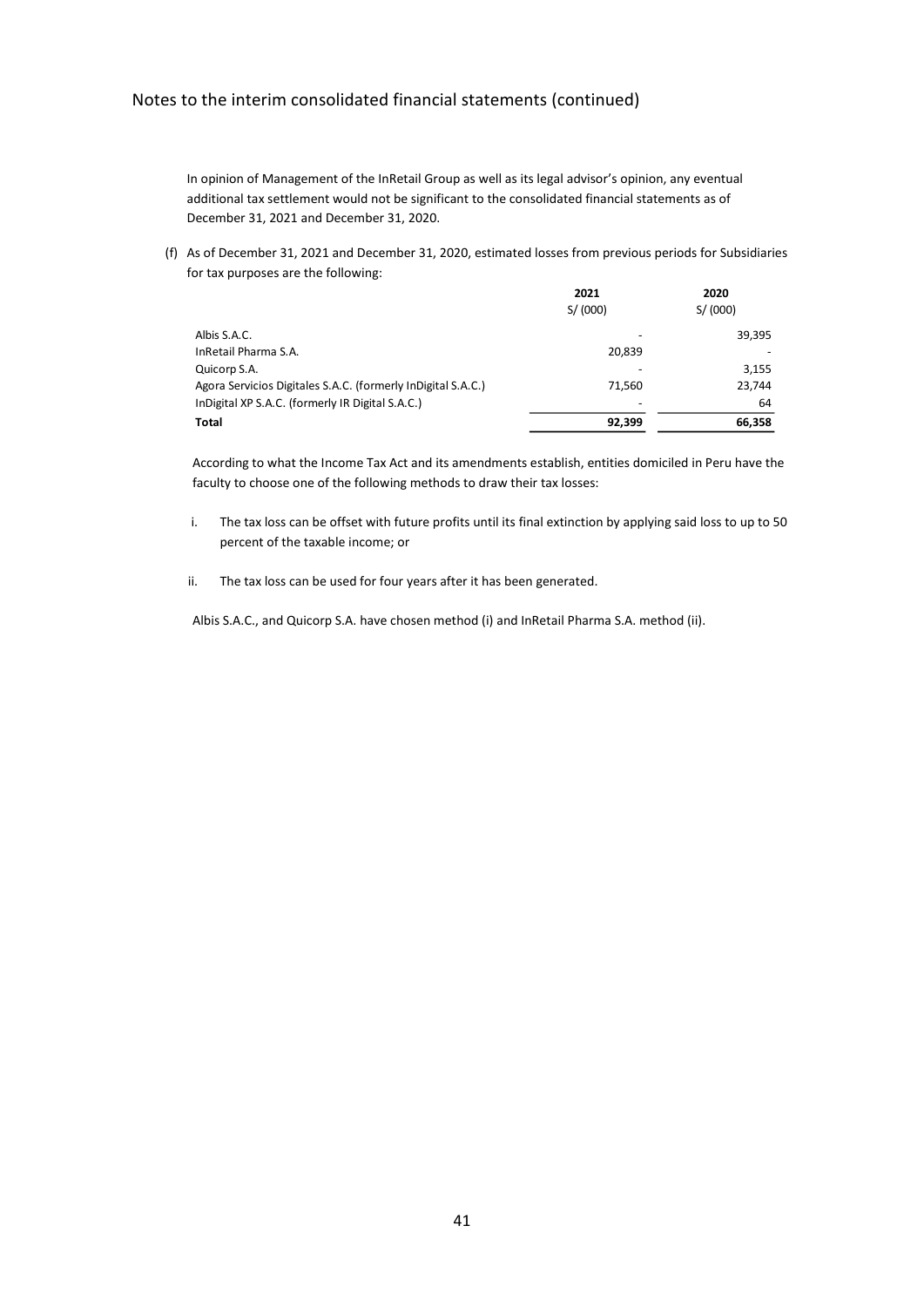In opinion of Management of the InRetail Group as well as its legal advisor's opinion, any eventual additional tax settlement would not be significant to the consolidated financial statements as of December 31, 2021 and December 31, 2020.

(f) As of December 31, 2021 and December 31, 2020, estimated losses from previous periods for Subsidiaries for tax purposes are the following:

| | 2021 | 2020 |
|---|---|---|
| | S/ (000) | S/ (000) |
| Albis S.A.C. | - | 39,395 |
| InRetail Pharma S.A. | 20,839 | - |
| Quicorp S.A. | - | 3,155 |
| Agora Servicios Digitales S.A.C. (formerly InDigital S.A.C.) | 71,560 | 23,744 |
| InDigital XP S.A.C. (formerly IR Digital S.A.C.) | - | 64 |
| **Total** | **92,399** | **66,358** |

According to what the Income Tax Act and its amendments establish, entities domiciled in Peru have the faculty to choose one of the following methods to draw their tax losses:

i. The tax loss can be offset with future profits until its final extinction by applying said loss to up to 50 percent of the taxable income; or

ii. The tax loss can be used for four years after it has been generated.

Albis S.A.C., and Quicorp S.A. have chosen method (i) and InRetail Pharma S.A. method (ii).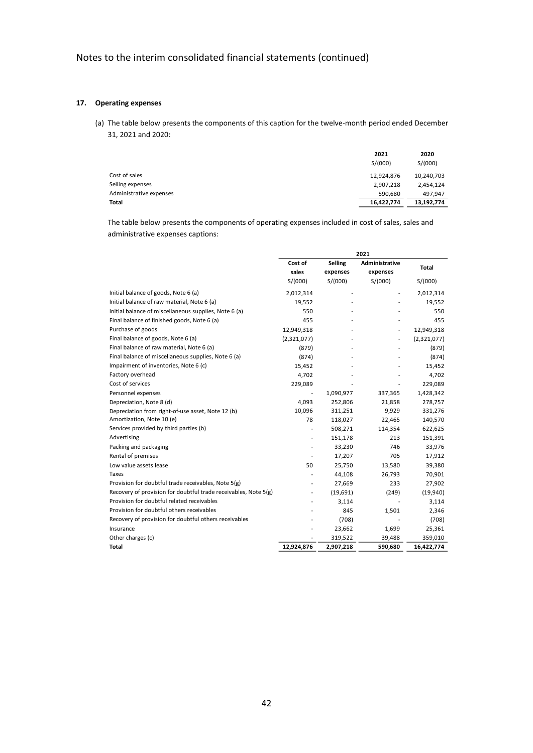## 17. Operating expenses

(a) The table below presents the components of this caption for the twelve-month period ended December 31, 2021 and 2020:

| | 2021 | 2020 |
|---|---|---|
| | S/(000) | S/(000) |
| Cost of sales | 12,924,876 | 10,240,703 |
| Selling expenses | 2,907,218 | 2,454,124 |
| Administrative expenses | 590,680 | 497,947 |
| **Total** | **16,422,774** | **13,192,774** |

The table below presents the components of operating expenses included in cost of sales, sales and administrative expenses captions:

| | 2021 | | | |
|---|---|---|---|---|
| | Cost of sales | Selling expenses | Administrative expenses | Total |
| | S/(000) | S/(000) | S/(000) | S/(000) |
| Initial balance of goods, Note 6 (a) | 2,012,314 | - | - | 2,012,314 |
| Initial balance of raw material, Note 6 (a) | 19,552 | - | - | 19,552 |
| Initial balance of miscellaneous supplies, Note 6 (a) | 550 | - | - | 550 |
| Final balance of finished goods, Note 6 (a) | 455 | - | - | 455 |
| Purchase of goods | 12,949,318 | - | - | 12,949,318 |
| Final balance of goods, Note 6 (a) | (2,321,077) | - | - | (2,321,077) |
| Final balance of raw material, Note 6 (a) | (879) | - | - | (879) |
| Final balance of miscellaneous supplies, Note 6 (a) | (874) | - | - | (874) |
| Impairment of inventories, Note 6 (c) | 15,452 | - | - | 15,452 |
| Factory overhead | 4,702 | - | - | 4,702 |
| Cost of services | 229,089 | - | - | 229,089 |
| Personnel expenses | - | 1,090,977 | 337,365 | 1,428,342 |
| Depreciation, Note 8 (d) | 4,093 | 252,806 | 21,858 | 278,757 |
| Depreciation from right-of-use asset, Note 12 (b) | 10,096 | 311,251 | 9,929 | 331,276 |
| Amortization, Note 10 (e) | 78 | 118,027 | 22,465 | 140,570 |
| Services provided by third parties (b) | - | 508,271 | 114,354 | 622,625 |
| Advertising | - | 151,178 | 213 | 151,391 |
| Packing and packaging | - | 33,230 | 746 | 33,976 |
| Rental of premises | - | 17,207 | 705 | 17,912 |
| Low value assets lease | 50 | 25,750 | 13,580 | 39,380 |
| Taxes | - | 44,108 | 26,793 | 70,901 |
| Provision for doubtful trade receivables, Note 5(g) | - | 27,669 | 233 | 27,902 |
| Recovery of provision for doubtful trade receivables, Note 5(g) | - | (19,691) | (249) | (19,940) |
| Provision for doubtful related receivables | - | 3,114 | - | 3,114 |
| Provision for doubtful others receivables | - | 845 | 1,501 | 2,346 |
| Recovery of provision for doubtful others receivables | - | (708) | - | (708) |
| Insurance | - | 23,662 | 1,699 | 25,361 |
| Other charges (c) | - | 319,522 | 39,488 | 359,010 |
| **Total** | **12,924,876** | **2,907,218** | **590,680** | **16,422,774** |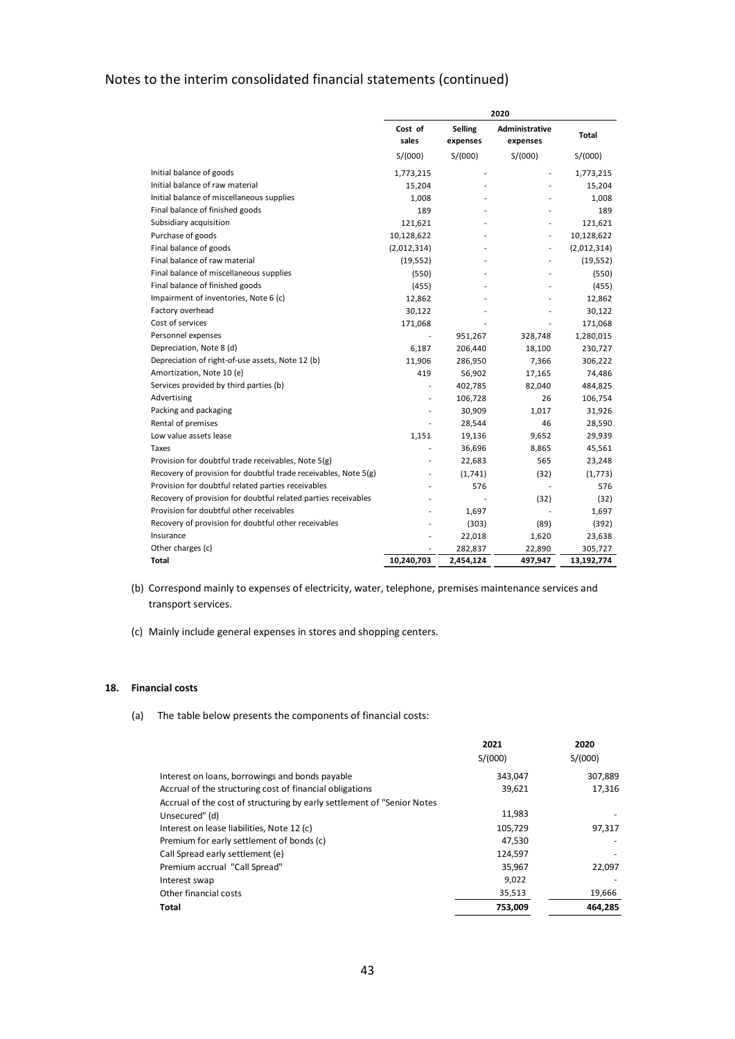Notes to the interim consolidated financial statements (continued)

| | 2020 | | | |
|---|---|---|---|---|
| | Cost of sales | Selling expenses | Administrative expenses | Total |
| | S/(000) | S/(000) | S/(000) | S/(000) |
| Initial balance of goods | 1,773,215 | - | - | 1,773,215 |
| Initial balance of raw material | 15,204 | - | - | 15,204 |
| Initial balance of miscellaneous supplies | 1,008 | - | - | 1,008 |
| Final balance of finished goods | 189 | - | - | 189 |
| Subsidiary acquisition | 121,621 | - | - | 121,621 |
| Purchase of goods | 10,128,622 | - | - | 10,128,622 |
| Final balance of goods | (2,012,314) | - | - | (2,012,314) |
| Final balance of raw material | (19,552) | - | - | (19,552) |
| Final balance of miscellaneous supplies | (550) | - | - | (550) |
| Final balance of finished goods | (455) | - | - | (455) |
| Impairment of inventories, Note 6 (c) | 12,862 | - | - | 12,862 |
| Factory overhead | 30,122 | - | - | 30,122 |
| Cost of services | 171,068 | - | - | 171,068 |
| Personnel expenses | - | 951,267 | 328,748 | 1,280,015 |
| Depreciation, Note 8 (d) | 6,187 | 206,440 | 18,100 | 230,727 |
| Depreciation of right-of-use assets, Note 12 (b) | 11,906 | 286,950 | 7,366 | 306,222 |
| Amortization, Note 10 (e) | 419 | 56,902 | 17,165 | 74,486 |
| Services provided by third parties (b) | - | 402,785 | 82,040 | 484,825 |
| Advertising | - | 106,728 | 26 | 106,754 |
| Packing and packaging | - | 30,909 | 1,017 | 31,926 |
| Rental of premises | - | 28,544 | 46 | 28,590 |
| Low value assets lease | 1,151 | 19,136 | 9,652 | 29,939 |
| Taxes | - | 36,696 | 8,865 | 45,561 |
| Provision for doubtful trade receivables, Note 5(g) | - | 22,683 | 565 | 23,248 |
| Recovery of provision for doubtful trade receivables, Note 5(g) | - | (1,741) | (32) | (1,773) |
| Provision for doubtful related parties receivables | - | 576 | - | 576 |
| Recovery of provision for doubtful related parties receivables | - | - | (32) | (32) |
| Provision for doubtful other receivables | - | 1,697 | - | 1,697 |
| Recovery of provision for doubtful other receivables | - | (303) | (89) | (392) |
| Insurance | - | 22,018 | 1,620 | 23,638 |
| Other charges (c) | - | 282,837 | 22,890 | 305,727 |
| **Total** | **10,240,703** | **2,454,124** | **497,947** | **13,192,774** |

(b) Correspond mainly to expenses of electricity, water, telephone, premises maintenance services and transport services.

(c) Mainly include general expenses in stores and shopping centers.

## 18. Financial costs

(a) The table below presents the components of financial costs:

| | 2021 | 2020 |
|---|---|---|
| | S/(000) | S/(000) |
| Interest on loans, borrowings and bonds payable | 343,047 | 307,889 |
| Accrual of the structuring cost of financial obligations | 39,621 | 17,316 |
| Accrual of the cost of structuring by early settlement of "Senior Notes Unsecured" (d) | 11,983 | - |
| Interest on lease liabilities, Note 12 (c) | 105,729 | 97,317 |
| Premium for early settlement of bonds (c) | 47,530 | - |
| Call Spread early settlement (e) | 124,597 | - |
| Premium accrual "Call Spread" | 35,967 | 22,097 |
| Interest swap | 9,022 | - |
| Other financial costs | 35,513 | 19,666 |
| **Total** | **753,009** | **464,285** |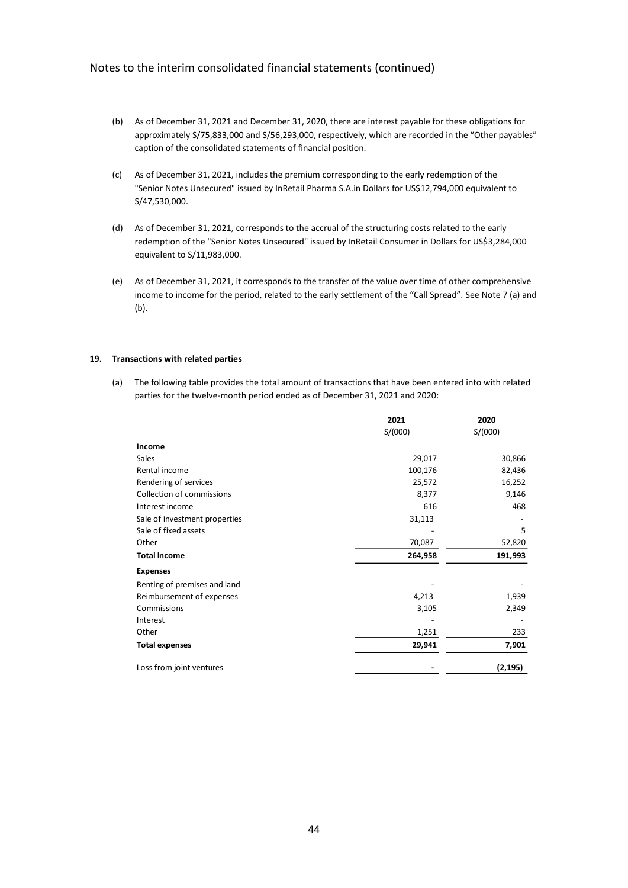Notes to the interim consolidated financial statements (continued)

(b) As of December 31, 2021 and December 31, 2020, there are interest payable for these obligations for approximately S/75,833,000 and S/56,293,000, respectively, which are recorded in the "Other payables" caption of the consolidated statements of financial position.

(c) As of December 31, 2021, includes the premium corresponding to the early redemption of the "Senior Notes Unsecured" issued by InRetail Pharma S.A.in Dollars for US$12,794,000 equivalent to S/47,530,000.

(d) As of December 31, 2021, corresponds to the accrual of the structuring costs related to the early redemption of the "Senior Notes Unsecured" issued by InRetail Consumer in Dollars for US$3,284,000 equivalent to S/11,983,000.

(e) As of December 31, 2021, it corresponds to the transfer of the value over time of other comprehensive income to income for the period, related to the early settlement of the "Call Spread". See Note 7 (a) and (b).

## 19. Transactions with related parties

(a) The following table provides the total amount of transactions that have been entered into with related parties for the twelve-month period ended as of December 31, 2021 and 2020:

| | 2021 | 2020 |
|---|---|---|
| | S/(000) | S/(000) |
| **Income** | | |
| Sales | 29,017 | 30,866 |
| Rental income | 100,176 | 82,436 |
| Rendering of services | 25,572 | 16,252 |
| Collection of commissions | 8,377 | 9,146 |
| Interest income | 616 | 468 |
| Sale of investment properties | 31,113 | - |
| Sale of fixed assets | - | 5 |
| Other | 70,087 | 52,820 |
| **Total income** | **264,958** | **191,993** |
| **Expenses** | | |
| Renting of premises and land | - | - |
| Reimbursement of expenses | 4,213 | 1,939 |
| Commissions | 3,105 | 2,349 |
| Interest | - | - |
| Other | 1,251 | 233 |
| **Total expenses** | **29,941** | **7,901** |
| Loss from joint ventures | **-** | **(2,195)** |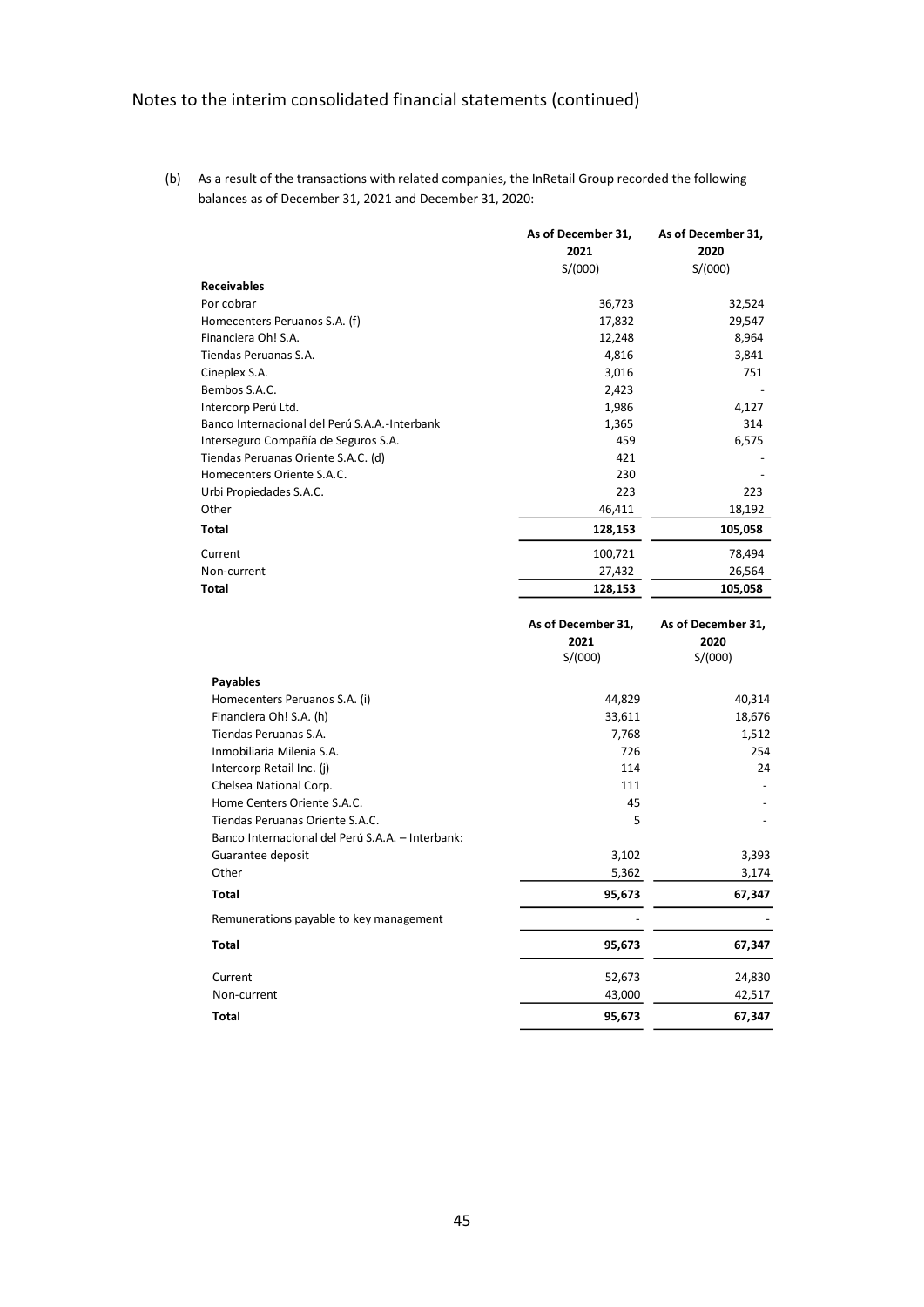Notes to the interim consolidated financial statements (continued)

(b) As a result of the transactions with related companies, the InRetail Group recorded the following balances as of December 31, 2021 and December 31, 2020:

| | As of December 31, 2021 S/(000) | As of December 31, 2020 S/(000) |
|---|---|---|
| **Receivables** | | |
| Por cobrar | 36,723 | 32,524 |
| Homecenters Peruanos S.A. (f) | 17,832 | 29,547 |
| Financiera Oh! S.A. | 12,248 | 8,964 |
| Tiendas Peruanas S.A. | 4,816 | 3,841 |
| Cineplex S.A. | 3,016 | 751 |
| Bembos S.A.C. | 2,423 | - |
| Intercorp Perú Ltd. | 1,986 | 4,127 |
| Banco Internacional del Perú S.A.A.-Interbank | 1,365 | 314 |
| Interseguro Compañía de Seguros S.A. | 459 | 6,575 |
| Tiendas Peruanas Oriente S.A.C. (d) | 421 | - |
| Homecenters Oriente S.A.C. | 230 | - |
| Urbi Propiedades S.A.C. | 223 | 223 |
| Other | 46,411 | 18,192 |
| **Total** | **128,153** | **105,058** |
| Current | 100,721 | 78,494 |
| Non-current | 27,432 | 26,564 |
| **Total** | **128,153** | **105,058** |

| | As of December 31, 2021 S/(000) | As of December 31, 2020 S/(000) |
|---|---|---|
| **Payables** | | |
| Homecenters Peruanos S.A. (i) | 44,829 | 40,314 |
| Financiera Oh! S.A. (h) | 33,611 | 18,676 |
| Tiendas Peruanas S.A. | 7,768 | 1,512 |
| Inmobiliaria Milenia S.A. | 726 | 254 |
| Intercorp Retail Inc. (j) | 114 | 24 |
| Chelsea National Corp. | 111 | - |
| Home Centers Oriente S.A.C. | 45 | - |
| Tiendas Peruanas Oriente S.A.C. | 5 | - |
| Banco Internacional del Perú S.A.A. – Interbank: | | |
| Guarantee deposit | 3,102 | 3,393 |
| Other | 5,362 | 3,174 |
| **Total** | **95,673** | **67,347** |
| Remunerations payable to key management | - | - |
| **Total** | **95,673** | **67,347** |
| Current | 52,673 | 24,830 |
| Non-current | 43,000 | 42,517 |
| **Total** | **95,673** | **67,347** |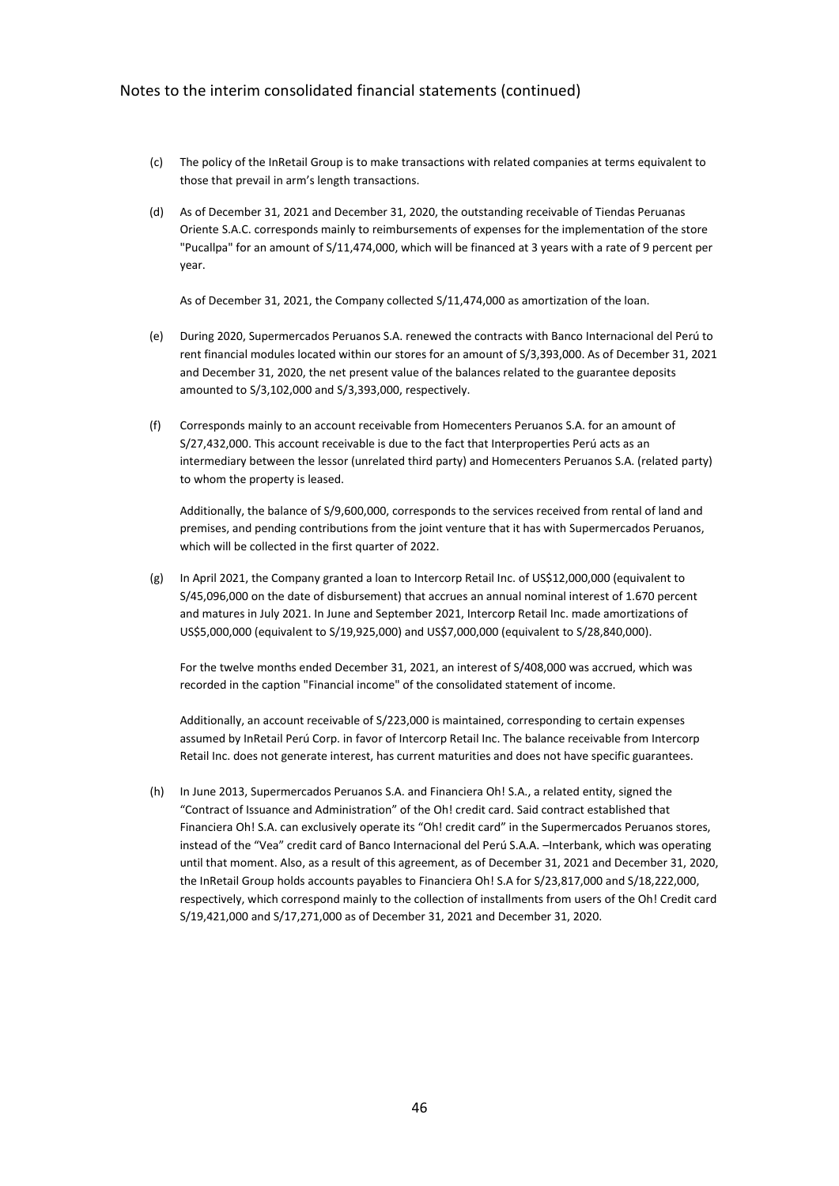Notes to the interim consolidated financial statements (continued)

(c) The policy of the InRetail Group is to make transactions with related companies at terms equivalent to those that prevail in arm's length transactions.

(d) As of December 31, 2021 and December 31, 2020, the outstanding receivable of Tiendas Peruanas Oriente S.A.C. corresponds mainly to reimbursements of expenses for the implementation of the store "Pucallpa" for an amount of S/11,474,000, which will be financed at 3 years with a rate of 9 percent per year.

    As of December 31, 2021, the Company collected S/11,474,000 as amortization of the loan.

(e) During 2020, Supermercados Peruanos S.A. renewed the contracts with Banco Internacional del Perú to rent financial modules located within our stores for an amount of S/3,393,000. As of December 31, 2021 and December 31, 2020, the net present value of the balances related to the guarantee deposits amounted to S/3,102,000 and S/3,393,000, respectively.

(f) Corresponds mainly to an account receivable from Homecenters Peruanos S.A. for an amount of S/27,432,000. This account receivable is due to the fact that Interproperties Perú acts as an intermediary between the lessor (unrelated third party) and Homecenters Peruanos S.A. (related party) to whom the property is leased.

    Additionally, the balance of S/9,600,000, corresponds to the services received from rental of land and premises, and pending contributions from the joint venture that it has with Supermercados Peruanos, which will be collected in the first quarter of 2022.

(g) In April 2021, the Company granted a loan to Intercorp Retail Inc. of US$12,000,000 (equivalent to S/45,096,000 on the date of disbursement) that accrues an annual nominal interest of 1.670 percent and matures in July 2021. In June and September 2021, Intercorp Retail Inc. made amortizations of US$5,000,000 (equivalent to S/19,925,000) and US$7,000,000 (equivalent to S/28,840,000).

    For the twelve months ended December 31, 2021, an interest of S/408,000 was accrued, which was recorded in the caption "Financial income" of the consolidated statement of income.

    Additionally, an account receivable of S/223,000 is maintained, corresponding to certain expenses assumed by InRetail Perú Corp. in favor of Intercorp Retail Inc. The balance receivable from Intercorp Retail Inc. does not generate interest, has current maturities and does not have specific guarantees.

(h) In June 2013, Supermercados Peruanos S.A. and Financiera Oh! S.A., a related entity, signed the "Contract of Issuance and Administration" of the Oh! credit card. Said contract established that Financiera Oh! S.A. can exclusively operate its "Oh! credit card" in the Supermercados Peruanos stores, instead of the "Vea" credit card of Banco Internacional del Perú S.A.A. –Interbank, which was operating until that moment. Also, as a result of this agreement, as of December 31, 2021 and December 31, 2020, the InRetail Group holds accounts payables to Financiera Oh! S.A for S/23,817,000 and S/18,222,000, respectively, which correspond mainly to the collection of installments from users of the Oh! Credit card S/19,421,000 and S/17,271,000 as of December 31, 2021 and December 31, 2020.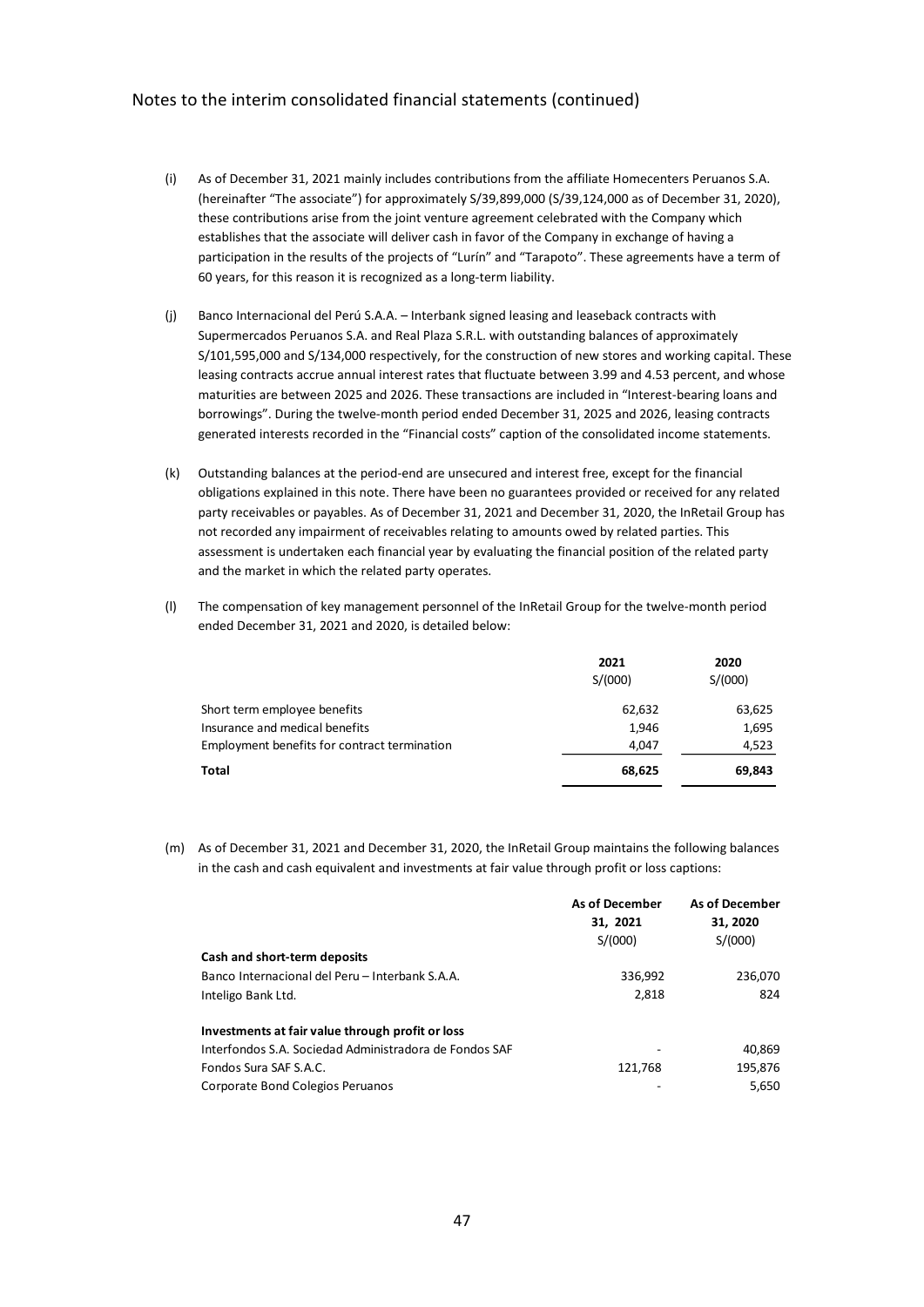Notes to the interim consolidated financial statements (continued)

(i) As of December 31, 2021 mainly includes contributions from the affiliate Homecenters Peruanos S.A. (hereinafter "The associate") for approximately S/39,899,000 (S/39,124,000 as of December 31, 2020), these contributions arise from the joint venture agreement celebrated with the Company which establishes that the associate will deliver cash in favor of the Company in exchange of having a participation in the results of the projects of "Lurín" and "Tarapoto". These agreements have a term of 60 years, for this reason it is recognized as a long-term liability.

(j) Banco Internacional del Perú S.A.A. – Interbank signed leasing and leaseback contracts with Supermercados Peruanos S.A. and Real Plaza S.R.L. with outstanding balances of approximately S/101,595,000 and S/134,000 respectively, for the construction of new stores and working capital. These leasing contracts accrue annual interest rates that fluctuate between 3.99 and 4.53 percent, and whose maturities are between 2025 and 2026. These transactions are included in "Interest-bearing loans and borrowings". During the twelve-month period ended December 31, 2025 and 2026, leasing contracts generated interests recorded in the "Financial costs" caption of the consolidated income statements.

(k) Outstanding balances at the period-end are unsecured and interest free, except for the financial obligations explained in this note. There have been no guarantees provided or received for any related party receivables or payables. As of December 31, 2021 and December 31, 2020, the InRetail Group has not recorded any impairment of receivables relating to amounts owed by related parties. This assessment is undertaken each financial year by evaluating the financial position of the related party and the market in which the related party operates.

(l) The compensation of key management personnel of the InRetail Group for the twelve-month period ended December 31, 2021 and 2020, is detailed below:

| | 2021<br>S/(000) | 2020<br>S/(000) |
|---|---|---|
| Short term employee benefits | 62,632 | 63,625 |
| Insurance and medical benefits | 1,946 | 1,695 |
| Employment benefits for contract termination | 4,047 | 4,523 |
| **Total** | **68,625** | **69,843** |

(m) As of December 31, 2021 and December 31, 2020, the InRetail Group maintains the following balances in the cash and cash equivalent and investments at fair value through profit or loss captions:

| | As of December 31, 2021<br>S/(000) | As of December 31, 2020<br>S/(000) |
|---|---|---|
| **Cash and short-term deposits** | | |
| Banco Internacional del Peru – Interbank S.A.A. | 336,992 | 236,070 |
| Inteligo Bank Ltd. | 2,818 | 824 |
| **Investments at fair value through profit or loss** | | |
| Interfondos S.A. Sociedad Administradora de Fondos SAF | - | 40,869 |
| Fondos Sura SAF S.A.C. | 121,768 | 195,876 |
| Corporate Bond Colegios Peruanos | - | 5,650 |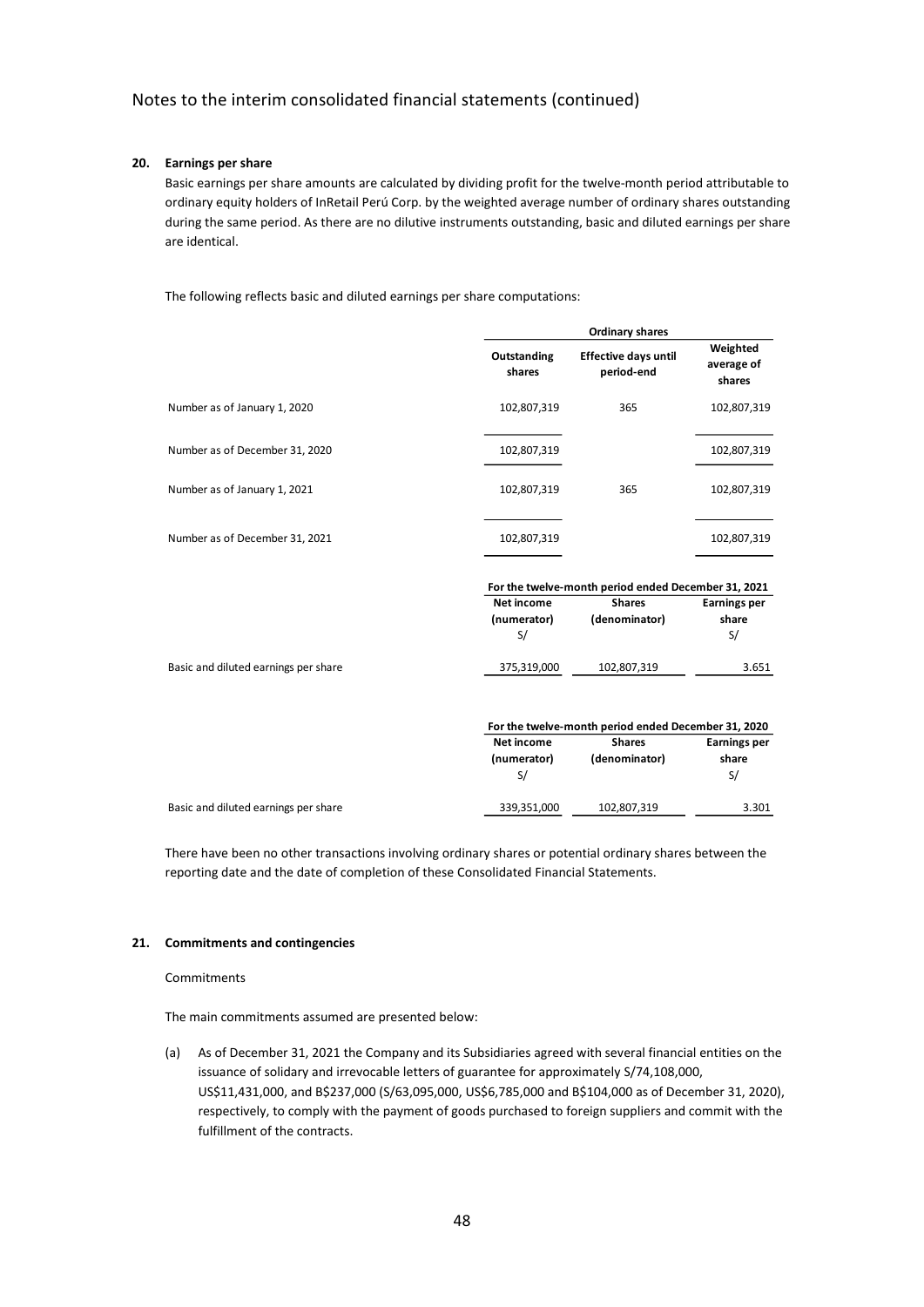## 20. Earnings per share

Basic earnings per share amounts are calculated by dividing profit for the twelve-month period attributable to ordinary equity holders of InRetail Perú Corp. by the weighted average number of ordinary shares outstanding during the same period. As there are no dilutive instruments outstanding, basic and diluted earnings per share are identical.

The following reflects basic and diluted earnings per share computations:

| | Ordinary shares | | |
|---|---|---|---|
| | Outstanding shares | Effective days until period-end | Weighted average of shares |
| Number as of January 1, 2020 | 102,807,319 | 365 | 102,807,319 |
| Number as of December 31, 2020 | 102,807,319 | | 102,807,319 |
| Number as of January 1, 2021 | 102,807,319 | 365 | 102,807,319 |
| Number as of December 31, 2021 | 102,807,319 | | 102,807,319 |

| | For the twelve-month period ended December 31, 2021 | | |
|---|---|---|---|
| | Net income (numerator) S/ | Shares (denominator) | Earnings per share S/ |
| Basic and diluted earnings per share | 375,319,000 | 102,807,319 | 3.651 |

| | For the twelve-month period ended December 31, 2020 | | |
|---|---|---|---|
| | Net income (numerator) S/ | Shares (denominator) | Earnings per share S/ |
| Basic and diluted earnings per share | 339,351,000 | 102,807,319 | 3.301 |

There have been no other transactions involving ordinary shares or potential ordinary shares between the reporting date and the date of completion of these Consolidated Financial Statements.

## 21. Commitments and contingencies

Commitments

The main commitments assumed are presented below:

(a) As of December 31, 2021 the Company and its Subsidiaries agreed with several financial entities on the issuance of solidary and irrevocable letters of guarantee for approximately S/74,108,000, US$11,431,000, and B$237,000 (S/63,095,000, US$6,785,000 and B$104,000 as of December 31, 2020), respectively, to comply with the payment of goods purchased to foreign suppliers and commit with the fulfillment of the contracts.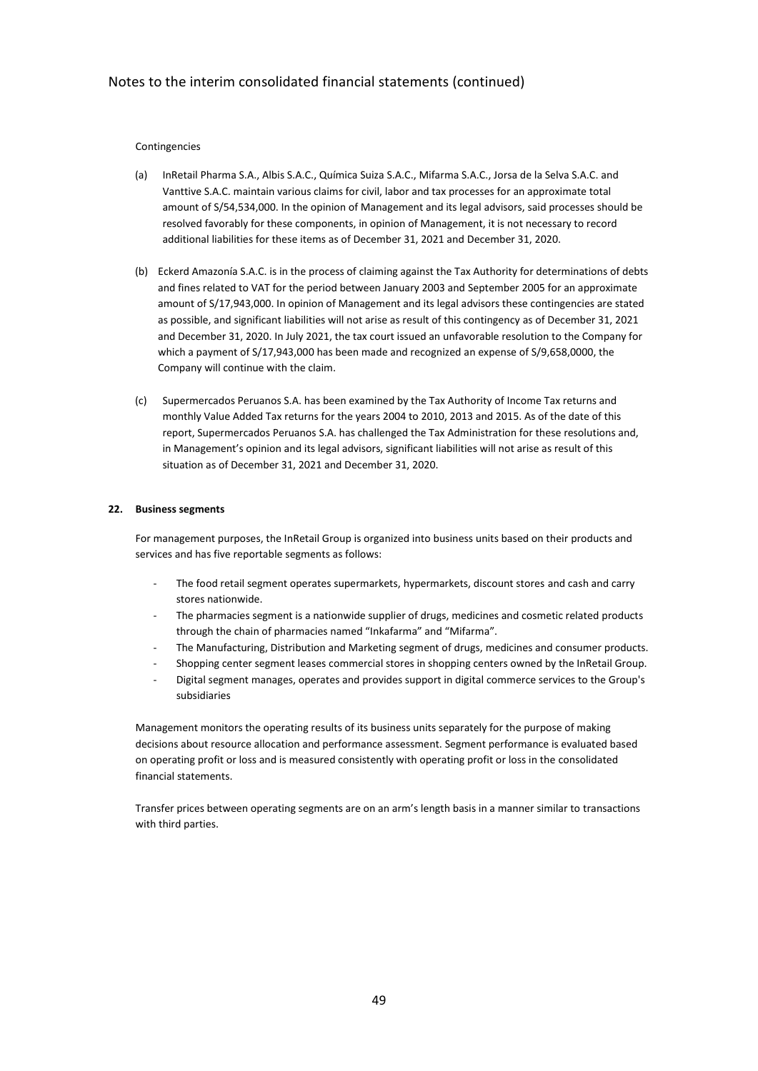Contingencies

(a) InRetail Pharma S.A., Albis S.A.C., Química Suiza S.A.C., Mifarma S.A.C., Jorsa de la Selva S.A.C. and Vanttive S.A.C. maintain various claims for civil, labor and tax processes for an approximate total amount of S/54,534,000. In the opinion of Management and its legal advisors, said processes should be resolved favorably for these components, in opinion of Management, it is not necessary to record additional liabilities for these items as of December 31, 2021 and December 31, 2020.

(b) Eckerd Amazonía S.A.C. is in the process of claiming against the Tax Authority for determinations of debts and fines related to VAT for the period between January 2003 and September 2005 for an approximate amount of S/17,943,000. In opinion of Management and its legal advisors these contingencies are stated as possible, and significant liabilities will not arise as result of this contingency as of December 31, 2021 and December 31, 2020. In July 2021, the tax court issued an unfavorable resolution to the Company for which a payment of S/17,943,000 has been made and recognized an expense of S/9,658,0000, the Company will continue with the claim.

(c) Supermercados Peruanos S.A. has been examined by the Tax Authority of Income Tax returns and monthly Value Added Tax returns for the years 2004 to 2010, 2013 and 2015. As of the date of this report, Supermercados Peruanos S.A. has challenged the Tax Administration for these resolutions and, in Management's opinion and its legal advisors, significant liabilities will not arise as result of this situation as of December 31, 2021 and December 31, 2020.

## 22. Business segments

For management purposes, the InRetail Group is organized into business units based on their products and services and has five reportable segments as follows:

- The food retail segment operates supermarkets, hypermarkets, discount stores and cash and carry stores nationwide.
- The pharmacies segment is a nationwide supplier of drugs, medicines and cosmetic related products through the chain of pharmacies named "Inkafarma" and "Mifarma".
- The Manufacturing, Distribution and Marketing segment of drugs, medicines and consumer products.
- Shopping center segment leases commercial stores in shopping centers owned by the InRetail Group.
- Digital segment manages, operates and provides support in digital commerce services to the Group's subsidiaries

Management monitors the operating results of its business units separately for the purpose of making decisions about resource allocation and performance assessment. Segment performance is evaluated based on operating profit or loss and is measured consistently with operating profit or loss in the consolidated financial statements.

Transfer prices between operating segments are on an arm's length basis in a manner similar to transactions with third parties.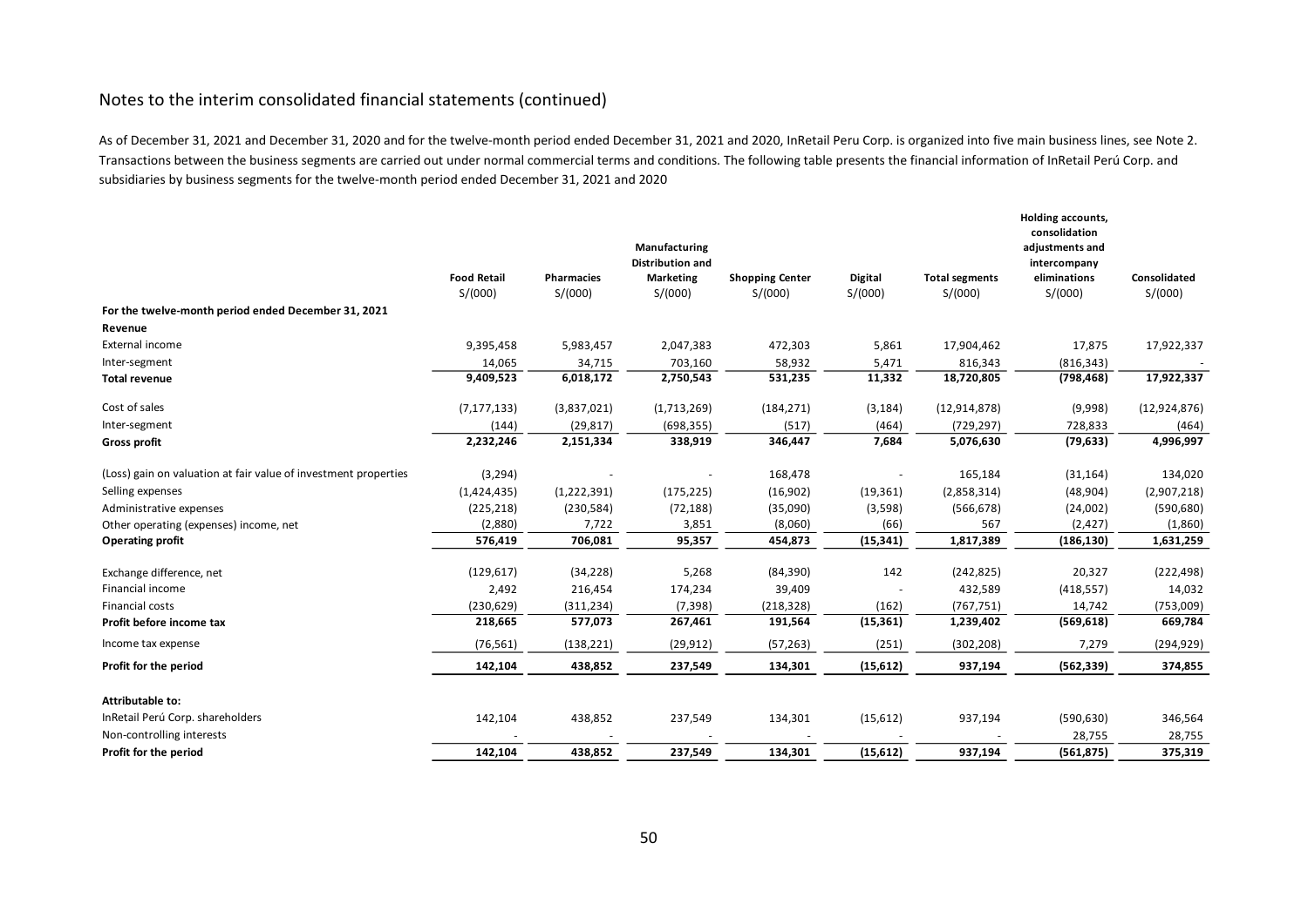## Notes to the interim consolidated financial statements (continued)

As of December 31, 2021 and December 31, 2020 and for the twelve-month period ended December 31, 2021 and 2020, InRetail Peru Corp. is organized into five main business lines, see Note 2. Transactions between the business segments are carried out under normal commercial terms and conditions. The following table presents the financial information of InRetail Perú Corp. and subsidiaries by business segments for the twelve-month period ended December 31, 2021 and 2020

| | Food Retail S/(000) | Pharmacies S/(000) | Manufacturing Distribution and Marketing S/(000) | Shopping Center S/(000) | Digital S/(000) | Total segments S/(000) | Holding accounts, consolidation adjustments and intercompany eliminations S/(000) | Consolidated S/(000) |
|---|---|---|---|---|---|---|---|---|
| **For the twelve-month period ended December 31, 2021** | | | | | | | | |
| **Revenue** | | | | | | | | |
| External income | 9,395,458 | 5,983,457 | 2,047,383 | 472,303 | 5,861 | 17,904,462 | 17,875 | 17,922,337 |
| Inter-segment | 14,065 | 34,715 | 703,160 | 58,932 | 5,471 | 816,343 | (816,343) | - |
| **Total revenue** | **9,409,523** | **6,018,172** | **2,750,543** | **531,235** | **11,332** | **18,720,805** | **(798,468)** | **17,922,337** |
| Cost of sales | (7,177,133) | (3,837,021) | (1,713,269) | (184,271) | (3,184) | (12,914,878) | (9,998) | (12,924,876) |
| Inter-segment | (144) | (29,817) | (698,355) | (517) | (464) | (729,297) | 728,833 | (464) |
| **Gross profit** | **2,232,246** | **2,151,334** | **338,919** | **346,447** | **7,684** | **5,076,630** | **(79,633)** | **4,996,997** |
| (Loss) gain on valuation at fair value of investment properties | (3,294) | - | - | 168,478 | - | 165,184 | (31,164) | 134,020 |
| Selling expenses | (1,424,435) | (1,222,391) | (175,225) | (16,902) | (19,361) | (2,858,314) | (48,904) | (2,907,218) |
| Administrative expenses | (225,218) | (230,584) | (72,188) | (35,090) | (3,598) | (566,678) | (24,002) | (590,680) |
| Other operating (expenses) income, net | (2,880) | 7,722 | 3,851 | (8,060) | (66) | 567 | (2,427) | (1,860) |
| **Operating profit** | **576,419** | **706,081** | **95,357** | **454,873** | **(15,341)** | **1,817,389** | **(186,130)** | **1,631,259** |
| Exchange difference, net | (129,617) | (34,228) | 5,268 | (84,390) | 142 | (242,825) | 20,327 | (222,498) |
| Financial income | 2,492 | 216,454 | 174,234 | 39,409 | - | 432,589 | (418,557) | 14,032 |
| Financial costs | (230,629) | (311,234) | (7,398) | (218,328) | (162) | (767,751) | 14,742 | (753,009) |
| **Profit before income tax** | **218,665** | **577,073** | **267,461** | **191,564** | **(15,361)** | **1,239,402** | **(569,618)** | **669,784** |
| Income tax expense | (76,561) | (138,221) | (29,912) | (57,263) | (251) | (302,208) | 7,279 | (294,929) |
| **Profit for the period** | **142,104** | **438,852** | **237,549** | **134,301** | **(15,612)** | **937,194** | **(562,339)** | **374,855** |
| **Attributable to:** | | | | | | | | |
| InRetail Perú Corp. shareholders | 142,104 | 438,852 | 237,549 | 134,301 | (15,612) | 937,194 | (590,630) | 346,564 |
| Non-controlling interests | - | - | - | - | - | - | 28,755 | 28,755 |
| **Profit for the period** | **142,104** | **438,852** | **237,549** | **134,301** | **(15,612)** | **937,194** | **(561,875)** | **375,319** |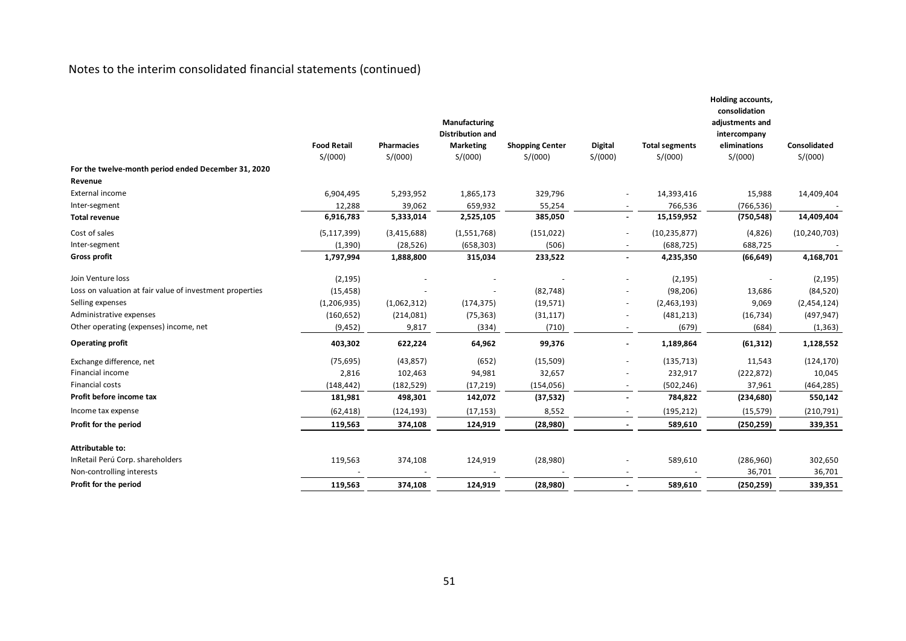Notes to the interim consolidated financial statements (continued)

| | Food Retail | Pharmacies | Manufacturing Distribution and Marketing | Shopping Center | Digital | Total segments | Holding accounts, consolidation adjustments and intercompany eliminations | Consolidated |
|---|---|---|---|---|---|---|---|---|
| | S/(000) | S/(000) | S/(000) | S/(000) | S/(000) | S/(000) | S/(000) | S/(000) |
| **For the twelve-month period ended December 31, 2020** | | | | | | | | |
| **Revenue** | | | | | | | | |
| External income | 6,904,495 | 5,293,952 | 1,865,173 | 329,796 | - | 14,393,416 | 15,988 | 14,409,404 |
| Inter-segment | 12,288 | 39,062 | 659,932 | 55,254 | - | 766,536 | (766,536) | - |
| **Total revenue** | **6,916,783** | **5,333,014** | **2,525,105** | **385,050** | **-** | **15,159,952** | **(750,548)** | **14,409,404** |
| Cost of sales | (5,117,399) | (3,415,688) | (1,551,768) | (151,022) | - | (10,235,877) | (4,826) | (10,240,703) |
| Inter-segment | (1,390) | (28,526) | (658,303) | (506) | - | (688,725) | 688,725 | - |
| **Gross profit** | **1,797,994** | **1,888,800** | **315,034** | **233,522** | **-** | **4,235,350** | **(66,649)** | **4,168,701** |
| Join Venture loss | (2,195) | - | - | - | - | (2,195) | - | (2,195) |
| Loss on valuation at fair value of investment properties | (15,458) | - | - | (82,748) | - | (98,206) | 13,686 | (84,520) |
| Selling expenses | (1,206,935) | (1,062,312) | (174,375) | (19,571) | - | (2,463,193) | 9,069 | (2,454,124) |
| Administrative expenses | (160,652) | (214,081) | (75,363) | (31,117) | - | (481,213) | (16,734) | (497,947) |
| Other operating (expenses) income, net | (9,452) | 9,817 | (334) | (710) | - | (679) | (684) | (1,363) |
| **Operating profit** | **403,302** | **622,224** | **64,962** | **99,376** | **-** | **1,189,864** | **(61,312)** | **1,128,552** |
| Exchange difference, net | (75,695) | (43,857) | (652) | (15,509) | - | (135,713) | 11,543 | (124,170) |
| Financial income | 2,816 | 102,463 | 94,981 | 32,657 | - | 232,917 | (222,872) | 10,045 |
| Financial costs | (148,442) | (182,529) | (17,219) | (154,056) | - | (502,246) | 37,961 | (464,285) |
| **Profit before income tax** | **181,981** | **498,301** | **142,072** | **(37,532)** | **-** | **784,822** | **(234,680)** | **550,142** |
| Income tax expense | (62,418) | (124,193) | (17,153) | 8,552 | - | (195,212) | (15,579) | (210,791) |
| **Profit for the period** | **119,563** | **374,108** | **124,919** | **(28,980)** | **-** | **589,610** | **(250,259)** | **339,351** |
| **Attributable to:** | | | | | | | | |
| InRetail Perú Corp. shareholders | 119,563 | 374,108 | 124,919 | (28,980) | - | 589,610 | (286,960) | 302,650 |
| Non-controlling interests | - | - | - | - | - | - | 36,701 | 36,701 |
| **Profit for the period** | **119,563** | **374,108** | **124,919** | **(28,980)** | **-** | **589,610** | **(250,259)** | **339,351** |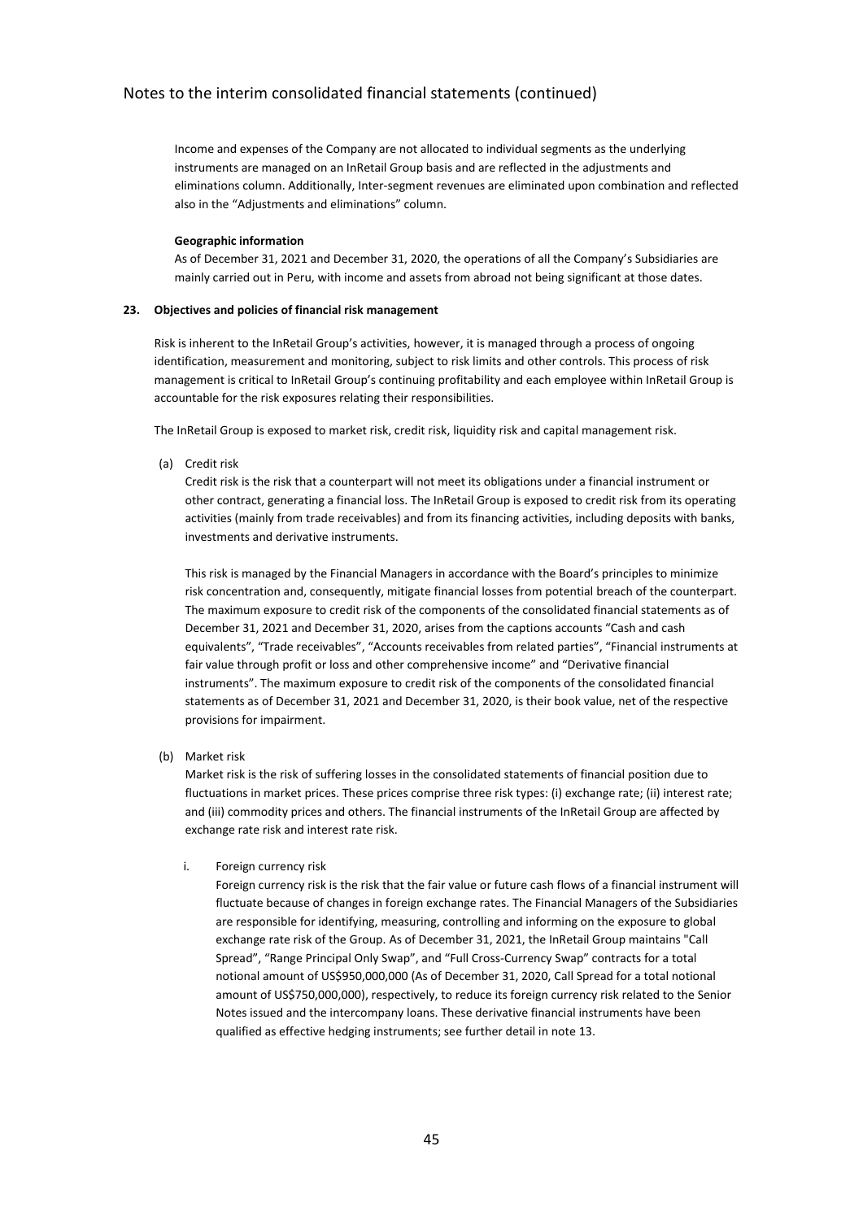Income and expenses of the Company are not allocated to individual segments as the underlying instruments are managed on an InRetail Group basis and are reflected in the adjustments and eliminations column. Additionally, Inter-segment revenues are eliminated upon combination and reflected also in the "Adjustments and eliminations" column.

**Geographic information**

As of December 31, 2021 and December 31, 2020, the operations of all the Company's Subsidiaries are mainly carried out in Peru, with income and assets from abroad not being significant at those dates.

## 23. Objectives and policies of financial risk management

Risk is inherent to the InRetail Group's activities, however, it is managed through a process of ongoing identification, measurement and monitoring, subject to risk limits and other controls. This process of risk management is critical to InRetail Group's continuing profitability and each employee within InRetail Group is accountable for the risk exposures relating their responsibilities.

The InRetail Group is exposed to market risk, credit risk, liquidity risk and capital management risk.

(a) Credit risk

Credit risk is the risk that a counterpart will not meet its obligations under a financial instrument or other contract, generating a financial loss. The InRetail Group is exposed to credit risk from its operating activities (mainly from trade receivables) and from its financing activities, including deposits with banks, investments and derivative instruments.

This risk is managed by the Financial Managers in accordance with the Board's principles to minimize risk concentration and, consequently, mitigate financial losses from potential breach of the counterpart. The maximum exposure to credit risk of the components of the consolidated financial statements as of December 31, 2021 and December 31, 2020, arises from the captions accounts "Cash and cash equivalents", "Trade receivables", "Accounts receivables from related parties", "Financial instruments at fair value through profit or loss and other comprehensive income" and "Derivative financial instruments". The maximum exposure to credit risk of the components of the consolidated financial statements as of December 31, 2021 and December 31, 2020, is their book value, net of the respective provisions for impairment.

(b) Market risk

Market risk is the risk of suffering losses in the consolidated statements of financial position due to fluctuations in market prices. These prices comprise three risk types: (i) exchange rate; (ii) interest rate; and (iii) commodity prices and others. The financial instruments of the InRetail Group are affected by exchange rate risk and interest rate risk.

i. Foreign currency risk

Foreign currency risk is the risk that the fair value or future cash flows of a financial instrument will fluctuate because of changes in foreign exchange rates. The Financial Managers of the Subsidiaries are responsible for identifying, measuring, controlling and informing on the exposure to global exchange rate risk of the Group. As of December 31, 2021, the InRetail Group maintains "Call Spread", "Range Principal Only Swap", and "Full Cross-Currency Swap" contracts for a total notional amount of US$950,000,000 (As of December 31, 2020, Call Spread for a total notional amount of US$750,000,000), respectively, to reduce its foreign currency risk related to the Senior Notes issued and the intercompany loans. These derivative financial instruments have been qualified as effective hedging instruments; see further detail in note 13.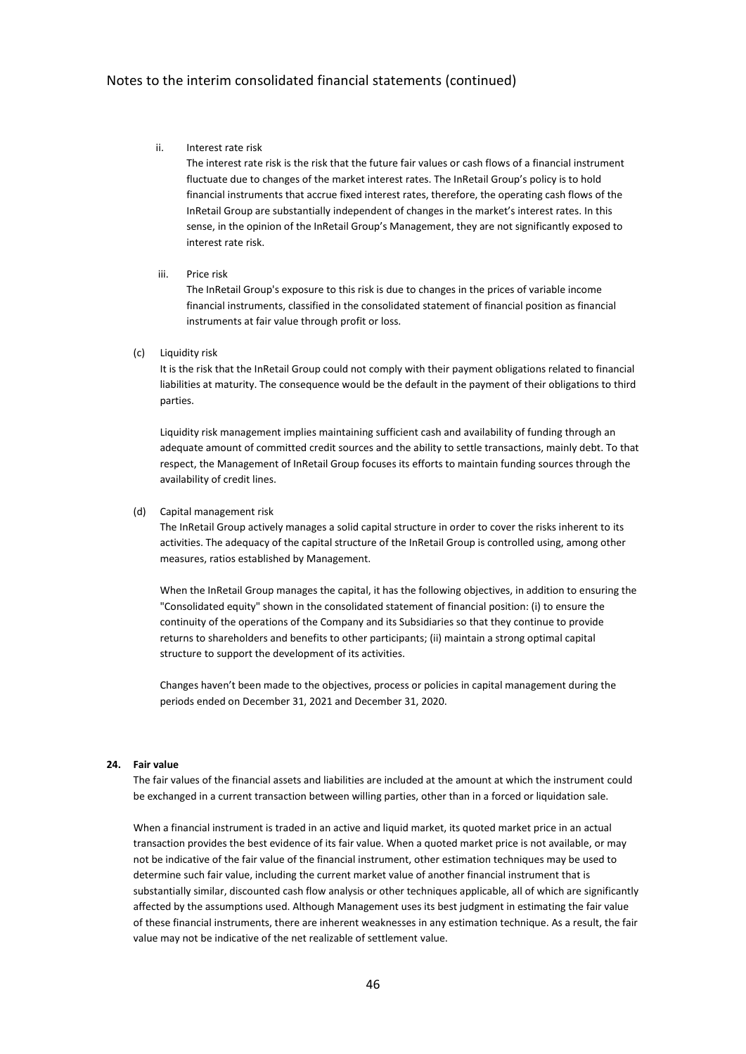ii. Interest rate risk

The interest rate risk is the risk that the future fair values or cash flows of a financial instrument fluctuate due to changes of the market interest rates. The InRetail Group's policy is to hold financial instruments that accrue fixed interest rates, therefore, the operating cash flows of the InRetail Group are substantially independent of changes in the market's interest rates. In this sense, in the opinion of the InRetail Group's Management, they are not significantly exposed to interest rate risk.

iii. Price risk

The InRetail Group's exposure to this risk is due to changes in the prices of variable income financial instruments, classified in the consolidated statement of financial position as financial instruments at fair value through profit or loss.

(c) Liquidity risk

It is the risk that the InRetail Group could not comply with their payment obligations related to financial liabilities at maturity. The consequence would be the default in the payment of their obligations to third parties.

Liquidity risk management implies maintaining sufficient cash and availability of funding through an adequate amount of committed credit sources and the ability to settle transactions, mainly debt. To that respect, the Management of InRetail Group focuses its efforts to maintain funding sources through the availability of credit lines.

(d) Capital management risk

The InRetail Group actively manages a solid capital structure in order to cover the risks inherent to its activities. The adequacy of the capital structure of the InRetail Group is controlled using, among other measures, ratios established by Management.

When the InRetail Group manages the capital, it has the following objectives, in addition to ensuring the "Consolidated equity" shown in the consolidated statement of financial position: (i) to ensure the continuity of the operations of the Company and its Subsidiaries so that they continue to provide returns to shareholders and benefits to other participants; (ii) maintain a strong optimal capital structure to support the development of its activities.

Changes haven't been made to the objectives, process or policies in capital management during the periods ended on December 31, 2021 and December 31, 2020.

**24. Fair value**

The fair values of the financial assets and liabilities are included at the amount at which the instrument could be exchanged in a current transaction between willing parties, other than in a forced or liquidation sale.

When a financial instrument is traded in an active and liquid market, its quoted market price in an actual transaction provides the best evidence of its fair value. When a quoted market price is not available, or may not be indicative of the fair value of the financial instrument, other estimation techniques may be used to determine such fair value, including the current market value of another financial instrument that is substantially similar, discounted cash flow analysis or other techniques applicable, all of which are significantly affected by the assumptions used. Although Management uses its best judgment in estimating the fair value of these financial instruments, there are inherent weaknesses in any estimation technique. As a result, the fair value may not be indicative of the net realizable of settlement value.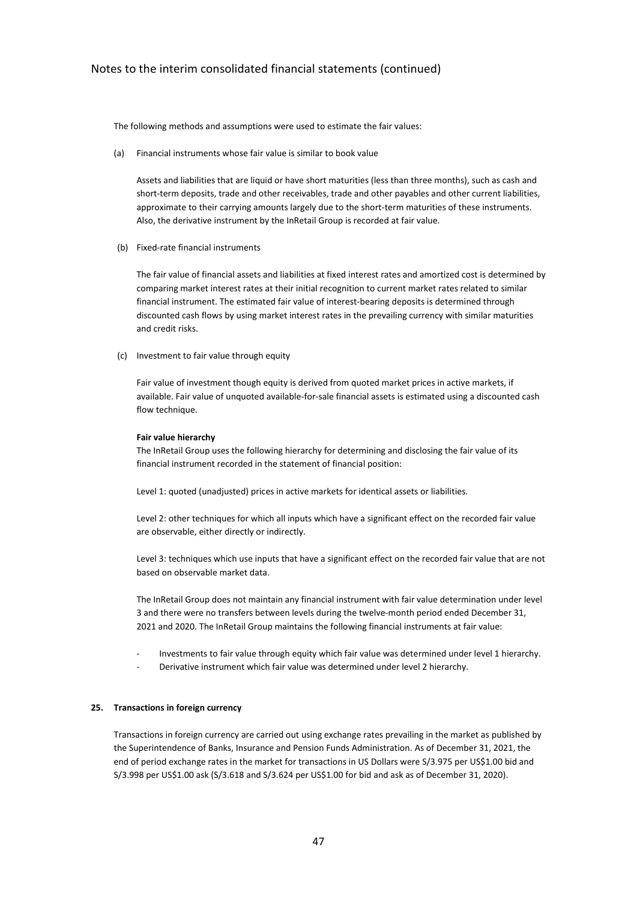The following methods and assumptions were used to estimate the fair values:

(a) Financial instruments whose fair value is similar to book value

Assets and liabilities that are liquid or have short maturities (less than three months), such as cash and short-term deposits, trade and other receivables, trade and other payables and other current liabilities, approximate to their carrying amounts largely due to the short-term maturities of these instruments. Also, the derivative instrument by the InRetail Group is recorded at fair value.

(b) Fixed-rate financial instruments

The fair value of financial assets and liabilities at fixed interest rates and amortized cost is determined by comparing market interest rates at their initial recognition to current market rates related to similar financial instrument. The estimated fair value of interest-bearing deposits is determined through discounted cash flows by using market interest rates in the prevailing currency with similar maturities and credit risks.

(c) Investment to fair value through equity

Fair value of investment though equity is derived from quoted market prices in active markets, if available. Fair value of unquoted available-for-sale financial assets is estimated using a discounted cash flow technique.

**Fair value hierarchy**

The InRetail Group uses the following hierarchy for determining and disclosing the fair value of its financial instrument recorded in the statement of financial position:

Level 1: quoted (unadjusted) prices in active markets for identical assets or liabilities.

Level 2: other techniques for which all inputs which have a significant effect on the recorded fair value are observable, either directly or indirectly.

Level 3: techniques which use inputs that have a significant effect on the recorded fair value that are not based on observable market data.

The InRetail Group does not maintain any financial instrument with fair value determination under level 3 and there were no transfers between levels during the twelve-month period ended December 31, 2021 and 2020. The InRetail Group maintains the following financial instruments at fair value:

- Investments to fair value through equity which fair value was determined under level 1 hierarchy.
- Derivative instrument which fair value was determined under level 2 hierarchy.

## 25. Transactions in foreign currency

Transactions in foreign currency are carried out using exchange rates prevailing in the market as published by the Superintendence of Banks, Insurance and Pension Funds Administration. As of December 31, 2021, the end of period exchange rates in the market for transactions in US Dollars were S/3.975 per US$1.00 bid and S/3.998 per US$1.00 ask (S/3.618 and S/3.624 per US$1.00 for bid and ask as of December 31, 2020).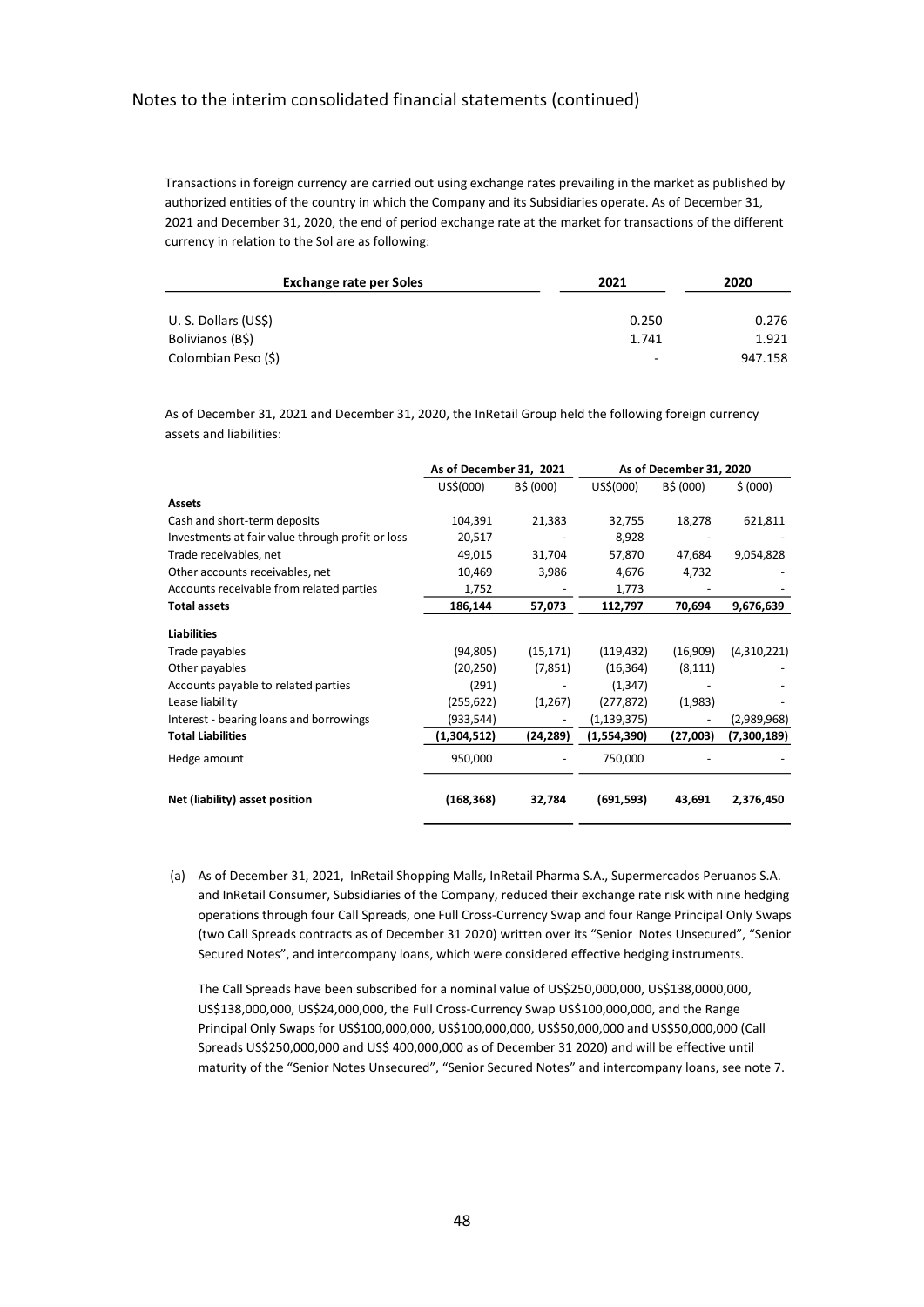Notes to the interim consolidated financial statements (continued)

Transactions in foreign currency are carried out using exchange rates prevailing in the market as published by authorized entities of the country in which the Company and its Subsidiaries operate. As of December 31, 2021 and December 31, 2020, the end of period exchange rate at the market for transactions of the different currency in relation to the Sol are as following:

| Exchange rate per Soles | 2021 | 2020 |
|---|---|---|
| U. S. Dollars (US$) | 0.250 | 0.276 |
| Bolivianos (B$) | 1.741 | 1.921 |
| Colombian Peso ($) | - | 947.158 |

As of December 31, 2021 and December 31, 2020, the InRetail Group held the following foreign currency assets and liabilities:

| | As of December 31, 2021 | | As of December 31, 2020 | | |
|---|---|---|---|---|---|
| | US$(000) | B$ (000) | US$(000) | B$ (000) | $ (000) |
| **Assets** | | | | | |
| Cash and short-term deposits | 104,391 | 21,383 | 32,755 | 18,278 | 621,811 |
| Investments at fair value through profit or loss | 20,517 | - | 8,928 | - | - |
| Trade receivables, net | 49,015 | 31,704 | 57,870 | 47,684 | 9,054,828 |
| Other accounts receivables, net | 10,469 | 3,986 | 4,676 | 4,732 | - |
| Accounts receivable from related parties | 1,752 | - | 1,773 | - | - |
| **Total assets** | **186,144** | **57,073** | **112,797** | **70,694** | **9,676,639** |
| **Liabilities** | | | | | |
| Trade payables | (94,805) | (15,171) | (119,432) | (16,909) | (4,310,221) |
| Other payables | (20,250) | (7,851) | (16,364) | (8,111) | - |
| Accounts payable to related parties | (291) | - | (1,347) | - | - |
| Lease liability | (255,622) | (1,267) | (277,872) | (1,983) | - |
| Interest - bearing loans and borrowings | (933,544) | - | (1,139,375) | - | (2,989,968) |
| **Total Liabilities** | **(1,304,512)** | **(24,289)** | **(1,554,390)** | **(27,003)** | **(7,300,189)** |
| Hedge amount | 950,000 | - | 750,000 | - | - |
| **Net (liability) asset position** | **(168,368)** | **32,784** | **(691,593)** | **43,691** | **2,376,450** |

(a) As of December 31, 2021, InRetail Shopping Malls, InRetail Pharma S.A., Supermercados Peruanos S.A. and InRetail Consumer, Subsidiaries of the Company, reduced their exchange rate risk with nine hedging operations through four Call Spreads, one Full Cross-Currency Swap and four Range Principal Only Swaps (two Call Spreads contracts as of December 31 2020) written over its "Senior Notes Unsecured", "Senior Secured Notes", and intercompany loans, which were considered effective hedging instruments.

The Call Spreads have been subscribed for a nominal value of US$250,000,000, US$138,0000,000, US$138,000,000, US$24,000,000, the Full Cross-Currency Swap US$100,000,000, and the Range Principal Only Swaps for US$100,000,000, US$100,000,000, US$50,000,000 and US$50,000,000 (Call Spreads US$250,000,000 and US$ 400,000,000 as of December 31 2020) and will be effective until maturity of the "Senior Notes Unsecured", "Senior Secured Notes" and intercompany loans, see note 7.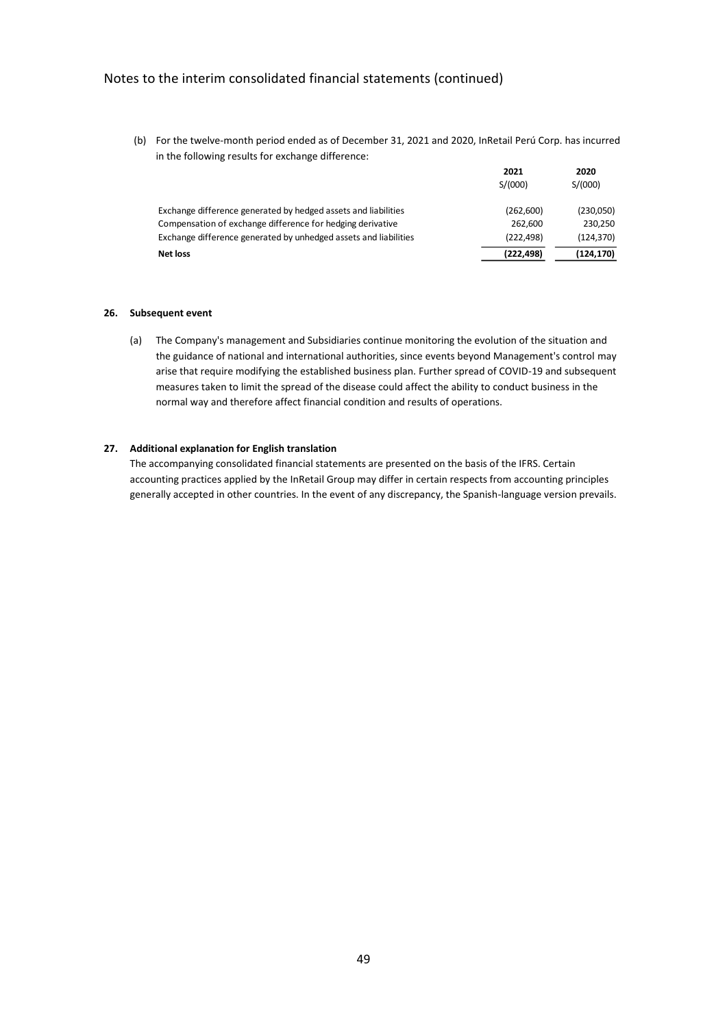(b) For the twelve-month period ended as of December 31, 2021 and 2020, InRetail Perú Corp. has incurred in the following results for exchange difference:

| | 2021 | 2020 |
|---|---|---|
| | S/(000) | S/(000) |
| Exchange difference generated by hedged assets and liabilities | (262,600) | (230,050) |
| Compensation of exchange difference for hedging derivative | 262,600 | 230,250 |
| Exchange difference generated by unhedged assets and liabilities | (222,498) | (124,370) |
| **Net loss** | **(222,498)** | **(124,170)** |

**26. Subsequent event**

(a) The Company's management and Subsidiaries continue monitoring the evolution of the situation and the guidance of national and international authorities, since events beyond Management's control may arise that require modifying the established business plan. Further spread of COVID-19 and subsequent measures taken to limit the spread of the disease could affect the ability to conduct business in the normal way and therefore affect financial condition and results of operations.

**27. Additional explanation for English translation**

The accompanying consolidated financial statements are presented on the basis of the IFRS. Certain accounting practices applied by the InRetail Group may differ in certain respects from accounting principles generally accepted in other countries. In the event of any discrepancy, the Spanish-language version prevails.